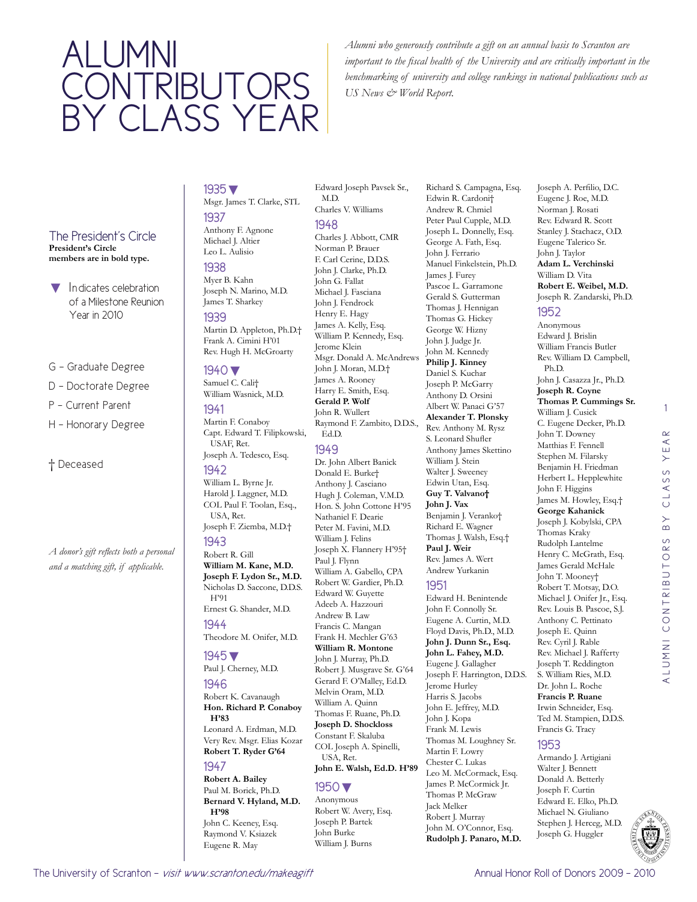# ALUMNI CONTRIBUTORS BY CLASS YEAR

*Alumni who generously contribute a gift on an annual basis to Scranton are important to the fiscal health of the University and are critically important in the benchmarking of university and college rankings in national publications such as US News & World Report.*

### The President's Circle

**President's Circle members are in bold type.**

▼ Indicates celebration of a Milestone Reunion Year in 2010

G – Graduate Degree
D – Doctorate Degree
P – Current Parent
H – Honorary Degree

† Deceased

*A donor's gift reflects both a personal and a matching gift, if applicable.*

### 1935 ▼

Msgr. James T. Clarke, STL

### 1937

Anthony F. Agnone
Michael J. Altier
Leo L. Aulisio

### 1938

Myer B. Kahn
Joseph N. Marino, M.D.
James T. Sharkey

### 1939

Martin D. Appleton, Ph.D.†
Frank A. Cimini H'01
Rev. Hugh H. McGroarty

### 1940 ▼

Samuel C. Cali†
William Wasnick, M.D.

### 1941

Martin F. Conaboy
Capt. Edward T. Filipkowski, USAF, Ret.
Joseph A. Tedesco, Esq.

### 1942

William L. Byrne Jr.
Harold J. Laggner, M.D.
COL Paul F. Toolan, Esq., USA, Ret.
Joseph F. Ziemba, M.D.†

### 1943

Robert R. Gill
**William M. Kane, M.D.**
**Joseph F. Lydon Sr., M.D.**
Nicholas D. Saccone, D.D.S. H'91
Ernest G. Shander, M.D.

### 1944

Theodore M. Onifer, M.D.

### 1945 ▼

Paul J. Cherney, M.D.

### 1946

Robert K. Cavanaugh
**Hon. Richard P. Conaboy H'83**
Leonard A. Erdman, M.D.
Very Rev. Msgr. Elias Kozar
**Robert T. Ryder G'64**

### 1947

**Robert A. Bailey**
Paul M. Borick, Ph.D.
**Bernard V. Hyland, M.D. H'98**
John C. Keeney, Esq.
Raymond V. Ksiazek
Eugene R. May
Edward Joseph Pavsek Sr., M.D.
Charles V. Williams

### 1948

Charles J. Abbott, CMR
Norman P. Brauer
F. Carl Cerine, D.D.S.
John J. Clarke, Ph.D.
John G. Fallat
Michael J. Fasciana
John J. Fendrock
Henry E. Hagy
James A. Kelly, Esq.
William P. Kennedy, Esq.
Jerome Klein
Msgr. Donald A. McAndrews
John J. Moran, M.D.†
James A. Rooney
Harry E. Smith, Esq.
**Gerald P. Wolf**
John R. Wullert
Raymond F. Zambito, D.D.S., Ed.D.

### 1949

Dr. John Albert Banick
Donald E. Burke†
Anthony J. Casciano
Hugh J. Coleman, V.M.D.
Hon. S. John Cottone H'95
Nathaniel F. Dearie
Peter M. Favini, M.D.
William J. Felins
Joseph X. Flannery H'95†
Paul J. Flynn
William A. Gabello, CPA
Robert W. Gardier, Ph.D.
Edward W. Guyette
Adeeb A. Hazzouri
Andrew B. Law
Francis C. Mangan
Frank H. Mechler G'63
**William R. Montone**
John J. Murray, Ph.D.
Robert J. Musgrave Sr. G'64
Gerard F. O'Malley, Ed.D.
Melvin Oram, M.D.
William A. Quinn
Thomas F. Ruane, Ph.D.
**Joseph D. Shockloss**
Constant F. Skaluba
COL Joseph A. Spinelli, USA, Ret.
**John E. Walsh, Ed.D. H'89**

### 1950 ▼

Anonymous
Robert W. Avery, Esq.
Joseph P. Bartek
John Burke
William J. Burns
Richard S. Campagna, Esq.
Edwin R. Cardoni†
Andrew R. Chmiel
Peter Paul Cupple, M.D.
Joseph L. Donnelly, Esq.
George A. Fath, Esq.
John J. Ferrario
Manuel Finkelstein, Ph.D.
James J. Furey
Pascoe L. Garramone
Gerald S. Gutterman
Thomas J. Hennigan
Thomas G. Hickey
George W. Hizny
John J. Judge Jr.
John M. Kennedy
**Philip J. Kinney**
Daniel S. Kuchar
Joseph P. McGarry
Anthony D. Orsini
Albert W. Panaci G'57
**Alexander T. Plonsky**
Rev. Anthony M. Rysz
S. Leonard Shufler
Anthony James Skettino
William J. Stein
Walter J. Sweeney
Edwin Utan, Esq.
**Guy T. Valvano†**
**John J. Vax**
Benjamin J. Veranko†
Richard E. Wagner
Thomas J. Walsh, Esq.†
**Paul J. Weir**
Rev. James A. Wert
Andrew Yurkanin

### 1951

Edward H. Benintende
John F. Connolly Sr.
Eugene A. Curtin, M.D.
Floyd Davis, Ph.D., M.D.
**John J. Dunn Sr., Esq.**
**John L. Fahey, M.D.**
Eugene J. Gallagher
Joseph F. Harrington, D.D.S.
Jerome Hurley
Harris S. Jacobs
John E. Jeffrey, M.D.
John J. Kopa
Frank M. Lewis
Thomas M. Loughney Sr.
Martin F. Lowry
Chester C. Lukas
Leo M. McCormack, Esq.
James P. McCormick Jr.
Thomas P. McGraw
Jack Melker
Robert J. Murray
John M. O'Connor, Esq.
**Rudolph J. Panaro, M.D.**
Joseph A. Perfilio, D.C.
Eugene J. Roe, M.D.
Norman J. Rosati
Rev. Edward R. Scott
Stanley J. Stachacz, O.D.
Eugene Talerico Sr.
John J. Taylor
**Adam L. Verchinski**
William D. Vita
**Robert E. Weibel, M.D.**
Joseph R. Zandarski, Ph.D.

### 1952

Anonymous
Edward J. Brislin
William Francis Butler
Rev. William D. Campbell, Ph.D.
John J. Casazza Jr., Ph.D.
**Joseph R. Coyne**
**Thomas P. Cummings Sr.**
William J. Cusick
C. Eugene Decker, Ph.D.
John T. Downey
Matthias F. Fennell
Stephen M. Filarsky
Benjamin H. Friedman
Herbert L. Hepplewhite
John F. Higgins
James M. Howley, Esq.†
**George Kahanick**
Joseph J. Kobylski, CPA
Thomas Kraky
Rudolph Lantelme
Henry C. McGrath, Esq.
James Gerald McHale
John T. Mooney†
Robert T. Motsay, D.O.
Michael J. Onifer Jr., Esq.
Rev. Louis B. Pascoe, S.J.
Anthony C. Pettinato
Joseph E. Quinn
Rev. Cyril J. Rable
Rev. Michael J. Rafferty
Joseph T. Reddington
S. William Ries, M.D.
Dr. John L. Roche
**Francis P. Ruane**
Irwin Schneider, Esq.
Ted M. Stampien, D.D.S.
Francis G. Tracy

### 1953

Armando J. Artigiani
Walter J. Bennett
Donald A. Betterly
Joseph F. Curtin
Edward E. Elko, Ph.D.
Michael N. Giuliano
Stephen J. Herceg, M.D.
Joseph G. Huggler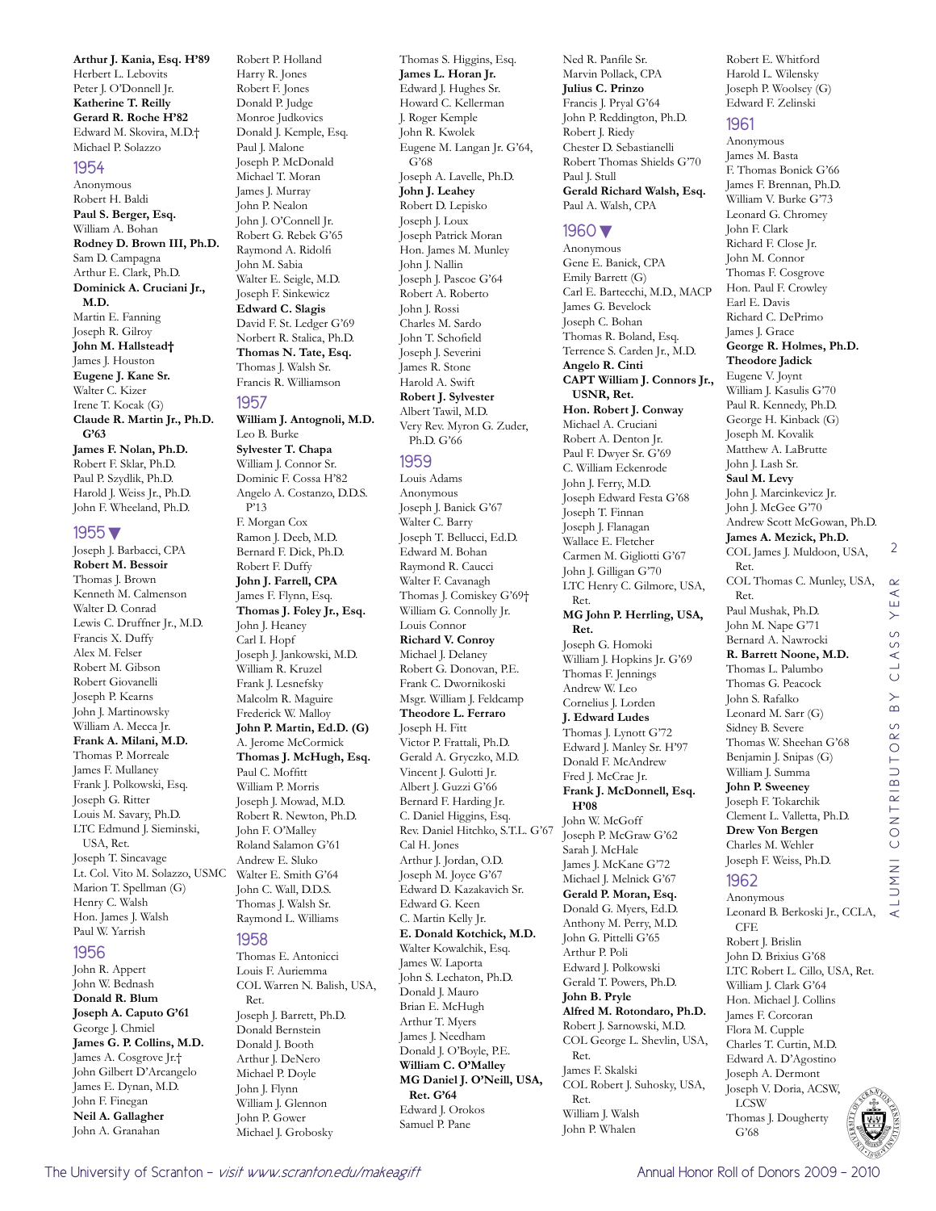**Arthur J. Kania, Esq. H'89**
Herbert L. Lebovits
Peter J. O'Donnell Jr.
**Katherine T. Reilly**
**Gerard R. Roche H'82**
Edward M. Skovira, M.D.†
Michael P. Solazzo

## 1954

Anonymous
Robert H. Baldi
**Paul S. Berger, Esq.**
William A. Bohan
**Rodney D. Brown III, Ph.D.**
Sam D. Campagna
Arthur E. Clark, Ph.D.
**Dominick A. Cruciani Jr., M.D.**
Martin E. Fanning
Joseph R. Gilroy
**John M. Hallstead†**
James J. Houston
**Eugene J. Kane Sr.**
Walter C. Kizer
Irene T. Kocak (G)
**Claude R. Martin Jr., Ph.D. G'63**
**James F. Nolan, Ph.D.**
Robert F. Sklar, Ph.D.
Paul P. Szydlik, Ph.D.
Harold J. Weiss Jr., Ph.D.
John F. Wheeland, Ph.D.

## 1955 ▼

Joseph J. Barbacci, CPA
**Robert M. Bessoir**
Thomas J. Brown
Kenneth M. Calmenson
Walter D. Conrad
Lewis C. Druffner Jr., M.D.
Francis X. Duffy
Alex M. Felser
Robert M. Gibson
Robert Giovanelli
Joseph P. Kearns
John J. Martinowsky
William A. Mecca Jr.
**Frank A. Milani, M.D.**
Thomas P. Morreale
James F. Mullaney
Frank J. Polkowski, Esq.
Joseph G. Ritter
Louis M. Savary, Ph.D.
LTC Edmund J. Sieminski, USA, Ret.
Joseph T. Sincavage
Lt. Col. Vito M. Solazzo, USMC
Marion T. Spellman (G)
Henry C. Walsh
Hon. James J. Walsh
Paul W. Yarrish

## 1956

John R. Appert
John W. Bednash
**Donald R. Blum**
**Joseph A. Caputo G'61**
George J. Chmiel
**James G. P. Collins, M.D.**
James A. Cosgrove Jr.†
John Gilbert D'Arcangelo
James E. Dynan, M.D.
John F. Finegan
**Neil A. Gallagher**
John A. Granahan
Robert P. Holland
Harry R. Jones
Robert F. Jones
Donald P. Judge
Monroe Judkovics
Donald J. Kemple, Esq.
Paul J. Malone
Joseph P. McDonald
Michael T. Moran
James J. Murray
John P. Nealon
John J. O'Connell Jr.
Robert G. Rebek G'65
Raymond A. Ridolfi
John M. Sabia
Walter E. Seigle, M.D.
Joseph F. Sinkewicz
**Edward C. Slagis**
David F. St. Ledger G'69
Norbert R. Stalica, Ph.D.
**Thomas N. Tate, Esq.**
Thomas J. Walsh Sr.
Francis R. Williamson

## 1957

**William J. Antognoli, M.D.**
Leo B. Burke
**Sylvester T. Chapa**
William J. Connor Sr.
Dominic F. Cossa H'82
Angelo A. Costanzo, D.D.S. P'13
F. Morgan Cox
Ramon J. Deeb, M.D.
Bernard F. Dick, Ph.D.
Robert F. Duffy
**John J. Farrell, CPA**
James F. Flynn, Esq.
**Thomas J. Foley Jr., Esq.**
John J. Heaney
Carl I. Hopf
Joseph J. Jankowski, M.D.
William R. Kruzel
John J. Lesnefsky
Malcolm R. Maguire
Frederick W. Malloy
**John P. Martin, Ed.D. (G)**
A. Jerome McCormick
**Thomas J. McHugh, Esq.**
Paul C. Moffitt
William P. Morris
Joseph J. Mowad, M.D.
Robert R. Newton, Ph.D.
John F. O'Malley
Roland Salamon G'61
Andrew E. Sluko
Walter E. Smith G'64
John C. Wall, D.D.S.
Thomas J. Walsh Sr.
Raymond L. Williams

## 1958

Thomas E. Antonicci
Louis F. Auriemma
COL Warren N. Balish, USA, Ret.
Joseph J. Barrett, Ph.D.
Donald Bernstein
Donald J. Booth
Arthur J. DeNero
Michael P. Doyle
John J. Flynn
William J. Glennon
John P. Gower
Michael J. Grobosky
Thomas S. Higgins, Esq.
**James L. Horan Jr.**
Edward J. Hughes Sr.
Howard C. Kellerman
J. Roger Kemple
John R. Kwolek
Eugene M. Langan Jr. G'64, G'68
Joseph A. Lavelle, Ph.D.
**John J. Leahey**
Robert D. Lepisko
Joseph J. Loux
Joseph Patrick Moran
Hon. James M. Munley
John J. Nallin
Joseph J. Pascoe G'64
Robert A. Roberto
John J. Rossi
Charles M. Sardo
John T. Schofield
Joseph J. Severini
James R. Stone
Harold A. Swift
**Robert J. Sylvester**
Albert Tawil, M.D.
Very Rev. Myron G. Zuder, Ph.D. G'66

## 1959

Louis Adams
Anonymous
Joseph J. Banick G'67
Walter C. Barry
Joseph T. Bellucci, Ed.D.
Edward M. Bohan
Raymond R. Caucci
Walter F. Cavanagh
Thomas J. Comiskey G'69†
William G. Connolly Jr.
Louis Connor
**Richard V. Conroy**
Michael J. Delaney
Robert G. Donovan, P.E.
Frank C. Dwornikoski
Msgr. William J. Feldcamp
**Theodore L. Ferraro**
Joseph H. Fitt
Victor P. Frattali, Ph.D.
Gerald A. Gryczko, M.D.
Vincent J. Gulotti Jr.
Albert J. Guzzi G'66
Bernard F. Harding Jr.
C. Daniel Higgins, Esq.
Rev. Daniel Hitchko, S.T.L. G'67
Cal H. Jones
Arthur J. Jordan, O.D.
Joseph M. Joyce G'67
Edward D. Kazakavich Sr.
Edward G. Keen
C. Martin Kelly Jr.
**E. Donald Kotchick, M.D.**
Walter Kowalchik, Esq.
James W. Laporta
John S. Lechaton, Ph.D.
Donald J. Mauro
Brian E. McHugh
Arthur T. Myers
James J. Needham
Donald J. O'Boyle, P.E.
**William C. O'Malley**
**MG Daniel J. O'Neill, USA, Ret. G'64**
Edward J. Orokos
Samuel P. Pane
Ned R. Panfile Sr.
Marvin Pollack, CPA
**Julius C. Prinzo**
Francis J. Pryal G'64
John P. Reddington, Ph.D.
Robert J. Riedy
Chester D. Sebastianelli
Robert Thomas Shields G'70
Paul J. Stull
**Gerald Richard Walsh, Esq.**
Paul A. Walsh, CPA

## 1960 ▼

Anonymous
Gene E. Banick, CPA
Emily Barrett (G)
Carl E. Bartecchi, M.D., MACP
James G. Bevelock
Joseph C. Bohan
Thomas R. Boland, Esq.
Terrence S. Carden Jr., M.D.
**Angelo R. Cinti**
**CAPT William J. Connors Jr., USNR, Ret.**
**Hon. Robert J. Conway**
Michael A. Cruciani
Robert A. Denton Jr.
Paul F. Dwyer Sr. G'69
C. William Eckenrode
John J. Ferry, M.D.
Joseph Edward Festa G'68
Joseph T. Finnan
Joseph J. Flanagan
Wallace E. Fletcher
Carmen M. Gigliotti G'67
John J. Gilligan G'70
LTC Henry C. Gilmore, USA, Ret.
**MG John P. Herrling, USA, Ret.**
Joseph G. Homoki
William J. Hopkins Jr. G'69
Thomas F. Jennings
Andrew W. Leo
Cornelius J. Lorden
**J. Edward Ludes**
Thomas J. Lynott G'72
Edward J. Manley Sr. H'97
Donald F. McAndrew
Fred J. McCrae Jr.
**Frank J. McDonnell, Esq. H'08**
John W. McGoff
Joseph P. McGraw G'62
Sarah J. McHale
James J. McKane G'72
Michael J. Melnick G'67
**Gerald P. Moran, Esq.**
Donald G. Myers, Ed.D.
Anthony M. Perry, M.D.
John G. Pittelli G'65
Arthur P. Poli
Edward J. Polkowski
Gerald T. Powers, Ph.D.
**John B. Pryle**
**Alfred M. Rotondaro, Ph.D.**
Robert J. Sarnowski, M.D.
COL George L. Shevlin, USA, Ret.
James F. Skalski
COL Robert J. Suhosky, USA, Ret.
William J. Walsh
John P. Whalen
Robert E. Whitford
Harold L. Wilensky
Joseph P. Woolsey (G)
Edward F. Zelinski

## 1961

Anonymous
James M. Basta
F. Thomas Bonick G'66
James F. Brennan, Ph.D.
William V. Burke G'73
Leonard G. Chromey
John F. Clark
Richard F. Close Jr.
John M. Connor
Thomas F. Cosgrove
Hon. Paul F. Crowley
Earl E. Davis
Richard C. DePrimo
James J. Grace
**George R. Holmes, Ph.D.**
**Theodore Jadick**
Eugene V. Joynt
William J. Kasulis G'70
Paul R. Kennedy, Ph.D.
George H. Kinback (G)
Joseph M. Kovalik
Matthew A. LaBrutte
John J. Lash Sr.
**Saul M. Levy**
John J. Marcinkevicz Jr.
John J. McGee G'70
Andrew Scott McGowan, Ph.D.
**James A. Mezick, Ph.D.**
COL James J. Muldoon, USA, Ret.
COL Thomas C. Munley, USA, Ret.
Paul Mushak, Ph.D.
John M. Nape G'71
Bernard A. Nawrocki
**R. Barrett Noone, M.D.**
Thomas L. Palumbo
Thomas G. Peacock
John S. Rafalko
Leonard M. Sarr (G)
Sidney B. Severe
Thomas W. Sheehan G'68
Benjamin J. Snipas (G)
William J. Summa
**John P. Sweeney**
Joseph F. Tokarchik
Clement L. Valletta, Ph.D.
**Drew Von Bergen**
Charles M. Wehler
Joseph F. Weiss, Ph.D.

## 1962

Anonymous
Leonard B. Berkoski Jr., CCLA, CFE
Robert J. Brislin
John D. Brixius G'68
LTC Robert L. Cillo, USA, Ret.
William J. Clark G'64
Hon. Michael J. Collins
James F. Corcoran
Flora M. Cupple
Charles T. Curtin, M.D.
Edward A. D'Agostino
Joseph A. Dermont
Joseph V. Doria, ACSW, LCSW
Thomas J. Dougherty G'68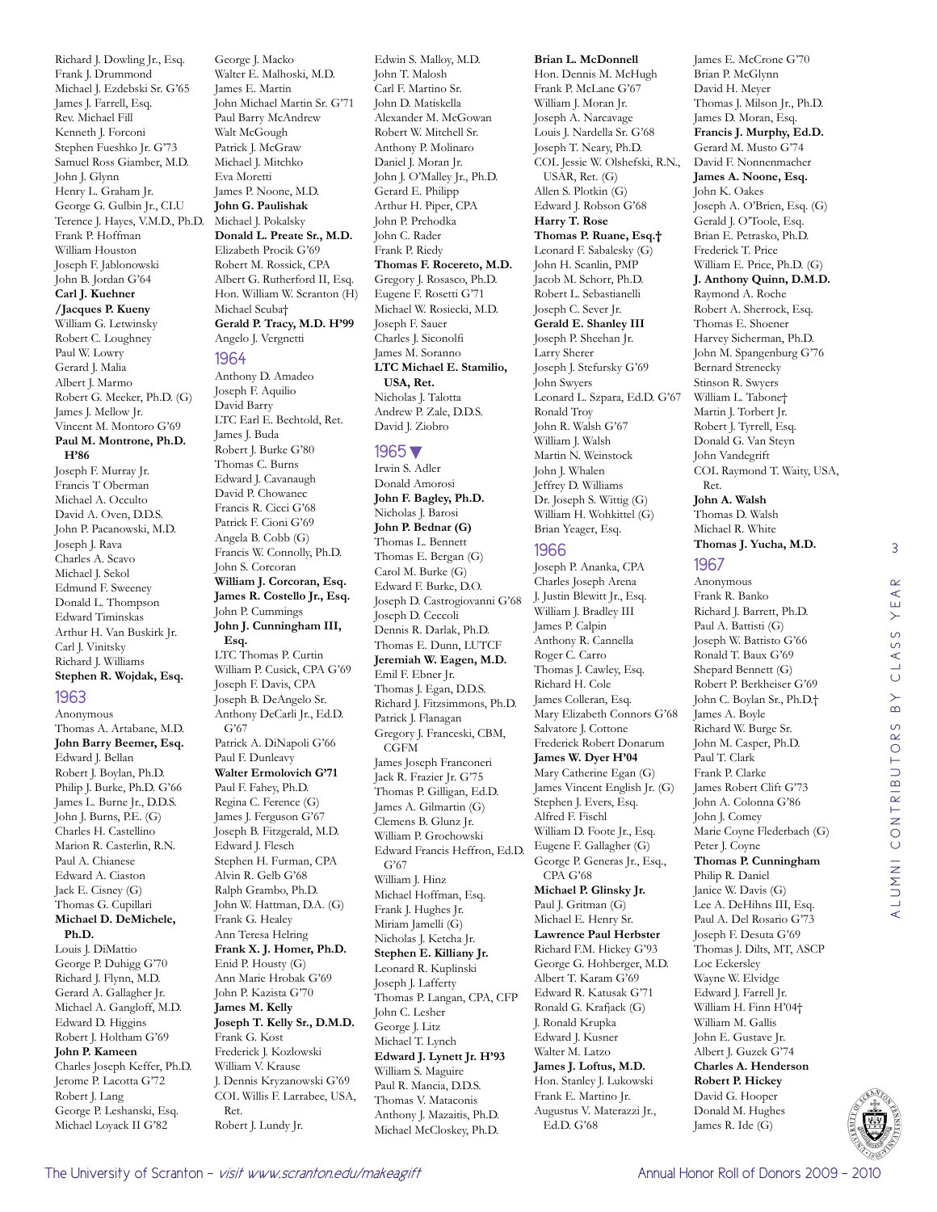Richard J. Dowling Jr., Esq.
Frank J. Drummond
Michael J. Ezdebski Sr. G'65
James J. Farrell, Esq.
Rev. Michael Fill
Kenneth J. Forconi
Stephen Fueshko Jr. G'73
Samuel Ross Giamber, M.D.
John J. Glynn
Henry L. Graham Jr.
George G. Gulbin Jr., CLU
Terence J. Hayes, V.M.D., Ph.D.
Frank P. Hoffman
William Houston
Joseph F. Jablonowski
John B. Jordan G'64
**Carl J. Kuehner**
**/Jacques P. Kueny**
William G. Letwinsky
Robert C. Loughney
Paul W. Lowry
Gerard J. Malia
Albert J. Marmo
Robert G. Meeker, Ph.D. (G)
James J. Mellow Jr.
Vincent M. Montoro G'69
**Paul M. Montrone, Ph.D. H'86**
Joseph F. Murray Jr.
Francis T Oberman
Michael A. Occulto
David A. Oven, D.D.S.
John P. Pacanowski, M.D.
Joseph J. Rava
Charles A. Scavo
Michael J. Sekol
Edmund F. Sweeney
Donald L. Thompson
Edward Timinskas
Arthur H. Van Buskirk Jr.
Carl J. Vinitsky
Richard J. Williams
**Stephen R. Wojdak, Esq.**

## 1963

Anonymous
Thomas A. Artabane, M.D.
**John Barry Beemer, Esq.**
Edward J. Bellan
Robert J. Boylan, Ph.D.
Philip J. Burke, Ph.D. G'66
James L. Burne Jr., D.D.S.
John J. Burns, P.E. (G)
Charles H. Castellino
Marion R. Casterlin, R.N.
Paul A. Chianese
Edward A. Ciaston
Jack E. Cisney (G)
Thomas G. Cupillari
**Michael D. DeMichele, Ph.D.**
Louis J. DiMattio
George P. Duhigg G'70
Richard J. Flynn, M.D.
Gerard A. Gallagher Jr.
Michael A. Gangloff, M.D.
Edward D. Higgins
Robert J. Holtham G'69
**John P. Kameen**
Charles Joseph Keffer, Ph.D.
Jerome P. Lacotta G'72
Robert J. Lang
George P. Leshanski, Esq.
Michael Loyack II G'82
George J. Macko
Walter E. Malhoski, M.D.
James E. Martin
John Michael Martin Sr. G'71
Paul Barry McAndrew
Walt McGough
Patrick J. McGraw
Michael J. Mitchko
Eva Moretti
James P. Noone, M.D.
**John G. Paulishak**
Michael J. Pokalsky
**Donald L. Preate Sr., M.D.**
Elizabeth Procik G'69
Robert M. Rossick, CPA
Albert G. Rutherford II, Esq.
Hon. William W. Scranton (H)
Michael Scuba†
**Gerald P. Tracy, M.D. H'99**
Angelo J. Vergnetti

## 1964

Anthony D. Amadeo
Joseph F. Aquilio
David Barry
LTC Earl E. Bechtold, Ret.
James J. Buda
Robert J. Burke G'80
Thomas C. Burns
Edward J. Cavanaugh
David P. Chowanec
Francis R. Cicci G'68
Patrick F. Cioni G'69
Angela B. Cobb (G)
Francis W. Connolly, Ph.D.
John S. Corcoran
**William J. Corcoran, Esq.**
**James R. Costello Jr., Esq.**
John P. Cummings
**John J. Cunningham III, Esq.**
LTC Thomas P. Curtin
William P. Cusick, CPA G'69
Joseph F. Davis, CPA
Joseph B. DeAngelo Sr.
Anthony DeCarli Jr., Ed.D. G'67
Patrick A. DiNapoli G'66
Paul F. Dunleavy
**Walter Ermolovich G'71**
Paul F. Fahey, Ph.D.
Regina C. Ference (G)
James J. Ferguson G'67
Joseph B. Fitzgerald, M.D.
Edward J. Flesch
Stephen H. Furman, CPA
Alvin R. Gelb G'68
Ralph Grambo, Ph.D.
John W. Hattman, D.A. (G)
Frank G. Healey
Ann Teresa Helring
**Frank X. J. Homer, Ph.D.**
Enid P. Housty (G)
Ann Marie Hrobak G'69
John P. Kazista G'70
**James M. Kelly**
**Joseph T. Kelly Sr., D.M.D.**
Frank G. Kost
Frederick J. Kozlowski
William V. Krause
J. Dennis Kryzanowski G'69
COL Willis F. Larrabee, USA, Ret.
Robert J. Lundy Jr.
Edwin S. Malloy, M.D.
John T. Malosh
Carl F. Martino Sr.
John D. Matiskella
Alexander M. McGowan
Robert W. Mitchell Sr.
Anthony P. Molinaro
Daniel J. Moran Jr.
John J. O'Malley Jr., Ph.D.
Gerard E. Philipp
Arthur H. Piper, CPA
John P. Prehodka
John C. Rader
Frank P. Riedy
**Thomas F. Rocereto, M.D.**
Gregory J. Rosasco, Ph.D.
Eugene F. Rosetti G'71
Michael W. Rosiecki, M.D.
Joseph F. Sauer
Charles J. Siconolfi
James M. Soranno
**LTC Michael E. Stamilio, USA, Ret.**
Nicholas J. Talotta
Andrew P. Zale, D.D.S.
David J. Ziobro

## 1965▼

Irwin S. Adler
Donald Amorosi
**John F. Bagley, Ph.D.**
Nicholas J. Barosi
**John P. Bednar (G)**
Thomas L. Bennett
Thomas E. Bergan (G)
Carol M. Burke (G)
Edward F. Burke, D.O.
Joseph D. Castrogiovanni G'68
Joseph C. Ceccoli
Dennis R. Darlak, Ph.D.
Thomas E. Dunn, LUTCF
**Jeremiah W. Eagen, M.D.**
Emil F. Ebner Jr.
Thomas J. Egan, D.D.S.
Richard J. Fitzsimmons, Ph.D.
Patrick J. Flanagan
Gregory J. Franceski, CBM, CGFM
James Joseph Franconeri
Jack R. Frazier Jr. G'75
Thomas P. Gilligan, Ed.D.
James A. Gilmartin (G)
Clemens B. Glunz Jr.
William P. Grochowski
Edward Francis Heffron, Ed.D. G'67
William J. Hinz
Michael Hoffman, Esq.
Frank J. Hughes Jr.
Miriam Jamelli (G)
Nicholas J. Ketcha Jr.
**Stephen E. Killiany Jr.**
Leonard R. Kuplinski
Joseph J. Lafferty
Thomas P. Langan, CPA, CFP
John C. Lesher
George J. Litz
Michael T. Lynch
**Edward J. Lynett Jr. H'93**
William S. Maguire
Paul R. Mancia, D.D.S.
Thomas V. Mataconis
Anthony J. Mazaitis, Ph.D.
Michael McCloskey, Ph.D.
**Brian L. McDonnell**
Hon. Dennis M. McHugh
Frank P. McLane G'67
William J. Moran Jr.
Joseph A. Narcavage
Louis J. Nardella Sr. G'68
Joseph T. Neary, Ph.D.
COL Jessie W. Olshefski, R.N., USAR, Ret. (G)
Allen S. Plotkin (G)
Edward J. Robson G'68
**Harry T. Rose**
**Thomas P. Ruane, Esq.†**
Leonard F. Sabalesky (G)
John H. Scanlin, PMP
Jacob M. Schorr, Ph.D.
Robert L. Sebastianelli
Joseph C. Sever Jr.
**Gerald E. Shanley III**
Joseph P. Sheehan Jr.
Larry Sherer
Joseph J. Stefursky G'69
John Swyers
Leonard L. Szpara, Ed.D. G'67
Ronald Troy
John R. Walsh G'67
William J. Walsh
Martin N. Weinstock
John J. Whalen
Jeffrey D. Williams
Dr. Joseph S. Wittig (G)
William H. Wohkittel (G)
Brian Yeager, Esq.

## 1966

Joseph P. Ananka, CPA
Charles Joseph Arena
J. Justin Blewitt Jr., Esq.
William J. Bradley III
James P. Calpin
Anthony R. Cannella
Roger C. Carro
Thomas J. Cawley, Esq.
Richard H. Cole
James Colleran, Esq.
Mary Elizabeth Connors G'68
Salvatore J. Cottone
Frederick Robert Donarum
**James W. Dyer H'04**
Mary Catherine Egan (G)
James Vincent English Jr. (G)
Stephen J. Evers, Esq.
Alfred F. Fischl
William D. Foote Jr., Esq.
Eugene F. Gallagher (G)
George P. Generas Jr., Esq., CPA G'68
**Michael P. Glinsky Jr.**
Paul J. Gritman (G)
Michael E. Henry Sr.
**Lawrence Paul Herbster**
Richard F.M. Hickey G'93
George G. Hohberger, M.D.
Albert T. Karam G'69
Edward R. Katusak G'71
Ronald G. Krafjack (G)
J. Ronald Krupka
Edward J. Kusner
Walter M. Latzo
**James J. Loftus, M.D.**
Hon. Stanley J. Lukowski
Frank E. Martino Jr.
Augustus V. Materazzi Jr., Ed.D. G'68
James E. McCrone G'70
Brian P. McGlynn
David H. Meyer
Thomas J. Milson Jr., Ph.D.
James D. Moran, Esq.
**Francis J. Murphy, Ed.D.**
Gerard M. Musto G'74
David F. Nonnenmacher
**James A. Noone, Esq.**
John K. Oakes
Joseph A. O'Brien, Esq. (G)
Gerald J. O'Toole, Esq.
Brian E. Petrasko, Ph.D.
Frederick T. Price
William E. Price, Ph.D. (G)
**J. Anthony Quinn, D.M.D.**
Raymond A. Roche
Robert A. Sherrock, Esq.
Thomas E. Shoener
Harvey Sicherman, Ph.D.
John M. Spangenburg G'76
Bernard Strenecky
Stinson R. Swyers
William L. Tabone†
Martin J. Torbert Jr.
Robert J. Tyrrell, Esq.
Donald G. Van Steyn
John Vandegrift
COL Raymond T. Waity, USA, Ret.
**John A. Walsh**
Thomas D. Walsh
Michael R. White
**Thomas J. Yucha, M.D.**

## 1967

Anonymous
Frank R. Banko
Richard J. Barrett, Ph.D.
Paul A. Battisti (G)
Joseph W. Battisto G'66
Ronald T. Baux G'69
Shepard Bennett (G)
Robert P. Berkheiser G'69
John C. Boylan Sr., Ph.D.†
James A. Boyle
Richard W. Burge Sr.
John M. Casper, Ph.D.
Paul T. Clark
Frank P. Clarke
James Robert Clift G'73
John A. Colonna G'86
John J. Comey
Marie Coyne Flederbach (G)
Peter J. Coyne
**Thomas P. Cunningham**
Philip R. Daniel
Janice W. Davis (G)
Lee A. DeHihns III, Esq.
Paul A. Del Rosario G'73
Joseph F. Desuta G'69
Thomas J. Dilts, MT, ASCP
Loc Eckersley
Wayne W. Elvidge
Edward J. Farrell Jr.
William H. Finn H'04†
William M. Gallis
John E. Gustave Jr.
Albert J. Guzek G'74
**Charles A. Henderson**
**Robert P. Hickey**
David G. Hooper
Donald M. Hughes
James R. Ide (G)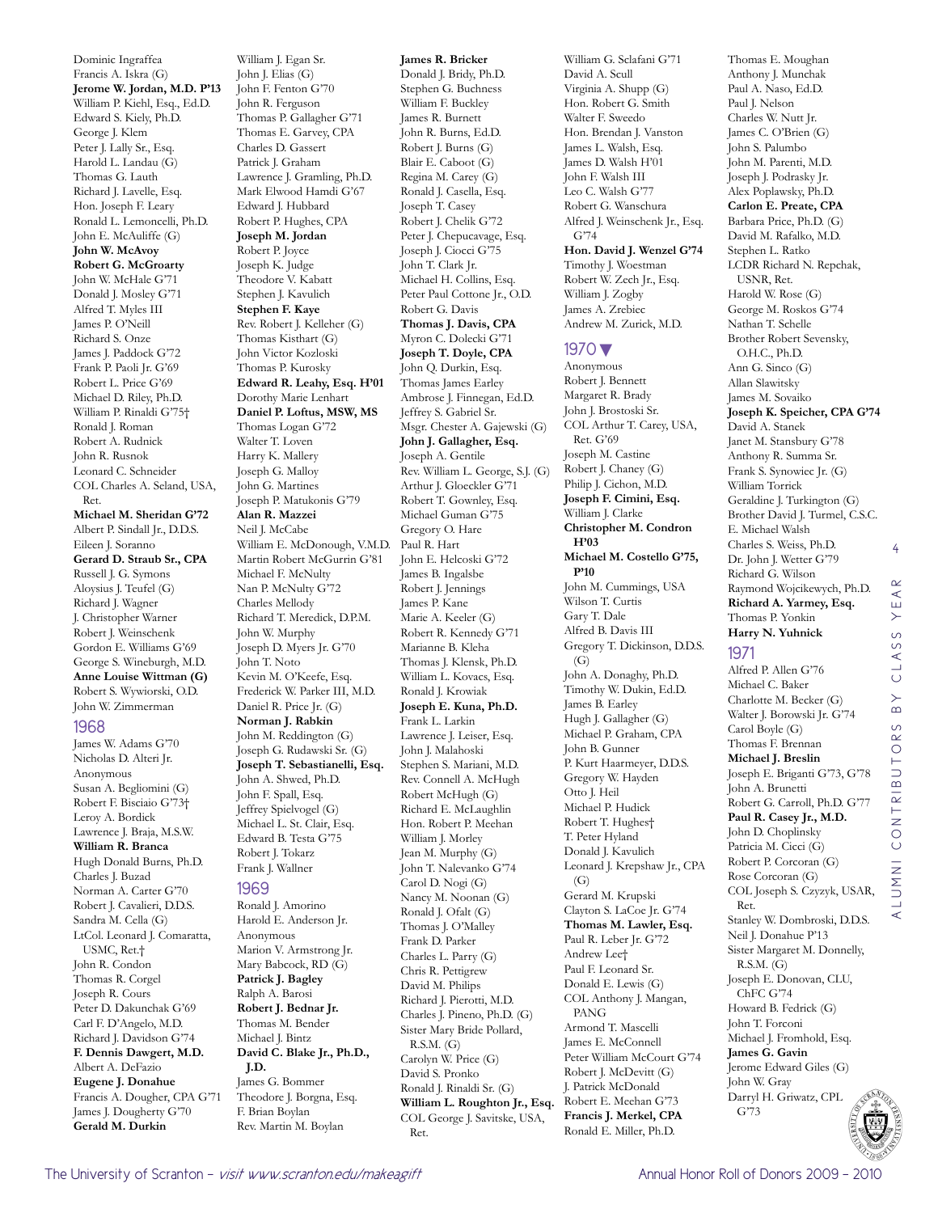Dominic Ingraffea
Francis A. Iskra (G)
**Jerome W. Jordan, M.D. P'13**
William P. Kiehl, Esq., Ed.D.
Edward S. Kiely, Ph.D.
George J. Klem
Peter J. Lally Sr., Esq.
Harold L. Landau (G)
Thomas G. Lauth
Richard J. Lavelle, Esq.
Hon. Joseph F. Leary
Ronald L. Lemoncelli, Ph.D.
John E. McAuliffe (G)
**John W. McAvoy**
**Robert G. McGroarty**
John W. McHale G'71
Donald J. Mosley G'71
Alfred T. Myles III
James P. O'Neill
Richard S. Onze
James J. Paddock G'72
Frank P. Paoli Jr. G'69
Robert L. Price G'69
Michael D. Riley, Ph.D.
William P. Rinaldi G'75†
Ronald J. Roman
Robert A. Rudnick
John R. Rusnok
Leonard C. Schneider
COL Charles A. Seland, USA, Ret.
**Michael M. Sheridan G'72**
Albert P. Sindall Jr., D.D.S.
Eileen J. Soranno
**Gerard D. Straub Sr., CPA**
Russell J. G. Symons
Aloysius J. Teufel (G)
Richard J. Wagner
J. Christopher Warner
Robert J. Weinschenk
Gordon E. Williams G'69
George S. Wineburgh, M.D.
**Anne Louise Wittman (G)**
Robert S. Wywiorski, O.D.
John W. Zimmerman

## 1968

James W. Adams G'70
Nicholas D. Alteri Jr.
Anonymous
Susan A. Begliomini (G)
Robert F. Bisciaio G'73†
Leroy A. Bordick
Lawrence J. Braja, M.S.W.
**William R. Branca**
Hugh Donald Burns, Ph.D.
Charles J. Buzad
Norman A. Carter G'70
Robert J. Cavalieri, D.D.S.
Sandra M. Cella (G)
LtCol. Leonard J. Comaratta, USMC, Ret.†
John R. Condon
Thomas R. Corgel
Joseph R. Cours
Peter D. Dakunchak G'69
Carl F. D'Angelo, M.D.
Richard J. Davidson G'74
**F. Dennis Dawgert, M.D.**
Albert A. DeFazio
**Eugene J. Donahue**
Francis A. Dougher, CPA G'71
James J. Dougherty G'70
**Gerald M. Durkin**
William J. Egan Sr.
John J. Elias (G)
John F. Fenton G'70
John R. Ferguson
Thomas P. Gallagher G'71
Thomas E. Garvey, CPA
Charles D. Gassert
Patrick J. Graham
Lawrence J. Gramling, Ph.D.
Mark Elwood Hamdi G'67
Edward J. Hubbard
Robert P. Hughes, CPA
**Joseph M. Jordan**
Robert P. Joyce
Joseph K. Judge
Theodore V. Kabatt
Stephen J. Kavulich
**Stephen F. Kaye**
Rev. Robert J. Kelleher (G)
Thomas Kisthart (G)
John Victor Kozloski
Thomas P. Kurosky
**Edward R. Leahy, Esq. H'01**
Dorothy Marie Lenhart
**Daniel P. Loftus, MSW, MS**
Thomas Logan G'72
Walter T. Loven
Harry K. Mallery
Joseph G. Malloy
John G. Martines
Joseph P. Matukonis G'79
**Alan R. Mazzei**
Neil J. McCabe
William E. McDonough, V.M.D.
Martin Robert McGurrin G'81
Michael F. McNulty
Nan P. McNulty G'72
Charles Mellody
Richard T. Meredick, D.P.M.
John W. Murphy
Joseph D. Myers Jr. G'70
John T. Noto
Kevin M. O'Keefe, Esq.
Frederick W. Parker III, M.D.
Daniel R. Price Jr. (G)
**Norman J. Rabkin**
John M. Reddington (G)
Joseph G. Rudawski Sr. (G)
**Joseph T. Sebastianelli, Esq.**
John A. Shwed, Ph.D.
John F. Spall, Esq.
Jeffrey Spielvogel (G)
Michael L. St. Clair, Esq.
Edward B. Testa G'75
Robert J. Tokarz
Frank J. Wallner

## 1969

Ronald J. Amorino
Harold E. Anderson Jr.
Anonymous
Marion V. Armstrong Jr.
Mary Babcock, RD (G)
**Patrick J. Bagley**
Ralph A. Barosi
**Robert J. Bednar Jr.**
Thomas M. Bender
Michael J. Bintz
**David C. Blake Jr., Ph.D., J.D.**
James G. Bommer
Theodore J. Borgna, Esq.
F. Brian Boylan
Rev. Martin M. Boylan
**James R. Bricker**
Donald J. Bridy, Ph.D.
Stephen G. Buchness
William F. Buckley
James R. Burnett
John R. Burns, Ed.D.
Robert J. Burns (G)
Blair E. Caboot (G)
Regina M. Carey (G)
Ronald J. Casella, Esq.
Joseph T. Casey
Robert J. Chelik G'72
Peter J. Chepucavage, Esq.
Joseph J. Ciocci G'75
John T. Clark Jr.
Michael H. Collins, Esq.
Peter Paul Cottone Jr., O.D.
Robert G. Davis
**Thomas J. Davis, CPA**
Myron C. Dolecki G'71
**Joseph T. Doyle, CPA**
John Q. Durkin, Esq.
Thomas James Earley
Ambrose J. Finnegan, Ed.D.
Jeffrey S. Gabriel Sr.
Msgr. Chester A. Gajewski (G)
**John J. Gallagher, Esq.**
Joseph A. Gentile
Rev. William L. George, S.J. (G)
Arthur J. Gloeckler G'71
Robert T. Gownley, Esq.
Michael Guman G'75
Gregory O. Hare
Paul R. Hart
John E. Helcoski G'72
James B. Ingalsbe
Robert J. Jennings
James P. Kane
Marie A. Keeler (G)
Robert R. Kennedy G'71
Marianne B. Kleha
Thomas J. Klensk, Ph.D.
William L. Kovacs, Esq.
Ronald J. Krowiak
**Joseph E. Kuna, Ph.D.**
Frank L. Larkin
Lawrence J. Leiser, Esq.
John J. Malahoski
Stephen S. Mariani, M.D.
Rev. Connell A. McHugh
Robert McHugh (G)
Richard E. McLaughlin
Hon. Robert P. Meehan
William J. Morley
Jean M. Murphy (G)
John T. Nalevanko G'74
Carol D. Nogi (G)
Nancy M. Noonan (G)
Ronald J. Ofalt (G)
Thomas J. O'Malley
Frank D. Parker
Charles L. Parry (G)
Chris R. Pettigrew
David M. Philips
Richard J. Pierotti, M.D.
Charles J. Pineno, Ph.D. (G)
Sister Mary Bride Pollard, R.S.M. (G)
Carolyn W. Price (G)
David S. Pronko
Ronald J. Rinaldi Sr. (G)
**William L. Roughton Jr., Esq.**
COL George J. Savitske, USA, Ret.
William G. Sclafani G'71
David A. Scull
Virginia A. Shupp (G)
Hon. Robert G. Smith
Walter F. Sweedo
Hon. Brendan J. Vanston
James L. Walsh, Esq.
James D. Walsh H'01
John F. Walsh III
Leo C. Walsh G'77
Robert G. Wanschura
Alfred J. Weinschenk Jr., Esq. G'74
**Hon. David J. Wenzel G'74**
Timothy J. Woestman
Robert W. Zech Jr., Esq.
William J. Zogby
James A. Zrebiec
Andrew M. Zurick, M.D.

## 1970

Anonymous
Robert J. Bennett
Margaret R. Brady
John J. Brostoski Sr.
COL Arthur T. Carey, USA, Ret. G'69
Joseph M. Castine
Robert J. Chaney (G)
Philip J. Cichon, M.D.
**Joseph F. Cimini, Esq.**
William J. Clarke
**Christopher M. Condron H'03**
**Michael M. Costello G'75, P'10**
John M. Cummings, USA
Wilson T. Curtis
Gary T. Dale
Alfred B. Davis III
Gregory T. Dickinson, D.D.S. (G)
John A. Donaghy, Ph.D.
Timothy W. Dukin, Ed.D.
James B. Earley
Hugh J. Gallagher (G)
Michael P. Graham, CPA
John B. Gunner
P. Kurt Haarmeyer, D.D.S.
Gregory W. Hayden
Otto J. Heil
Michael P. Hudick
Robert T. Hughes†
T. Peter Hyland
Donald J. Kavulich
Leonard J. Krepshaw Jr., CPA (G)
Gerard M. Krupski
Clayton S. LaCoe Jr. G'74
**Thomas M. Lawler, Esq.**
Paul R. Leber Jr. G'72
Andrew Lee†
Paul F. Leonard Sr.
Donald E. Lewis (G)
COL Anthony J. Mangan, PANG
Armond T. Masceli
James E. McConnell
Peter William McCourt G'74
Robert J. McDevitt (G)
J. Patrick McDonald
Robert E. Meehan G'73
**Francis J. Merkel, CPA**
Ronald E. Miller, Ph.D.
Thomas E. Moughan
Anthony J. Munchak
Paul A. Naso, Ed.D.
Paul J. Nelson
Charles W. Nutt Jr.
James C. O'Brien (G)
John S. Palumbo
John M. Parenti, M.D.
Joseph J. Podrasky Jr.
Alex Poplawsky, Ph.D.
**Carlon E. Preate, CPA**
Barbara Price, Ph.D. (G)
David M. Rafalko, M.D.
Stephen L. Ratko
LCDR Richard N. Repchak, USNR, Ret.
Harold W. Rose (G)
George M. Roskos G'74
Nathan T. Schelle
Brother Robert Sevensky, O.H.C., Ph.D.
Ann G. Sinco (G)
Allan Slawitsky
James M. Sovaiko
**Joseph K. Speicher, CPA G'74**
David A. Stanek
Janet M. Stansbury G'78
Anthony R. Summa Sr.
Frank S. Synowiec Jr. (G)
William Torrick
Geraldine J. Turkington (G)
Brother David J. Turmel, C.S.C.
E. Michael Walsh
Charles S. Weiss, Ph.D.
Dr. John J. Wetter G'79
Richard G. Wilson
Raymond Wojcikewych, Ph.D.
**Richard A. Yarmey, Esq.**
Thomas P. Yonkin
**Harry N. Yuhnick**

## 1971

Alfred P. Allen G'76
Michael C. Baker
Charlotte M. Becker (G)
Walter J. Borowski Jr. G'74
Carol Boyle (G)
Thomas F. Brennan
**Michael J. Breslin**
Joseph E. Briganti G'73, G'78
John A. Brunetti
Robert G. Carroll, Ph.D. G'77
**Paul R. Casey Jr., M.D.**
John D. Choplinsky
Patricia M. Cicci (G)
Robert P. Corcoran (G)
Rose Corcoran (G)
COL Joseph S. Czyzyk, USAR, Ret.
Stanley W. Dombroski, D.D.S.
Neil J. Donahue P'13
Sister Margaret M. Donnelly, R.S.M. (G)
Joseph E. Donovan, CLU, ChFC G'74
Howard B. Fedrick (G)
John T. Forconi
Michael J. Fromhold, Esq.
**James G. Gavin**
Jerome Edward Giles (G)
John W. Gray
Darryl H. Griwatz, CPL G'73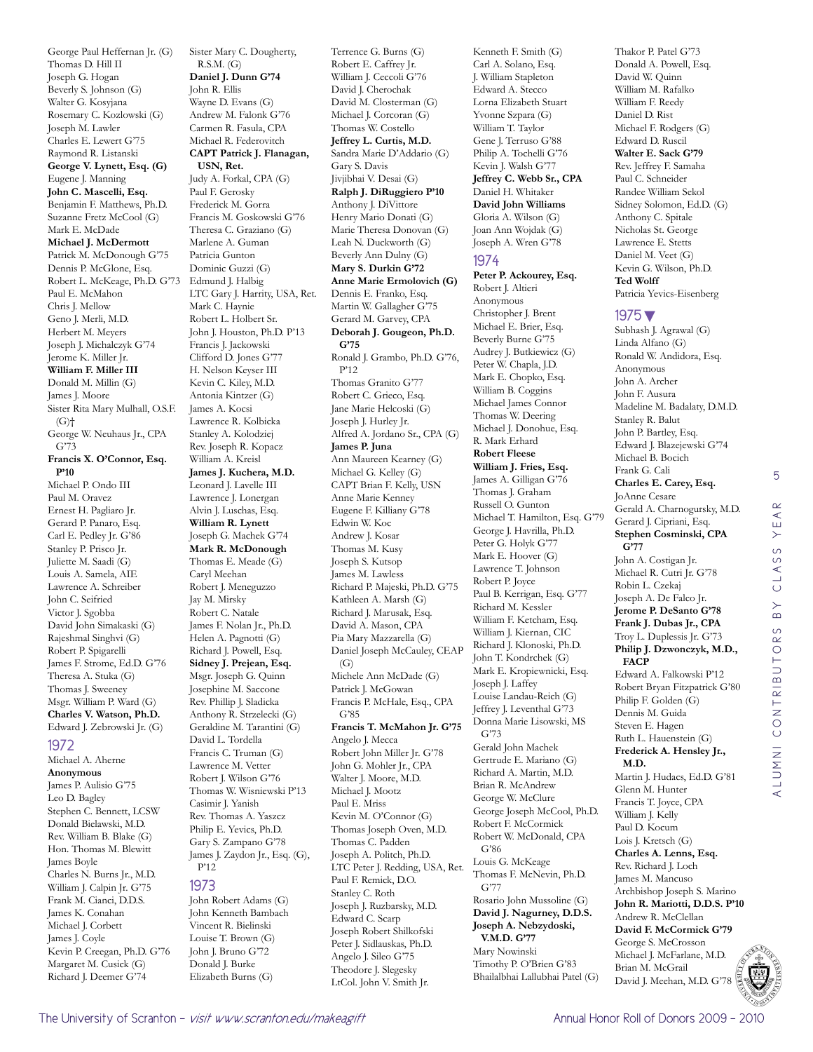George Paul Heffernan Jr. (G)
Thomas D. Hill II
Joseph G. Hogan
Beverly S. Johnson (G)
Walter G. Kosyjana
Rosemary C. Kozlowski (G)
Joseph M. Lawler
Charles E. Lewert G'75
Raymond R. Listanski
**George V. Lynett, Esq. (G)**
Eugene J. Manning
**John C. Mascelli, Esq.**
Benjamin F. Matthews, Ph.D.
Suzanne Fretz McCool (G)
Mark E. McDade
**Michael J. McDermott**
Patrick M. McDonough G'75
Dennis P. McGlone, Esq.
Robert L. McKeage, Ph.D. G'73
Paul E. McMahon
Chris J. Mellow
Geno J. Merli, M.D.
Herbert M. Meyers
Joseph J. Michalczyk G'74
Jerome K. Miller Jr.
**William F. Miller III**
Donald M. Millin (G)
James J. Moore
Sister Rita Mary Mulhall, O.S.F. (G)†
George W. Neuhaus Jr., CPA G'73
**Francis X. O'Connor, Esq. P'10**
Michael P. Ondo III
Paul M. Oravez
Ernest H. Pagliaro Jr.
Gerard P. Panaro, Esq.
Carl E. Pedley Jr. G'86
Stanley P. Prisco Jr.
Juliette M. Saadi (G)
Louis A. Samela, AIE
Lawrence A. Schreiber
John C. Seifried
Victor J. Sgobba
David John Simakaski (G)
Rajeshmal Singhvi (G)
Robert P. Spigarelli
James F. Strome, Ed.D. G'76
Theresa A. Stuka (G)
Thomas J. Sweeney
Msgr. William P. Ward (G)
**Charles V. Watson, Ph.D.**
Edward J. Zebrowski Jr. (G)

## 1972

Michael A. Aherne
**Anonymous**
James P. Aulisio G'75
Leo D. Bagley
Stephen C. Bennett, LCSW
Donald Bielawski, M.D.
Rev. William B. Blake (G)
Hon. Thomas M. Blewitt
James Boyle
Charles N. Burns Jr., M.D.
William J. Calpin Jr. G'75
Frank M. Cianci, D.D.S.
James K. Conahan
Michael J. Corbett
James J. Coyle
Kevin P. Creegan, Ph.D. G'76
Margaret M. Cusick (G)
Richard J. Deemer G'74
Sister Mary C. Dougherty, R.S.M. (G)
**Daniel J. Dunn G'74**
John R. Ellis
Wayne D. Evans (G)
Andrew M. Falonk G'76
Carmen R. Fasula, CPA
Michael R. Federovitch
**CAPT Patrick J. Flanagan, USN, Ret.**
Judy A. Forkal, CPA (G)
Paul F. Gerosky
Frederick M. Gorra
Francis M. Goskowski G'76
Theresa C. Graziano (G)
Marlene A. Guman
Patricia Gunton
Dominic Guzzi (G)
Edmund J. Halbig
LTC Gary J. Harrity, USA, Ret.
Mark C. Haynie
Robert L. Holbert Sr.
John J. Houston, Ph.D. P'13
Francis J. Jackowski
Clifford D. Jones G'77
H. Nelson Keyser III
Kevin C. Kiley, M.D.
Antonia Kintzer (G)
James A. Kocsi
Lawrence R. Kolbicka
Stanley A. Kolodziej
Rev. Joseph R. Kopacz
William A. Kreisl
**James J. Kuchera, M.D.**
Leonard J. Lavelle III
Lawrence J. Lonergan
Alvin J. Luschas, Esq.
**William R. Lynett**
Joseph G. Machek G'74
**Mark R. McDonough**
Thomas E. Meade (G)
Caryl Meehan
Robert J. Meneguzzo
Jay M. Mirsky
Robert C. Natale
James F. Nolan Jr., Ph.D.
Helen A. Pagnotti (G)
Richard J. Powell, Esq.
**Sidney J. Prejean, Esq.**
Msgr. Joseph G. Quinn
Josephine M. Saccone
Rev. Phillip J. Sladicka
Anthony R. Strzelecki (G)
Geraldine M. Tarantini (G)
David L. Tordella
Francis C. Truman (G)
Lawrence M. Vetter
Robert J. Wilson G'76
Thomas W. Wisniewski P'13
Casimir J. Yanish
Rev. Thomas A. Yaszcz
Philip E. Yevics, Ph.D.
Gary S. Zampano G'78
James J. Zaydon Jr., Esq. (G), P'12

## 1973

John Robert Adams (G)
John Kenneth Bambach
Vincent R. Bielinski
Louise T. Brown (G)
John J. Bruno G'72
Donald J. Burke
Elizabeth Burns (G)
Terrence G. Burns (G)
Robert E. Caffrey Jr.
William J. Ceccoli G'76
David J. Cherochak
David M. Closterman (G)
Michael J. Corcoran (G)
Thomas W. Costello
**Jeffrey L. Curtis, M.D.**
Sandra Marie D'Addario (G)
Gary S. Davis
Jivjibhai V. Desai (G)
**Ralph J. DiRuggiero P'10**
Anthony J. DiVittore
Henry Mario Donati (G)
Marie Theresa Donovan (G)
Leah N. Duckworth (G)
Beverly Ann Dulny (G)
**Mary S. Durkin G'72**
**Anne Marie Ermolovich (G)**
Dennis E. Franko, Esq.
Martin W. Gallagher G'75
Gerard M. Garvey, CPA
**Deborah J. Gougeon, Ph.D. G'75**
Ronald J. Grambo, Ph.D. G'76, P'12
Thomas Granito G'77
Robert C. Grieco, Esq.
Jane Marie Helcoski (G)
Joseph J. Hurley Jr.
Alfred A. Jordano Sr., CPA (G)
**James P. Juna**
Ann Maureen Kearney (G)
Michael G. Kelley (G)
CAPT Brian F. Kelly, USN
Anne Marie Kenney
Eugene F. Killiany G'78
Edwin W. Koc
Andrew J. Kosar
Thomas M. Kusy
Joseph S. Kutsop
James M. Lawless
Richard P. Majeski, Ph.D. G'75
Kathleen A. Marsh (G)
Richard J. Marusak, Esq.
David A. Mason, CPA
Pia Mary Mazzarella (G)
Daniel Joseph McCauley, CEAP (G)
Michele Ann McDade (G)
Patrick J. McGowan
Francis P. McHale, Esq., CPA G'85
**Francis T. McMahon Jr. G'75**
Angelo J. Mecca
Robert John Miller Jr. G'78
John G. Mohler Jr., CPA
Walter J. Moore, M.D.
Michael J. Mootz
Paul E. Mriss
Kevin M. O'Connor (G)
Thomas Joseph Oven, M.D.
Thomas C. Padden
Joseph A. Politch, Ph.D.
LTC Peter J. Redding, USA, Ret.
Paul F. Remick, D.O.
Stanley C. Roth
Joseph J. Ruzbarsky, M.D.
Edward C. Scarp
Joseph Robert Shilkofski
Peter J. Sidlauskas, Ph.D.
Angelo J. Sileo G'75
Theodore J. Slegesky
LtCol. John V. Smith Jr.
Kenneth F. Smith (G)
Carl A. Solano, Esq.
J. William Stapleton
Edward A. Stecco
Lorna Elizabeth Stuart
Yvonne Szpara (G)
William T. Taylor
Gene J. Terruso G'88
Philip A. Tochelli G'76
Kevin J. Walsh G'77
**Jeffrey C. Webb Sr., CPA**
Daniel H. Whitaker
**David John Williams**
Gloria A. Wilson (G)
Joan Ann Wojdak (G)
Joseph A. Wren G'78

## 1974

**Peter P. Ackourey, Esq.**
Robert J. Altieri
Anonymous
Christopher J. Brent
Michael E. Brier, Esq.
Beverly Burne G'75
Audrey J. Butkiewicz (G)
Peter W. Chapla, J.D.
Mark E. Chopko, Esq.
William B. Coggins
Michael James Connor
Thomas W. Deering
Michael J. Donohue, Esq.
R. Mark Erhard
**Robert Fleese**
**William J. Fries, Esq.**
James A. Gilligan G'76
Thomas J. Graham
Russell O. Gunton
Michael T. Hamilton, Esq. G'79
George J. Havrilla, Ph.D.
Peter G. Holyk G'77
Mark E. Hoover (G)
Lawrence T. Johnson
Robert P. Joyce
Paul B. Kerrigan, Esq. G'77
Richard M. Kessler
William F. Ketcham, Esq.
William J. Kiernan, CIC
Richard J. Klonoski, Ph.D.
John T. Kondrchek (G)
Mark E. Kropiewnicki, Esq.
Joseph J. Laffey
Louise Landau-Reich (G)
Jeffrey J. Leventhal G'73
Donna Marie Lisowski, MS G'73
Gerald John Machek
Gertrude E. Mariano (G)
Richard A. Martin, M.D.
Brian R. McAndrew
George W. McClure
George Joseph McCool, Ph.D.
Robert F. McCormick
Robert W. McDonald, CPA G'86
Louis G. McKeage
Thomas F. McNevin, Ph.D. G'77
Rosario John Mussoline (G)
**David J. Nagurney, D.D.S.**
**Joseph A. Nebzydoski, V.M.D. G'77**
Mary Nowinski
Timothy P. O'Brien G'83
Bhailalbhai Lallubhai Patel (G)
Thakor P. Patel G'73
Donald A. Powell, Esq.
David W. Quinn
William M. Rafalko
William F. Reedy
Daniel D. Rist
Michael F. Rodgers (G)
Edward D. Ruscil
**Walter E. Sack G'79**
Rev. Jeffrey F. Samaha
Paul C. Schneider
Randee William Sekol
Sidney Solomon, Ed.D. (G)
Anthony C. Spitale
Nicholas St. George
Lawrence E. Stetts
Daniel M. Veet (G)
Kevin G. Wilson, Ph.D.
**Ted Wolff**
Patricia Yevics-Eisenberg

## 1975 ▼

Subhash J. Agrawal (G)
Linda Alfano (G)
Ronald W. Andidora, Esq.
Anonymous
John A. Archer
John F. Ausura
Madeline M. Badalaty, D.M.D.
Stanley R. Balut
John P. Bartley, Esq.
Edward J. Blazejewski G'74
Michael B. Bocich
Frank G. Cali
**Charles E. Carey, Esq.**
JoAnne Cesare
Gerald A. Charnogursky, M.D.
Gerard J. Cipriani, Esq.
**Stephen Cosminski, CPA G'77**
John A. Costigan Jr.
Michael R. Cutri Jr. G'78
Robin L. Czekaj
Joseph A. De Falco Jr.
**Jerome P. DeSanto G'78**
**Frank J. Dubas Jr., CPA**
Troy L. Duplessis Jr. G'73
**Philip J. Dzwonczyk, M.D., FACP**
Edward A. Falkowski P'12
Robert Bryan Fitzpatrick G'80
Philip F. Golden (G)
Dennis M. Guida
Steven E. Hagen
Ruth L. Hauenstein (G)
**Frederick A. Hensley Jr., M.D.**
Martin J. Hudacs, Ed.D. G'81
Glenn M. Hunter
Francis T. Joyce, CPA
William J. Kelly
Paul D. Kocum
Lois J. Kretsch (G)
**Charles A. Lenns, Esq.**
Rev. Richard J. Loch
James M. Mancuso
Archbishop Joseph S. Marino
**John R. Mariotti, D.D.S. P'10**
Andrew R. McClellan
**David F. McCormick G'79**
George S. McCrosson
Michael J. McFarlane, M.D.
Brian M. McGrail
David J. Meehan, M.D. G'78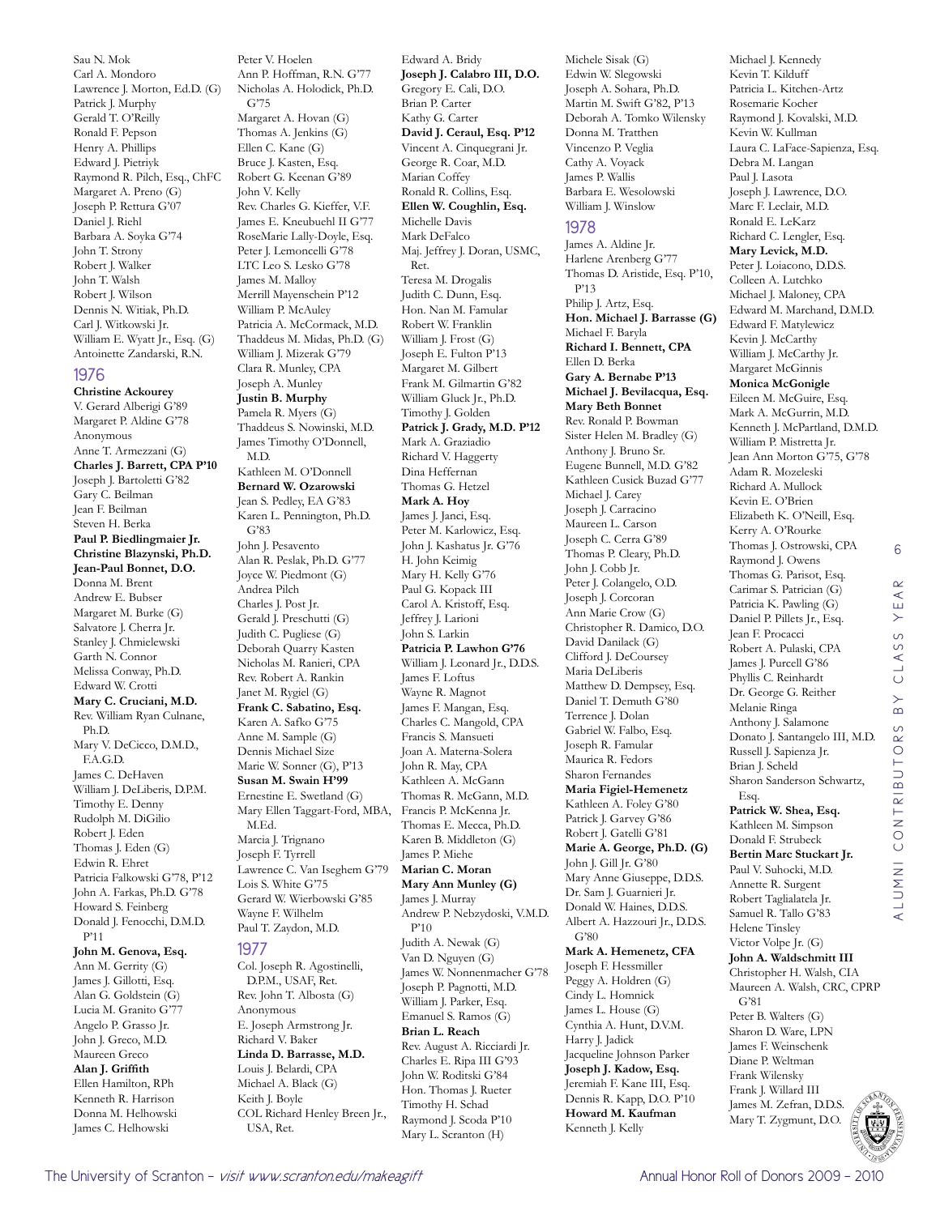Sau N. Mok
Carl A. Mondoro
Lawrence J. Morton, Ed.D. (G)
Patrick J. Murphy
Gerald T. O'Reilly
Ronald F. Pepson
Henry A. Phillips
Edward J. Pietriyk
Raymond R. Pilch, Esq., ChFC
Margaret A. Preno (G)
Joseph P. Rettura G'07
Daniel J. Riehl
Barbara A. Soyka G'74
John T. Strony
Robert J. Walker
John T. Walsh
Robert J. Wilson
Dennis N. Witiak, Ph.D.
Carl J. Witkowski Jr.
William E. Wyatt Jr., Esq. (G)
Antoinette Zandarski, R.N.

## 1976

**Christine Ackourey**
V. Gerard Alberigi G'89
Margaret P. Aldine G'78
Anonymous
Anne T. Armezzani (G)
**Charles J. Barrett, CPA P'10**
Joseph J. Bartoletti G'82
Gary C. Beilman
Jean F. Beilman
Steven H. Berka
**Paul P. Biedlingmaier Jr.**
**Christine Blazynski, Ph.D.**
**Jean-Paul Bonnet, D.O.**
Donna M. Brent
Andrew E. Bubser
Margaret M. Burke (G)
Salvatore J. Cherra Jr.
Stanley J. Chmielewski
Garth N. Connor
Melissa Conway, Ph.D.
Edward W. Crotti
**Mary C. Cruciani, M.D.**
Rev. William Ryan Culnane, Ph.D.
Mary V. DeCicco, D.M.D., F.A.G.D.
James C. DeHaven
William J. DeLiberis, D.P.M.
Timothy E. Denny
Rudolph M. DiGilio
Robert J. Eden
Thomas J. Eden (G)
Edwin R. Ehret
Patricia Falkowski G'78, P'12
John A. Farkas, Ph.D. G'78
Howard S. Feinberg
Donald J. Fenocchi, D.M.D. P'11
**John M. Genova, Esq.**
Ann M. Gerrity (G)
James J. Gillotti, Esq.
Alan G. Goldstein (G)
Lucia M. Granito G'77
Angelo P. Grasso Jr.
John J. Greco, M.D.
Maureen Greco
**Alan J. Griffith**
Ellen Hamilton, RPh
Kenneth R. Harrison
Donna M. Helhowski
James C. Helhowski
Peter V. Hoelen
Ann P. Hoffman, R.N. G'77
Nicholas A. Holodick, Ph.D. G'75
Margaret A. Hovan (G)
Thomas A. Jenkins (G)
Ellen C. Kane (G)
Bruce J. Kasten, Esq.
Robert G. Keenan G'89
John V. Kelly
Rev. Charles G. Kieffer, V.F.
James E. Kneubuehl II G'77
RoseMarie Lally-Doyle, Esq.
Peter J. Lemoncelli G'78
LTC Leo S. Lesko G'78
James M. Malloy
Merrill Mayenschein P'12
William P. McAuley
Patricia A. McCormack, M.D.
Thaddeus M. Midas, Ph.D. (G)
William J. Mizerak G'79
Clara R. Munley, CPA
Joseph A. Munley
**Justin B. Murphy**
Pamela R. Myers (G)
Thaddeus S. Nowinski, M.D.
James Timothy O'Donnell, M.D.
Kathleen M. O'Donnell
**Bernard W. Ozarowski**
Jean S. Pedley, EA G'83
Karen L. Pennington, Ph.D. G'83
John J. Pesavento
Alan R. Peslak, Ph.D. G'77
Joyce W. Piedmont (G)
Andrea Pilch
Charles J. Post Jr.
Gerald J. Preschutti (G)
Judith C. Pugliese (G)
Deborah Quarry Kasten
Nicholas M. Ranieri, CPA
Rev. Robert A. Rankin
Janet M. Rygiel (G)
**Frank C. Sabatino, Esq.**
Karen A. Safko G'75
Anne M. Sample (G)
Dennis Michael Size
Marie W. Sonner (G), P'13
**Susan M. Swain H'99**
Ernestine E. Swetland (G)
Mary Ellen Taggart-Ford, MBA, M.Ed.
Marcia J. Trignano
Joseph F. Tyrrell
Lawrence C. Van Iseghem G'79
Lois S. White G'75
Gerard W. Wierbowski G'85
Wayne F. Wilhelm
Paul T. Zaydon, M.D.

## 1977

Col. Joseph R. Agostinelli, D.P.M., USAF, Ret.
Rev. John T. Albosta (G)
Anonymous
E. Joseph Armstrong Jr.
Richard V. Baker
**Linda D. Barrasse, M.D.**
Louis J. Belardi, CPA
Michael A. Black (G)
Keith J. Boyle
COL Richard Henley Breen Jr., USA, Ret.
Edward A. Bridy
**Joseph J. Calabro III, D.O.**
Gregory E. Cali, D.O.
Brian P. Carter
Kathy G. Carter
**David J. Ceraul, Esq. P'12**
Vincent A. Cinquegrani Jr.
George R. Coar, M.D.
Marian Coffey
Ronald R. Collins, Esq.
**Ellen W. Coughlin, Esq.**
Michelle Davis
Mark DeFalco
Maj. Jeffrey J. Doran, USMC, Ret.
Teresa M. Drogalis
Judith C. Dunn, Esq.
Hon. Nan M. Famular
Robert W. Franklin
William J. Frost (G)
Joseph E. Fulton P'13
Margaret M. Gilbert
Frank M. Gilmartin G'82
William Gluck Jr., Ph.D.
Timothy J. Golden
**Patrick J. Grady, M.D. P'12**
Mark A. Graziadio
Richard V. Haggerty
Dina Heffernan
Thomas G. Hetzel
**Mark A. Hoy**
James J. Janci, Esq.
Peter M. Karlowicz, Esq.
John J. Kashatus Jr. G'76
H. John Keimig
Mary H. Kelly G'76
Paul G. Kopack III
Carol A. Kristoff, Esq.
Jeffrey J. Larioni
John S. Larkin
**Patricia P. Lawhon G'76**
William J. Leonard Jr., D.D.S.
James F. Loftus
Wayne R. Magnot
James F. Mangan, Esq.
Charles C. Mangold, CPA
Francis S. Mansueti
Joan A. Materna-Solera
John R. May, CPA
Kathleen A. McGann
Thomas R. McGann, M.D.
Francis P. McKenna Jr.
Thomas E. Mecca, Ph.D.
Karen B. Middleton (G)
James P. Miehe
**Marian C. Moran**
**Mary Ann Munley (G)**
James J. Murray
Andrew P. Nebzydoski, V.M.D. P'10
Judith A. Newak (G)
Van D. Nguyen (G)
James W. Nonnenmacher G'78
Joseph P. Pagnotti, M.D.
William J. Parker, Esq.
Emanuel S. Ramos (G)
**Brian L. Reach**
Rev. August A. Ricciardi Jr.
Charles E. Ripa III G'93
John W. Roditski G'84
Hon. Thomas J. Rueter
Timothy H. Schad
Raymond J. Scoda P'10
Mary L. Scranton (H)
Michele Sisak (G)
Edwin W. Slegowski
Joseph A. Sohara, Ph.D.
Martin M. Swift G'82, P'13
Deborah A. Tomko Wilensky
Donna M. Tratthen
Vincenzo P. Veglia
Cathy A. Voyack
James P. Wallis
Barbara E. Wesolowski
William J. Winslow

## 1978

James A. Aldine Jr.
Harlene Arenberg G'77
Thomas D. Aristide, Esq. P'10, P'13
Philip J. Artz, Esq.
**Hon. Michael J. Barrasse (G)**
Michael F. Baryla
**Richard I. Bennett, CPA**
Ellen D. Berka
**Gary A. Bernabe P'13**
**Michael J. Bevilacqua, Esq.**
**Mary Beth Bonnet**
Rev. Ronald P. Bowman
Sister Helen M. Bradley (G)
Anthony J. Bruno Sr.
Eugene Bunnell, M.D. G'82
Kathleen Cusick Buzad G'77
Michael J. Carey
Joseph J. Carracino
Maureen L. Carson
Joseph C. Cerra G'89
Thomas P. Cleary, Ph.D.
John J. Cobb Jr.
Peter J. Colangelo, O.D.
Joseph J. Corcoran
Ann Marie Crow (G)
Christopher R. Damico, D.O.
David Danilack (G)
Clifford J. DeCoursey
Maria DeLiberis
Matthew D. Dempsey, Esq.
Daniel T. Demuth G'80
Terrence J. Dolan
Gabriel W. Falbo, Esq.
Joseph R. Famular
Maurica R. Fedors
Sharon Fernandes
**Maria Figiel-Hemenetz**
Kathleen A. Foley G'80
Patrick J. Garvey G'86
Robert J. Gatelli G'81
**Marie A. George, Ph.D. (G)**
John J. Gill Jr. G'80
Mary Anne Giuseppe, D.D.S.
Dr. Sam J. Guarnieri Jr.
Donald W. Haines, D.D.S.
Albert A. Hazzouri Jr., D.D.S. G'80
**Mark A. Hemenetz, CFA**
Joseph F. Hessmiller
Peggy A. Holdren (G)
Cindy L. Homnick
James L. House (G)
Cynthia A. Hunt, D.V.M.
Harry J. Jadick
Jacqueline Johnson Parker
**Joseph J. Kadow, Esq.**
Jeremiah F. Kane III, Esq.
Dennis R. Kapp, D.O. P'10
**Howard M. Kaufman**
Kenneth J. Kelly
Michael J. Kennedy
Kevin T. Kilduff
Patricia L. Kitchen-Artz
Rosemarie Kocher
Raymond J. Kovalski, M.D.
Kevin W. Kullman
Laura C. LaFace-Sapienza, Esq.
Debra M. Langan
Paul J. Lasota
Joseph J. Lawrence, D.O.
Marc F. Leclair, M.D.
Ronald E. LeKarz
Richard C. Lengler, Esq.
**Mary Levick, M.D.**
Peter J. Loiacono, D.D.S.
Colleen A. Lutchko
Michael J. Maloney, CPA
Edward M. Marchand, D.M.D.
Edward F. Matylewicz
Kevin J. McCarthy
William J. McCarthy Jr.
Margaret McGinnis
**Monica McGonigle**
Eileen M. McGuire, Esq.
Mark A. McGurrin, M.D.
Kenneth J. McPartland, D.M.D.
William P. Mistretta Jr.
Jean Ann Morton G'75, G'78
Adam R. Mozeleski
Richard A. Mullock
Kevin E. O'Brien
Elizabeth K. O'Neill, Esq.
Kerry A. O'Rourke
Thomas J. Ostrowski, CPA
Raymond J. Owens
Thomas G. Parisot, Esq.
Carimar S. Patrician (G)
Patricia K. Pawling (G)
Daniel P. Pillets Jr., Esq.
Jean F. Procacci
Robert A. Pulaski, CPA
James J. Purcell G'86
Phyllis C. Reinhardt
Dr. George G. Reither
Melanie Ringa
Anthony J. Salamone
Donato J. Santangelo III, M.D.
Russell J. Sapienza Jr.
Brian J. Scheld
Sharon Sanderson Schwartz, Esq.
**Patrick W. Shea, Esq.**
Kathleen M. Simpson
Donald F. Strubeck
**Bertin Marc Stuckart Jr.**
Paul V. Suhocki, M.D.
Annette R. Surgent
Robert Taglialatela Jr.
Samuel R. Tallo G'83
Helene Tinsley
Victor Volpe Jr. (G)
**John A. Waldschmitt III**
Christopher H. Walsh, CIA
Maureen A. Walsh, CRC, CPRP G'81
Peter B. Walters (G)
Sharon D. Ware, LPN
James F. Weinschenk
Diane P. Weltman
Frank Wilensky
Frank J. Willard III
James M. Zefran, D.D.S.
Mary T. Zygmunt, D.O.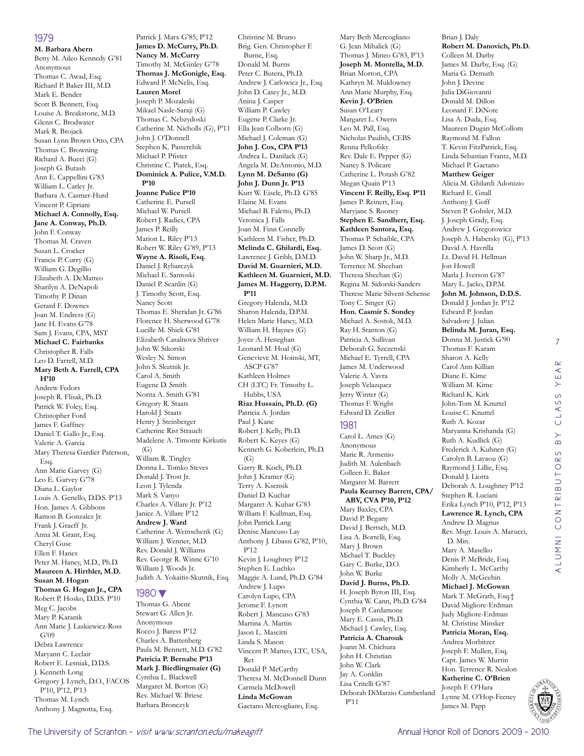## 1979

**M. Barbara Ahern**
Betty M. Aileo Kennedy G'81
Anonymous
Thomas C. Awad, Esq.
Richard P. Baker III, M.D.
Mark E. Bender
Scott B. Bennett, Esq.
Louise A. Breakstone, M.D.
Glenn C. Brodwater
Mark R. Brojack
Susan Lynn Brown Otto, CPA
Thomas C. Browning
Richard A. Bucci (G)
Joseph G. Butash
Ann E. Cappellini G'83
William L. Carley Jr.
Barbara A. Casmer-Hurd
Vincent P. Cipriani
**Michael A. Connolly, Esq.**
**Jane A. Conway, Ph.D.**
John F. Conway
Thomas M. Craven
Susan L. Crocker
Francis P. Curry (G)
William G. Degillio
Elizabeth A. DeMatteo
Sharilyn A. DeNapoli
Timothy P. Dinan
Gerard F. Downes
Joan M. Endress (G)
Jane H. Evans G'78
Sam J. Evans, CPA, MST
**Michael C. Fairbanks**
Christopher R. Falls
Leo D. Farrell, M.D.
**Mary Beth A. Farrell, CPA H'10**
Andrew Fedors
Joseph R. Flisak, Ph.D.
Patrick W. Foley, Esq.
Christopher Ford
James F. Gaffney
Daniel T. Gallo Jr., Esq.
Valerie A. Garcia
Mary Theresa Gardier Paterson, Esq.
Ann Marie Garvey (G)
Leo E. Garvey G'78
Diana L. Gaylor
Louis A. Genello, D.D.S. P'13
Hon. James A. Gibbons
Ramon B. Gonzalez Jr.
Frank J. Graeff Jr.
Anna M. Grant, Esq.
Cheryl Guse
Ellen F. Hanes
Peter M. Haney, M.D., Ph.D.
**Maureen A. Hirthler, M.D.**
**Susan M. Hogan**
**Thomas G. Hogan Jr., CPA**
Robert P. Hosko, D.D.S. P'10
Meg C. Jacobs
Mary P. Karanik
Ann Marie J. Laskiewicz-Ross G'09
Debra Lawrence
Maryann C. Leclair
Robert E. Lesniak, D.D.S.
J. Kenneth Long
Gregory J. Lynch, D.O., FACOS P'10, P'12, P'13
Thomas M. Lynch
Anthony J. Magnotta, Esq.
Patrick J. Marx G'85, P'12
**James D. McCurry, Ph.D.**
**Nancy M. McCurry**
Timothy M. McGinley G'78
**Thomas J. McGonigle, Esq.**
Edward P. McNelis, Esq.
**Lauren Morel**
Joseph P. Mozaleski
Mikael Nasle-Saraji (G)
Thomas C. Nebzydoski
Catherine M. Nicholls (G), P'11
John J. O'Donnell
Stephen K. Pasterchik
Michael P. Pfister
Christine C. Piatek, Esq.
**Dominick A. Pulice, V.M.D. P'10**
**Joanne Pulice P'10**
Catherine E. Pursell
Michael W. Pursell
Robert J. Radics, CPA
James P. Reilly
Marion L. Riley P'13
Robert W. Riley G'89, P'13
**Wayne A. Risoli, Esq.**
Daniel J. Rybarczyk
Michael E. Santoski
Daniel P. Scanlin (G)
J. Timothy Scott, Esq.
Nancy Scott
Thomas E. Sheridan Jr. G'86
Florence H. Sherwood G'78
Lucille M. Shick G'81
Elizabeth Casalnova Shriver
John W. Sikorski
Wesley N. Simon
John S. Skutnik Jr.
Carol A. Smith
Eugene D. Smith
Norita A. Smith G'81
Gregory R. Staats
Harold J. Staats
Henry J. Steinberger
Catherine Rist Strauch
Madelene A. Timonte Kirkutis (G)
William R. Tingley
Donna L. Tomko Steves
Donald J. Trost Jr.
Leon J. Tylenda
Mark S. Vanyo
Charles A. Villare Jr. P'12
Janice A. Villare P'12
**Andrew J. Ward**
Catherine A. Weinschenk (G)
William J. Wenner, M.D.
Rev. Donald J. Williams
Rev. George R. Winne G'10
William J. Woods Jr.
Judith A. Yokaitis-Skutnik, Esq.

## 1980 ▼

Thomas G. Abene
Stewart G. Allen Jr.
Anonymous
Rocco J. Baress P'12
Charles A. Battenberg
Paula M. Bennett, M.D. G'82
**Patricia P. Bernabe P'13**
**Mark J. Biedlingmaier (G)**
Cynthia L. Blackwell
Margaret M. Borton (G)
Rev. Michael W. Briese
Barbara Bronczyk
Christine M. Bruno
Brig. Gen. Christopher F. Burne, Esq.
Donald M. Burns
Peter C. Butera, Ph.D.
Andrew J. Carlowicz Jr., Esq.
John D. Casey Jr., M.D.
Anina J. Casper
William P. Cawley
Eugene P. Clarke Jr.
Ella Jean Colborn (G)
Michael J. Coleman (G)
**John J. Cox, CPA P'13**
Andrea L. Danilack (G)
Angela M. DeAntonio, M.D.
**Lynn M. DeSanto (G)**
**John J. Dunn Jr. P'13**
Kurt W. Eisele, Ph.D. G'85
Elaine M. Evans
Michael B. Faletto, Ph.D.
Veronica J. Falls
Joan M. Finn Connelly
Kathleen M. Fisher, Ph.D.
**Melinda C. Ghilardi, Esq.**
Lawrence J. Gribb, D.M.D.
**David M. Guarnieri, M.D.**
**Kathleen M. Guarnieri, M.D.**
**James M. Haggerty, D.P.M. P'11**
Gregory Halenda, M.D.
Sharon Halenda, D.P.M.
Helen Marie Haney, M.D.
William H. Haynes (G)
Joyce A. Heneghan
Leonard M. Hoal (G)
Genevieve M. Hoinski, MT, ASCP G'87
Kathleen Holmes
CH (LTC) Fr. Timothy L. Hubbs, USA
**Riaz Hussain, Ph.D. (G)**
Patricia A. Jordan
Paul J. Kane
Robert J. Kelly, Ph.D.
Robert K. Keyes (G)
Kenneth G. Koberlein, Ph.D. (G)
Garry R. Koch, Ph.D.
John J. Kramer (G)
Terry A. Ksensik
Daniel D. Kuchar
Margaret A. Kuhar G'83
William F. Kullman, Esq.
John Patrick Lang
Denise Mancuso Lay
Anthony J. Libassi G'82, P'10, P'12
Kevin J. Loughney P'12
Stephen E. Luchko
Maggie A. Lund, Ph.D. G'84
Andrew J. Lupo
Carolyn Lupo, CPA
Jerome F. Lynott
Robert J. Mancuso G'83
Martina A. Martin
Jason L. Mascitti
Linda S. Mason
Vincent P. Matteo, LTC, USA, Ret
Donald P. McCarthy
Theresa M. McDonnell Dunn
Carmela McDowell
**Linda McGowan**
Gaetano Mercogliano, Esq.
Mary Beth Mercogliano
G. Jean Mihalick (G)
Thomas J. Mineo G'83, P'13
**Joseph M. Montella, M.D.**
Brian Morton, CPA
Kathryn M. Muldowney
Ann Marie Murphy, Esq.
**Kevin J. O'Brien**
Susan O'Leary
Margaret L. Owens
Leo M. Pall, Esq.
Nicholas Paulish, CEBS
Renna Pelkofsky
Rev. Dale E. Pepper (G)
Nancy S. Policare
Catherine L. Potash G'82
Megan Quain P'13
**Vincent F. Reilly, Esq. P'11**
James P. Reinert, Esq.
Maryjane S. Rooney
**Stephen E. Sandherr, Esq.**
**Kathleen Santora, Esq.**
Thomas P. Schaible, CPA
James D. Scott (G)
John W. Sharp Jr., M.D.
Terrence M. Sheehan
Theresa Sheehan (G)
Regina M. Sidorski-Sanders
Therese Marie Silvent-Schense
Tony C. Singer (G)
**Hon. Casmir S. Sondey**
Michael A. Sostok, M.D.
Ray H. Stanton (G)
Patricia A. Sullivan
Deborah G. Szczenski
Michael E. Tyrrell, CPA
James M. Underwood
Valerie A. Vavra
Joseph Velazquez
Jerry Winter (G)
Thomas F. Wright
Edward D. Zeidler

## 1981

Carol L. Ames (G)
Anonymous
Marie R. Armenio
Judith M. Aulenbach
Colleen E. Baker
Margaret M. Barrett
**Paula Kearney Barrett, CPA/ABV, CVA P'10, P'12**
Mary Baxley, CPA
David P. Begany
David J. Bertsch, M.D.
Lisa A. Borrelli, Esq.
Mary J. Brown
Michael T. Buckley
Gary C. Burke, D.O.
John W. Burke
**David J. Burns, Ph.D.**
H. Joseph Byron III, Esq.
Cynthia W. Cann, Ph.D. G'84
Joseph P. Cardamone
Mary E. Cassis, Ph.D.
Michael J. Cawley, Esq.
**Patricia A. Charouk**
Joann M. Chichura
John H. Christian
John W. Clark
Jay A. Conklin
Lisa Critelli G'87
Deborah DiMarzio Cumberland P'11
Brian J. Daly
**Robert M. Danovich, Ph.D.**
Colleen M. Darby
James M. Darby, Esq. (G)
Maria G. Demuth
John J. Devine
Julia DiGiovanni
Donald M. Dillon
Leonard F. DiNote
Lisa A. Duda, Esq.
Maureen Dugan McCollom
Raymond M. Fallon
T. Kevin FitzPatrick, Esq.
Linda Sebastian Frantz, M.D.
Michael P. Gaetano
**Matthew Geiger**
Alicia M. Ghilardi Adonizio
Richard E. Gnall
Anthony J. Goff
Steven P. Gohsler, M.D.
J. Joseph Grady, Esq.
Andrew J. Gregorowicz
Joseph A. Habersky (G), P'13
David A. Havrilla
Lt. David H. Hellman
Jon Howell
Marla J. Iverson G'87
Mary L. Jacko, D.P.M.
**John M. Johnson, D.D.S.**
Donald J. Jordan Jr. P'12
Edward P. Jordan
Salvadore J. Julian
**Belinda M. Juran, Esq.**
Donna M. Justick G'90
Thomas F. Karam
Sharon A. Kelly
Carol Ann Killian
Diane E. Kime
William M. Kime
Richard K. Kirk
John-Tom M. Knuttel
Louise C. Knuttel
Ruth A. Kozar
Maryanna Krishanda (G)
Ruth A. Kudlick (G)
Frederick A. Kuhnen (G)
Carolyn B. Layaou (G)
Raymond J. Lillie, Esq.
Donald J. Liotta
Deborah A. Loughney P'12
Stephen R. Luciani
Erika Lynch P'10, P'12, P'13
**Lawrence R. Lynch, CPA**
Andrew D. Magnus
Rev. Msgr. Louis A. Marucci, D. Min.
Mary A. Maselko
Denis P. McBride, Esq.
Kimberly L. McCarthy
Molly A. McGeehin
**Michael J. McGowan**
Mark T. McGrath, Esq.†
David Migliore-Erdman
Judy Migliore-Erdman
M. Christine Minsker
**Patricia Moran, Esq.**
Andrea Morbitzer
Joseph F. Mullen, Esq.
Capt. James W. Murtin
Hon. Terrence R. Nealon
**Katherine C. O'Brien**
Joseph F. O'Hara
Lynne M. O'Hop-Feeney
James M. Papp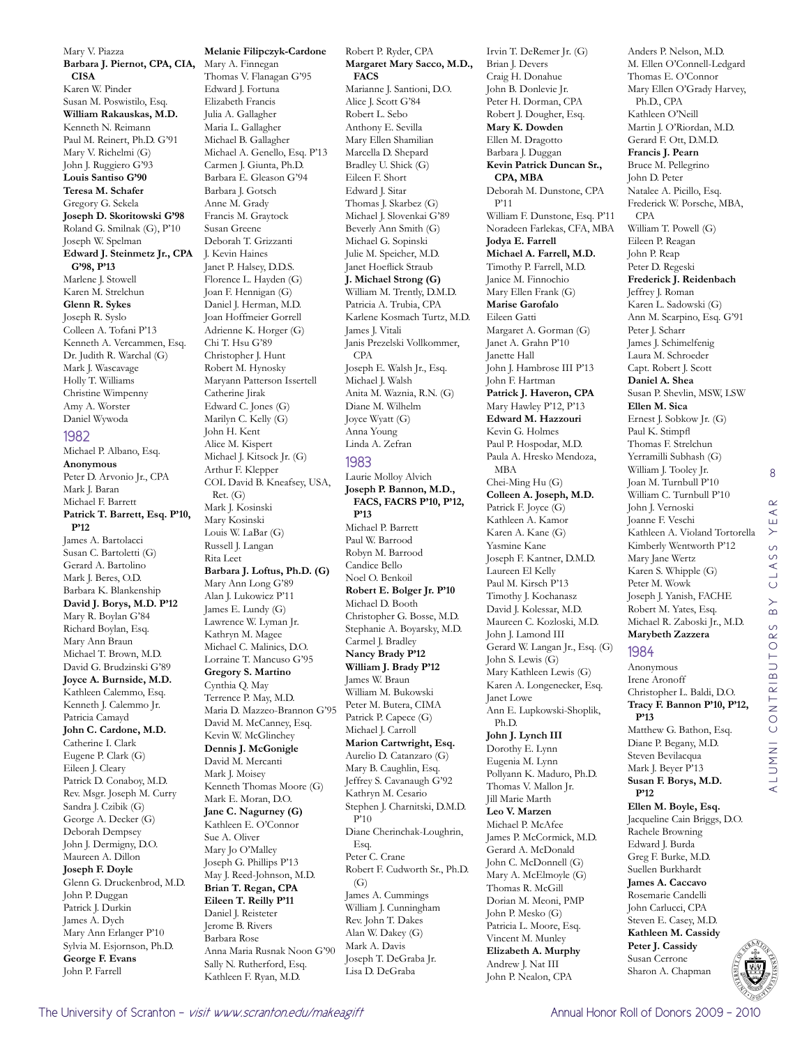Mary V. Piazza
**Barbara J. Piernot, CPA, CIA, CISA**
Karen W. Pinder
Susan M. Poswistilo, Esq.
**William Rakauskas, M.D.**
Kenneth N. Reimann
Paul M. Reinert, Ph.D. G'91
Mary V. Richelmi (G)
John J. Ruggiero G'93
**Louis Santiso G'90**
**Teresa M. Schafer**
Gregory G. Sekela
**Joseph D. Skoritowski G'98**
Roland G. Smilnak (G), P'10
Joseph W. Spelman
**Edward J. Steinmetz Jr., CPA G'98, P'13**
Marlene J. Stowell
Karen M. Strelchun
**Glenn R. Sykes**
Joseph R. Syslo
Colleen A. Tofani P'13
Kenneth A. Vercammen, Esq.
Dr. Judith R. Warchal (G)
Mark J. Wascavage
Holly T. Williams
Christine Wimpenny
Amy A. Worster
Daniel Wywoda

## 1982

Michael P. Albano, Esq.
**Anonymous**
Peter D. Arvonio Jr., CPA
Mark J. Baran
Michael F. Barrett
**Patrick T. Barrett, Esq. P'10, P'12**
James A. Bartolacci
Susan C. Bartoletti (G)
Gerard A. Bartolino
Mark J. Beres, O.D.
Barbara K. Blankenship
**David J. Borys, M.D. P'12**
Mary R. Boylan G'84
Richard Boylan, Esq.
Mary Ann Braun
Michael T. Brown, M.D.
David G. Brudzinski G'89
**Joyce A. Burnside, M.D.**
Kathleen Calemmo, Esq.
Kenneth J. Calemmo Jr.
Patricia Camayd
**John C. Cardone, M.D.**
Catherine I. Clark
Eugene P. Clark (G)
Eileen J. Cleary
Patrick D. Conaboy, M.D.
Rev. Msgr. Joseph M. Curry
Sandra J. Czibik (G)
George A. Decker (G)
Deborah Dempsey
John J. Dermigny, D.O.
Maureen A. Dillon
**Joseph F. Doyle**
Glenn G. Druckenbrod, M.D.
John P. Duggan
Patrick J. Durkin
James A. Dych
Mary Ann Erlanger P'10
Sylvia M. Esjornson, Ph.D.
**George F. Evans**
John P. Farrell
**Melanie Filipczyk-Cardone**
Mary A. Finnegan
Thomas V. Flanagan G'95
Edward J. Fortuna
Elizabeth Francis
Julia A. Gallagher
Maria L. Gallagher
Michael B. Gallagher
Michael A. Genello, Esq. P'13
Carmen J. Giunta, Ph.D.
Barbara E. Gleason G'94
Barbara J. Gotsch
Anne M. Grady
Francis M. Graytock
Susan Greene
Deborah T. Grizzanti
J. Kevin Haines
Janet P. Halsey, D.D.S.
Florence L. Hayden (G)
Joan F. Hennigan (G)
Daniel J. Herman, M.D.
Joan Hoffmeier Gorrell
Adrienne K. Horger (G)
Chi T. Hsu G'89
Christopher J. Hunt
Robert M. Hynosky
Maryann Patterson Issertell
Catherine Jirak
Edward C. Jones (G)
Marilyn C. Kelly (G)
John H. Kent
Alice M. Kispert
Michael J. Kitsock Jr. (G)
Arthur F. Klepper
COL David B. Kneafsey, USA, Ret. (G)
Mark J. Kosinski
Mary Kosinski
Louis W. LaBar (G)
Russell J. Langan
Rita Leet
**Barbara J. Loftus, Ph.D. (G)**
Mary Ann Long G'89
Alan J. Lukowicz P'11
James E. Lundy (G)
Lawrence W. Lyman Jr.
Kathryn M. Magee
Michael C. Malinics, D.O.
Lorraine T. Mancuso G'95
**Gregory S. Martino**
Cynthia Q. May
Terrence P. May, M.D.
Maria D. Mazzeo-Brannon G'95
David M. McCanney, Esq.
Kevin W. McGlinchey
**Dennis J. McGonigle**
David M. Mercanti
Mark J. Moisey
Kenneth Thomas Moore (G)
Mark E. Moran, D.O.
**Jane C. Nagurney (G)**
Kathleen E. O'Connor
Sue A. Oliver
Mary Jo O'Malley
Joseph G. Phillips P'13
May J. Reed-Johnson, M.D.
**Brian T. Regan, CPA**
**Eileen T. Reilly P'11**
Daniel J. Reisteter
Jerome B. Rivers
Barbara Rose
Anna Maria Rusnak Noon G'90
Sally N. Rutherford, Esq.
Kathleen F. Ryan, M.D.
Robert P. Ryder, CPA
**Margaret Mary Sacco, M.D., FACS**
Marianne J. Santioni, D.O.
Alice J. Scott G'84
Robert L. Sebo
Anthony E. Sevilla
Mary Ellen Shamilian
Marcella D. Shepard
Bradley U. Shick (G)
Eileen F. Short
Edward J. Sitar
Thomas J. Skarbez (G)
Michael J. Slovenkai G'89
Beverly Ann Smith (G)
Michael G. Sopinski
Julie M. Speicher, M.D.
Janet Hoeflick Straub
**J. Michael Strong (G)**
William M. Trently, D.M.D.
Patricia A. Trubia, CPA
Karlene Kosmach Turtz, M.D.
James J. Vitali
Janis Prezelski Vollkommer, CPA
Joseph E. Walsh Jr., Esq.
Michael J. Walsh
Anita M. Waznia, R.N. (G)
Diane M. Wilhelm
Joyce Wyatt (G)
Anna Young
Linda A. Zefran

## 1983

Laurie Molloy Alvich
**Joseph P. Bannon, M.D., FACS, FACRS P'10, P'12, P'13**
Michael P. Barrett
Paul W. Barrood
Robyn M. Barrood
Candice Bello
Noel O. Benkoil
**Robert E. Bolger Jr. P'10**
Michael D. Booth
Christopher G. Bosse, M.D.
Stephanie A. Boyarsky, M.D.
Carmel J. Bradley
**Nancy Brady P'12**
**William J. Brady P'12**
James W. Braun
William M. Bukowski
Peter M. Butera, CIMA
Patrick P. Capece (G)
Michael J. Carroll
**Marion Cartwright, Esq.**
Aurelio D. Catanzaro (G)
Mary B. Caughlin, Esq.
Jeffrey S. Cavanaugh G'92
Kathryn M. Cesario
Stephen J. Charnitski, D.M.D. P'10
Diane Cherinchak-Loughrin, Esq.
Peter C. Crane
Robert F. Cudworth Sr., Ph.D. (G)
James A. Cummings
William J. Cunningham
Rev. John T. Dakes
Alan W. Dakey (G)
Mark A. Davis
Joseph T. DeGraba Jr.
Lisa D. DeGraba
Irvin T. DeRemer Jr. (G)
Brian J. Devers
Craig H. Donahue
John B. Donlevie Jr.
Peter H. Dorman, CPA
Robert J. Dougher, Esq.
**Mary K. Dowden**
Ellen M. Dragotto
Barbara J. Duggan
**Kevin Patrick Duncan Sr., CPA, MBA**
Deborah M. Dunstone, CPA P'11
William F. Dunstone, Esq. P'11
Noradeen Farlekas, CFA, MBA
**Jodya E. Farrell**
**Michael A. Farrell, M.D.**
Timothy P. Farrell, M.D.
Janice M. Finnochio
Mary Ellen Frank (G)
**Marise Garofalo**
Eileen Gatti
Margaret A. Gorman (G)
Janet A. Grahn P'10
Janette Hall
John J. Hambrose III P'13
John F. Hartman
**Patrick J. Haveron, CPA**
Mary Hawley P'12, P'13
**Edward M. Hazzouri**
Kevin G. Holmes
Paul P. Hospodar, M.D.
Paula A. Hresko Mendoza, MBA
Chei-Ming Hu (G)
**Colleen A. Joseph, M.D.**
Patrick F. Joyce (G)
Kathleen A. Kamor
Karen A. Kane (G)
Yasmine Kane
Joseph F. Kantner, D.M.D.
Laureen El Kelly
Paul M. Kirsch P'13
Timothy J. Kochanasz
David J. Kolessar, M.D.
Maureen C. Kozloski, M.D.
John J. Lamond III
Gerard W. Langan Jr., Esq. (G)
John S. Lewis (G)
Mary Kathleen Lewis (G)
Karen A. Longenecker, Esq.
Janet Lowe
Ann E. Lupkowski-Shoplik, Ph.D.
**John J. Lynch III**
Dorothy E. Lynn
Eugenia M. Lynn
Pollyann K. Maduro, Ph.D.
Thomas V. Mallon Jr.
Jill Marie Marth
**Leo V. Marzen**
Michael P. McAfee
James P. McCormick, M.D.
Gerard A. McDonald
John C. McDonnell (G)
Mary A. McElmoyle (G)
Thomas R. McGill
Dorian M. Meoni, PMP
John P. Mesko (G)
Patricia L. Moore, Esq.
Vincent M. Munley
**Elizabeth A. Murphy**
Andrew J. Nat III
John P. Nealon, CPA
Anders P. Nelson, M.D.
M. Ellen O'Connell-Ledgard
Thomas E. O'Connor
Mary Ellen O'Grady Harvey, Ph.D., CPA
Kathleen O'Neill
Martin J. O'Riordan, M.D.
Gerard F. Ott, D.M.D.
**Francis J. Pearn**
Bruce M. Pellegrino
John D. Peter
Natalee A. Picillo, Esq.
Frederick W. Porsche, MBA, CPA
William T. Powell (G)
Eileen P. Reagan
John P. Reap
Peter D. Regeski
**Frederick J. Reidenbach**
Jeffrey J. Roman
Karen L. Sadowski (G)
Ann M. Scarpino, Esq. G'91
Peter J. Scharr
James J. Schimelfenig
Laura M. Schroeder
Capt. Robert J. Scott
**Daniel A. Shea**
Susan P. Shevlin, MSW, LSW
**Ellen M. Sica**
Ernest J. Sobkow Jr. (G)
Paul K. Stimpfl
Thomas F. Strelchun
Yerramilli Subhash (G)
William J. Tooley Jr.
Joan M. Turnbull P'10
William C. Turnbull P'10
John J. Vernoski
Joanne F. Veschi
Kathleen A. Violand Tortorella
Kimberly Wentworth P'12
Mary Jane Wertz
Karen S. Whipple (G)
Peter M. Wowk
Joseph J. Yanish, FACHE
Robert M. Yates, Esq.
Michael R. Zaboski Jr., M.D.
**Marybeth Zazzera**

## 1984

Anonymous
Irene Aronoff
Christopher L. Baldi, D.O.
**Tracy F. Bannon P'10, P'12, P'13**
Matthew G. Bathon, Esq.
Diane P. Begany, M.D.
Steven Bevilacqua
Mark J. Beyer P'13
**Susan F. Borys, M.D. P'12**
**Ellen M. Boyle, Esq.**
Jacqueline Cain Briggs, D.O.
Rachele Browning
Edward J. Burda
Greg F. Burke, M.D.
Suellen Burkhardt
**James A. Caccavo**
Rosemarie Candelli
John Carlucci, CPA
Steven E. Casey, M.D.
**Kathleen M. Cassidy**
**Peter J. Cassidy**
Susan Cerrone
Sharon A. Chapman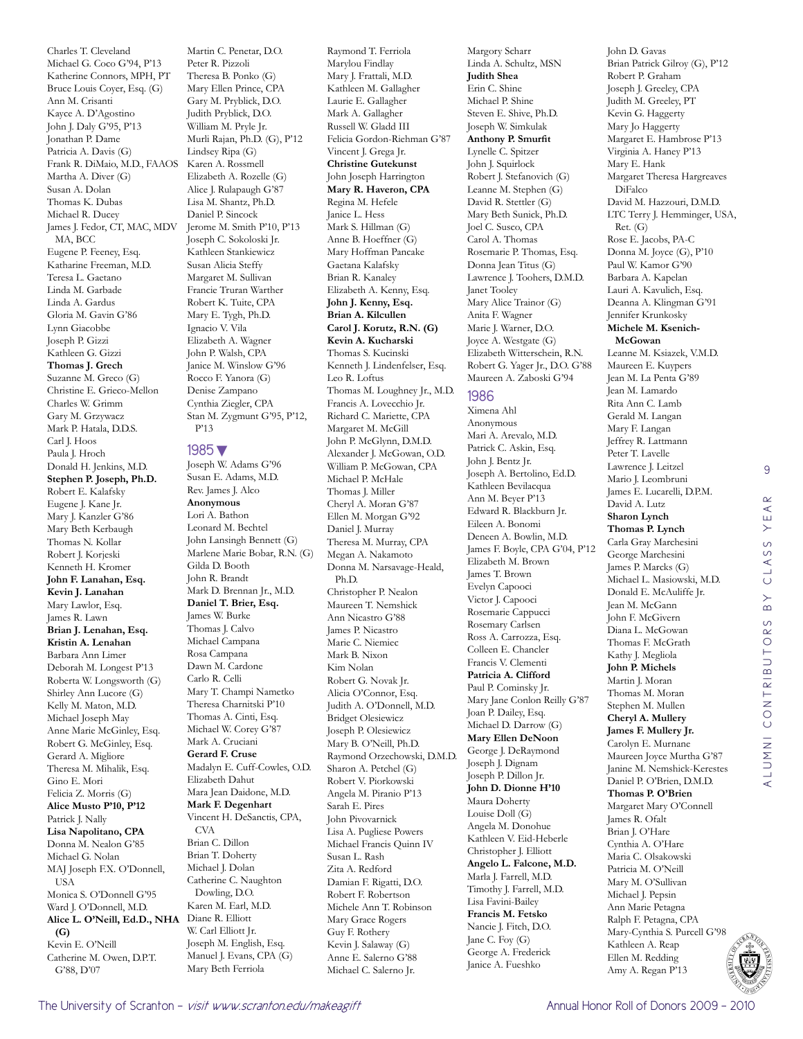Charles T. Cleveland
Michael G. Coco G'94, P'13
Katherine Connors, MPH, PT
Bruce Louis Coyer, Esq. (G)
Ann M. Crisanti
Kayce A. D'Agostino
John J. Daly G'95, P'13
Jonathan P. Dame
Patricia A. Davis (G)
Frank R. DiMaio, M.D., FAAOS
Martha A. Diver (G)
Susan A. Dolan
Thomas K. Dubas
Michael R. Ducey
James J. Fedor, CT, MAC, MDV MA, BCC
Eugene P. Feeney, Esq.
Katharine Freeman, M.D.
Teresa L. Gaetano
Linda M. Garbade
Linda A. Gardus
Gloria M. Gavin G'86
Lynn Giacobbe
Joseph P. Gizzi
Kathleen G. Gizzi
**Thomas J. Grech**
Suzanne M. Greco (G)
Christine E. Grieco-Mellon
Charles W. Grimm
Gary M. Grzywacz
Mark P. Hatala, D.D.S.
Carl J. Hoos
Paula J. Hroch
Donald H. Jenkins, M.D.
**Stephen P. Joseph, Ph.D.**
Robert E. Kalafsky
Eugene J. Kane Jr.
Mary J. Kanzler G'86
Mary Beth Kerbaugh
Thomas N. Kollar
Robert J. Korjeski
Kenneth H. Kromer
**John F. Lanahan, Esq.**
**Kevin J. Lanahan**
Mary Lawlor, Esq.
James R. Lawn
**Brian J. Lenahan, Esq.**
**Kristin A. Lenahan**
Barbara Ann Limer
Deborah M. Longest P'13
Roberta W. Longsworth (G)
Shirley Ann Lucore (G)
Kelly M. Maton, M.D.
Michael Joseph May
Anne Marie McGinley, Esq.
Robert G. McGinley, Esq.
Gerard A. Migliore
Theresa M. Mihalik, Esq.
Gino E. Mori
Felicia Z. Morris (G)
**Alice Musto P'10, P'12**
Patrick J. Nally
**Lisa Napolitano, CPA**
Donna M. Nealon G'85
Michael G. Nolan
MAJ Joseph F.X. O'Donnell, USA
Monica S. O'Donnell G'95
Ward J. O'Donnell, M.D.
**Alice L. O'Neill, Ed.D., NHA (G)**
Kevin E. O'Neill
Catherine M. Owen, D.P.T. G'88, D'07
Martin C. Penetar, D.O.
Peter R. Pizzoli
Theresa B. Ponko (G)
Mary Ellen Prince, CPA
Gary M. Pryblick, D.O.
Judith Pryblick, D.O.
William M. Pryle Jr.
Murli Rajan, Ph.D. (G), P'12
Lindsey Ripa (G)
Karen A. Rossmell
Elizabeth A. Rozelle (G)
Alice J. Rulapaugh G'87
Lisa M. Shantz, Ph.D.
Daniel P. Sincock
Jerome M. Smith P'10, P'13
Joseph C. Sokoloski Jr.
Kathleen Stankiewicz
Susan Alicia Steffy
Margaret M. Sullivan
Francie Truran Warther
Robert K. Tuite, CPA
Mary E. Tygh, Ph.D.
Ignacio V. Vila
Elizabeth A. Wagner
John P. Walsh, CPA
Janice M. Winslow G'96
Rocco F. Yanora (G)
Denise Zampano
Cynthia Ziegler, CPA
Stan M. Zygmunt G'95, P'12, P'13

## 1985

Joseph W. Adams G'96
Susan E. Adams, M.D.
Rev. James J. Alco
**Anonymous**
Lori A. Bathon
Leonard M. Bechtel
John Lansingh Bennett (G)
Marlene Marie Bobar, R.N. (G)
Gilda D. Booth
John R. Brandt
Mark D. Brennan Jr., M.D.
**Daniel T. Brier, Esq.**
James W. Burke
Thomas J. Calvo
Michael Campana
Rosa Campana
Dawn M. Cardone
Carlo R. Celli
Mary T. Champi Nametko
Theresa Charnitski P'10
Thomas A. Cinti, Esq.
Michael W. Corey G'87
Mark A. Cruciani
**Gerard F. Cruse**
Madalyn E. Cuff-Cowles, O.D.
Elizabeth Dahut
Mara Jean Daidone, M.D.
**Mark F. Degenhart**
Vincent H. DeSanctis, CPA, CVA
Brian C. Dillon
Brian T. Doherty
Michael J. Dolan
Catherine C. Naughton Dowling, D.O.
Karen M. Earl, M.D.
Diane R. Elliott
W. Carl Elliott Jr.
Joseph M. English, Esq.
Manuel J. Evans, CPA (G)
Mary Beth Ferriola
Raymond T. Ferriola
Marylou Findlay
Mary J. Frattali, M.D.
Kathleen M. Gallagher
Laurie E. Gallagher
Mark A. Gallagher
Russell W. Gladd III
Felicia Gordon-Riehman G'87
Vincent J. Grega Jr.
**Christine Gutekunst**
John Joseph Harrington
**Mary R. Haveron, CPA**
Regina M. Hefele
Janice L. Hess
Mark S. Hillman (G)
Anne B. Hoeffner (G)
Mary Hoffman Pancake
Gaetana Kalafsky
Brian R. Kanaley
Elizabeth A. Kenny, Esq.
**John J. Kenny, Esq.**
**Brian A. Kilcullen**
**Carol J. Korutz, R.N. (G)**
**Kevin A. Kucharski**
Thomas S. Kucinski
Kenneth J. Lindenfelser, Esq.
Leo R. Loftus
Thomas M. Loughney Jr., M.D.
Francis A. Lovecchio Jr.
Richard C. Mariette, CPA
Margaret M. McGill
John P. McGlynn, D.M.D.
Alexander J. McGowan, O.D.
William P. McGowan, CPA
Michael P. McHale
Thomas J. Miller
Cheryl A. Moran G'87
Ellen M. Morgan G'92
Daniel J. Murray
Theresa M. Murray, CPA
Megan A. Nakamoto
Donna M. Narsavage-Heald, Ph.D.
Christopher P. Nealon
Maureen T. Nemshick
Ann Nicastro G'88
James P. Nicastro
Marie C. Niemiec
Mark B. Nixon
Kim Nolan
Robert G. Novak Jr.
Alicia O'Connor, Esq.
Judith A. O'Donnell, M.D.
Bridget Olesiewicz
Joseph P. Olesiewicz
Mary B. O'Neill, Ph.D.
Raymond Orzechowski, D.M.D.
Sharon A. Petchel (G)
Robert V. Piorkowski
Angela M. Piranio P'13
Sarah E. Pires
John Pivovarnick
Lisa A. Pugliese Powers
Michael Francis Quinn IV
Susan L. Rash
Zita A. Redford
Damian F. Rigatti, D.O.
Robert F. Robertson
Michele Ann T. Robinson
Mary Grace Rogers
Guy F. Rothery
Kevin J. Salaway (G)
Anne E. Salerno G'88
Michael C. Salerno Jr.
Margory Scharr
Linda A. Schultz, MSN
**Judith Shea**
Erin C. Shine
Michael P. Shine
Steven E. Shive, Ph.D.
Joseph W. Simkulak
**Anthony P. Smurfit**
Lynelle C. Spitzer
John J. Squirlock
Robert J. Stefanovich (G)
Leanne M. Stephen (G)
David R. Stettler (G)
Mary Beth Sunick, Ph.D.
Joel C. Susco, CPA
Carol A. Thomas
Rosemarie P. Thomas, Esq.
Donna Jean Titus (G)
Lawrence J. Toohers, D.M.D.
Janet Tooley
Mary Alice Trainor (G)
Anita F. Wagner
Marie J. Warner, D.O.
Joyce A. Westgate (G)
Elizabeth Witterschein, R.N.
Robert G. Yager Jr., D.O. G'88
Maureen A. Zaboski G'94

## 1986

Ximena Ahl
Anonymous
Mari A. Arevalo, M.D.
Patrick C. Askin, Esq.
John J. Bentz Jr.
Joseph A. Bertolino, Ed.D.
Kathleen Bevilacqua
Ann M. Beyer P'13
Edward R. Blackburn Jr.
Eileen A. Bonomi
Deneen A. Bowlin, M.D.
James F. Boyle, CPA G'04, P'12
Elizabeth M. Brown
James T. Brown
Evelyn Capooci
Victor J. Capooci
Rosemarie Cappucci
Rosemary Carlsen
Ross A. Carrozza, Esq.
Colleen E. Chancler
Francis V. Clementi
**Patricia A. Clifford**
Paul P. Cominsky Jr.
Mary Jane Conlon Reilly G'87
Joan P. Dailey, Esq.
Michael D. Darrow (G)
**Mary Ellen DeNoon**
George J. DeRaymond
Joseph J. Dignam
Joseph P. Dillon Jr.
**John D. Dionne H'10**
Maura Doherty
Louise Doll (G)
Angela M. Donohue
Kathleen V. Eid-Heberle
Christopher J. Elliott
**Angelo L. Falcone, M.D.**
Marla J. Farrell, M.D.
Timothy J. Farrell, M.D.
Lisa Favini-Bailey
**Francis M. Fetsko**
Nancie J. Fitch, D.O.
Jane C. Foy (G)
George A. Frederick
Janice A. Fueshko
John D. Gavas
Brian Patrick Gilroy (G), P'12
Robert P. Graham
Joseph J. Greeley, CPA
Judith M. Greeley, PT
Kevin G. Haggerty
Mary Jo Haggerty
Margaret E. Hambrose P'13
Virginia A. Haney P'13
Mary E. Hank
Margaret Theresa Hargreaves DiFalco
David M. Hazzouri, D.M.D.
LTC Terry J. Hemminger, USA, Ret. (G)
Rose E. Jacobs, PA-C
Donna M. Joyce (G), P'10
Paul W. Kamor G'90
Barbara A. Kapelan
Lauri A. Kavulich, Esq.
Deanna A. Klingman G'91
Jennifer Krunkosky
**Michele M. Ksenich-McGowan**
Leanne M. Ksiazek, V.M.D.
Maureen E. Kuypers
Jean M. La Penta G'89
Jean M. Lamardo
Rita Ann C. Lamb
Gerald M. Langan
Mary F. Langan
Jeffrey R. Lattmann
Peter T. Lavelle
Lawrence J. Leitzel
Mario J. Leombruni
James E. Lucarelli, D.P.M.
David A. Lutz
**Sharon Lynch**
**Thomas P. Lynch**
Carla Gray Marchesini
George Marchesini
James P. Marcks (G)
Michael L. Masiowski, M.D.
Donald E. McAuliffe Jr.
Jean M. McGann
John F. McGivern
Diana L. McGowan
Thomas F. McGrath
Kathy J. Megliola
**John P. Michels**
Martin J. Moran
Thomas M. Moran
Stephen M. Mullen
**Cheryl A. Mullery**
**James F. Mullery Jr.**
Carolyn E. Murnane
Maureen Joyce Murtha G'87
Janine M. Nemshick-Kerestes
Daniel P. O'Brien, D.M.D.
**Thomas P. O'Brien**
Margaret Mary O'Connell
James R. Ofalt
Brian J. O'Hare
Cynthia A. O'Hare
Maria C. Olsakowski
Patricia M. O'Neill
Mary M. O'Sullivan
Michael J. Pepsin
Ann Marie Petagna
Ralph F. Petagna, CPA
Mary-Cynthia S. Purcell G'98
Kathleen A. Reap
Ellen M. Redding
Amy A. Regan P'13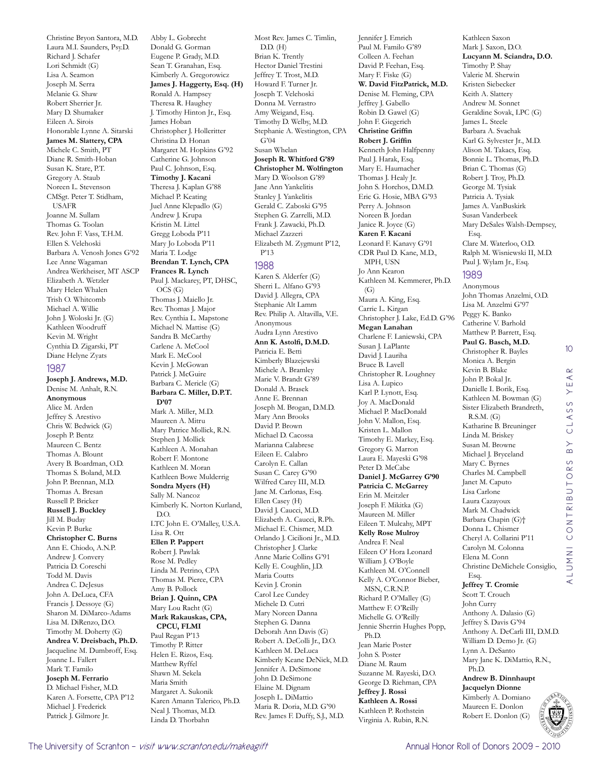Christine Bryon Santora, M.D.
Laura M.I. Saunders, Psy.D.
Richard J. Schafer
Lori Schmidt (G)
Lisa A. Seamon
Joseph M. Serra
Melanie G. Shaw
Robert Sherrier Jr.
Mary D. Shumaker
Eileen A. Sirois
Honorable Lynne A. Sitarski
**James M. Slattery, CPA**
Michele C. Smith, PT
Diane R. Smith-Hoban
Susan K. Stare, P.T.
Gregory A. Staub
Noreen L. Stevenson
CMSgt. Peter T. Stidham, USAFR
Joanne M. Sullam
Thomas G. Toolan
Rev. John F. Vass, T.H.M.
Ellen S. Velehoski
Barbara A. Venosh Jones G'92
Lee Anne Wagaman
Andrea Werkheiser, MT ASCP
Elizabeth A. Wetzler
Mary Helen Whalen
Trish O. Whitcomb
Michael A. Willie
John J. Woloski Jr. (G)
Kathleen Woodruff
Kevin M. Wright
Cynthia D. Zigarski, PT
Diane Helyne Zyats

## 1987

**Joseph J. Andrews, M.D.**
Denise M. Anhalt, R.N.
**Anonymous**
Alice M. Arden
Jeffrey S. Arestivo
Chris W. Bedwick (G)
Joseph P. Bentz
Maureen C. Bentz
Thomas A. Blount
Avery B. Boardman, O.D.
Thomas S. Boland, M.D.
John P. Brennan, M.D.
Thomas A. Bresan
Russell P. Bricker
**Russell J. Buckley**
Jill M. Buday
Kevin P. Burke
**Christopher C. Burns**
Ann E. Chiodo, A.N.P.
Andrew J. Convery
Patricia D. Coreschi
Todd M. Davis
Andrea C. DeJesus
John A. DeLuca, CFA
Francis J. Dessoye (G)
Sharon M. DiMarco-Adams
Lisa M. DiRenzo, D.O.
Timothy M. Doherty (G)
**Andrea V. Dreisbach, Ph.D.**
Jacqueline M. Dumbroff, Esq.
Joanne L. Fallert
Mark T. Familo
**Joseph M. Ferrario**
D. Michael Fisher, M.D.
Karen A. Forsette, CPA P'12
Michael J. Frederick
Patrick J. Gilmore Jr.
Abby L. Gobrecht
Donald G. Gorman
Eugene P. Grady, M.D.
Sean T. Granahan, Esq.
Kimberly A. Gregorowicz
**James J. Haggerty, Esq. (H)**
Ronald A. Hampsey
Theresa R. Haughey
J. Timothy Hinton Jr., Esq.
James Hoban
Christopher J. Holleritter
Christina D. Honan
Margaret M. Hopkins G'92
Catherine G. Johnson
Paul C. Johnson, Esq.
**Timothy J. Kacani**
Theresa J. Kaplan G'88
Michael P. Keating
Juel Anne Klepadlo (G)
Andrew J. Krupa
Kristin M. Littel
Gregg Loboda P'11
Mary Jo Loboda P'11
Maria T. Lodge
**Brendan T. Lynch, CPA**
**Frances R. Lynch**
Paul J. Mackarey, PT, DHSC, OCS (G)
Thomas J. Maiello Jr.
Rev. Thomas J. Major
Rev. Cynthia L. Mapstone
Michael N. Mattise (G)
Sandra B. McCarthy
Carlene A. McCool
Mark E. McCool
Kevin J. McGowan
Patrick J. McGuire
Barbara C. Mericle (G)
**Barbara C. Miller, D.P.T. D'07**
Mark A. Miller, M.D.
Maureen A. Mitru
Mary Patrice Mollick, R.N.
Stephen J. Mollick
Kathleen A. Monahan
Robert F. Montone
Kathleen M. Moran
Kathleen Bowe Mulderrig
**Sondra Myers (H)**
Sally M. Nancoz
Kimberly K. Norton Kurland, D.O.
LTC John E. O'Malley, U.S.A.
Lisa R. Ott
**Ellen P. Pappert**
Robert J. Pawlak
Rose M. Pedley
Linda M. Petrino, CPA
Thomas M. Pierce, CPA
Amy B. Pollock
**Brian J. Quinn, CPA**
Mary Lou Racht (G)
**Mark Rakauskas, CPA, CPCU, FLMI**
Paul Regan P'13
Timothy P. Ritter
Helen E. Rizos, Esq.
Matthew Ryffel
Shawn M. Sekela
Maria Smith
Margaret A. Sukonik
Karen Amann Talerico, Ph.D.
Neal J. Thomas, M.D.
Linda D. Thorbahn
Most Rev. James C. Timlin, D.D. (H)
Brian K. Trently
Hector Daniel Trestini
Jeffrey T. Trost, M.D.
Howard F. Turner Jr.
Joseph T. Velehoski
Donna M. Verrastro
Amy Weigand, Esq.
Timothy D. Welby, M.D.
Stephanie A. Westington, CPA G'04
Susan Whelan
**Joseph R. Whitford G'89**
**Christopher M. Wolfington**
Mary D. Woolson G'89
Jane Ann Yankelitis
Stanley J. Yankelitis
Gerald C. Zaboski G'95
Stephen G. Zarrelli, M.D.
Frank J. Zawacki, Ph.D.
Michael Zazzeri
Elizabeth M. Zygmunt P'12, P'13

## 1988

Karen S. Alderfer (G)
Sherri L. Alfano G'93
David J. Allegra, CPA
Stephanie Alt Lamm
Rev. Philip A. Altavilla, V.E.
Anonymous
Audra Lynn Arestivo
**Ann K. Astolfi, D.M.D.**
Patricia E. Betti
Kimberly Blazejewski
Michele A. Bramley
Marie V. Brandt G'89
Donald A. Brasek
Anne E. Brennan
Joseph M. Brogan, D.M.D.
Mary Ann Brooks
David P. Brown
Michael D. Cacossa
Marianna Calabrese
Eileen E. Calabro
Carolyn E. Callan
Susan C. Carey G'90
Wilfred Carey III, M.D.
Jane M. Carlonas, Esq.
Ellen Casey (H)
David J. Caucci, M.D.
Elizabeth A. Caucci, R.Ph.
Michael E. Chismer, M.D.
Orlando J. Cicilioni Jr., M.D.
Christopher J. Clarke
Anne Marie Collins G'91
Kelly E. Coughlin, J.D.
Maria Coutts
Kevin J. Cronin
Carol Lee Cundey
Michele D. Cutri
Mary Noreen Danna
Stephen G. Danna
Deborah Ann Davis (G)
Robert A. DeColli Jr., D.O.
Kathleen M. DeLuca
Kimberly Keane DeNick, M.D.
Jennifer A. DeSimone
John D. DeSimone
Elaine M. Dignam
Joseph L. DiMattio
Maria R. Doria, M.D. G'90
Rev. James F. Duffy, S.J., M.D.
Jennifer J. Emrich
Paul M. Familo G'89
Colleen A. Feehan
David P. Feehan, Esq.
Mary F. Fiske (G)
**W. David FitzPatrick, M.D.**
Denise M. Fleming, CPA
Jeffrey J. Gabello
Robin D. Gawel (G)
John F. Giegerich
**Christine Griffin**
**Robert J. Griffin**
Kenneth John Halfpenny
Paul J. Harak, Esq.
Mary E. Haumacher
Thomas J. Healy Jr.
John S. Horchos, D.M.D.
Eric G. Hosie, MBA G'93
Perry A. Johnson
Noreen B. Jordan
Janice R. Joyce (G)
**Karen F. Kacani**
Leonard F. Kanavy G'91
CDR Paul D. Kane, M.D., MPH, USN
Jo Ann Kearon
Kathleen M. Kemmerer, Ph.D. (G)
Maura A. King, Esq.
Carrie L. Kirgan
Christopher J. Lake, Ed.D. G'96
**Megan Lanahan**
Charlene F. Laniewski, CPA
Susan J. LaPlante
David J. Lauriha
Bruce B. Lavell
Christopher R. Loughney
Lisa A. Lupico
Karl P. Lynott, Esq.
Joy A. MacDonald
Michael P. MacDonald
John V. Mallon, Esq.
Kristen L. Mallon
Timothy E. Markey, Esq.
Gregory G. Marron
Laura E. Mayeski G'98
Peter D. McCabe
**Daniel J. McGarrey G'90**
**Patricia C. McGarrey**
Erin M. Meitzler
Joseph F. Mikitka (G)
Maureen M. Miller
Eileen T. Mulcahy, MPT
**Kelly Rose Mulroy**
Andrea F. Neal
Eileen O' Hora Leonard
William J. O'Boyle
Kathleen M. O'Connell
Kelly A. O'Connor Bieber, MSN, C.R.N.P.
Richard P. O'Malley (G)
Matthew F. O'Reilly
Michelle G. O'Reilly
Jennie Sherrin Hughes Popp, Ph.D.
Jean Marie Poster
John S. Poster
Diane M. Raum
Suzanne M. Rayeski, D.O.
George D. Riehman, CPA
**Jeffrey J. Rossi**
**Kathleen A. Rossi**
Kathleen P. Rothstein
Virginia A. Rubin, R.N.
Kathleen Saxon
Mark J. Saxon, D.O.
**Lucyann M. Sciandra, D.O.**
Timothy P. Shay
Valerie M. Sherwin
Kristen Siebecker
Keith A. Slattery
Andrew M. Sonnet
Geraldine Sovak, LPC (G)
James L. Steele
Barbara A. Svachak
Karl G. Sylvester Jr., M.D.
Alison M. Takacs, Esq.
Bonnie L. Thomas, Ph.D.
Brian C. Thomas (G)
Robert J. Troy, Ph.D.
George M. Tysiak
Patricia A. Tysiak
James A. VanBuskirk
Susan Vanderbeek
Mary DeSales Walsh-Dempsey, Esq.
Clare M. Waterloo, O.D.
Ralph M. Wisniewski II, M.D.
Paul J. Wylam Jr., Esq.

## 1989

Anonymous
John Thomas Anzelmi, O.D.
Lisa M. Anzelmi G'97
Peggy K. Banko
Catherine V. Barhold
Matthew P. Barrett, Esq.
**Paul G. Basch, M.D.**
Christopher R. Bayles
Monica A. Bergin
Kevin B. Blake
John P. Bokal Jr.
Danielle I. Borik, Esq.
Kathleen M. Bowman (G)
Sister Elizabeth Brandreth, R.S.M. (G)
Katharine B. Breuninger
Linda M. Briskey
Susan M. Browne
Michael J. Bryceland
Mary C. Byrnes
Charles M. Campbell
Janet M. Caputo
Lisa Carlone
Laura Cazayoux
Mark M. Chadwick
Barbara Chapin (G)†
Donna L. Chismer
Cheryl A. Collarini P'11
Carolyn M. Colonna
Elena M. Conn
Christine DeMichele Consiglio, Esq.
**Jeffrey T. Cromie**
Scott T. Crouch
John Curry
Anthony A. Dalasio (G)
Jeffrey S. Davis G'94
Anthony A. DeCarli III, D.M.D.
William D. Demo Jr. (G)
Lynn A. DeSanto
Mary Jane K. DiMattio, R.N., Ph.D.
**Andrew B. Dinnhaupt**
**Jacquelyn Dionne**
Kimberly A. Domiano
Maureen E. Donlon
Robert E. Donlon (G)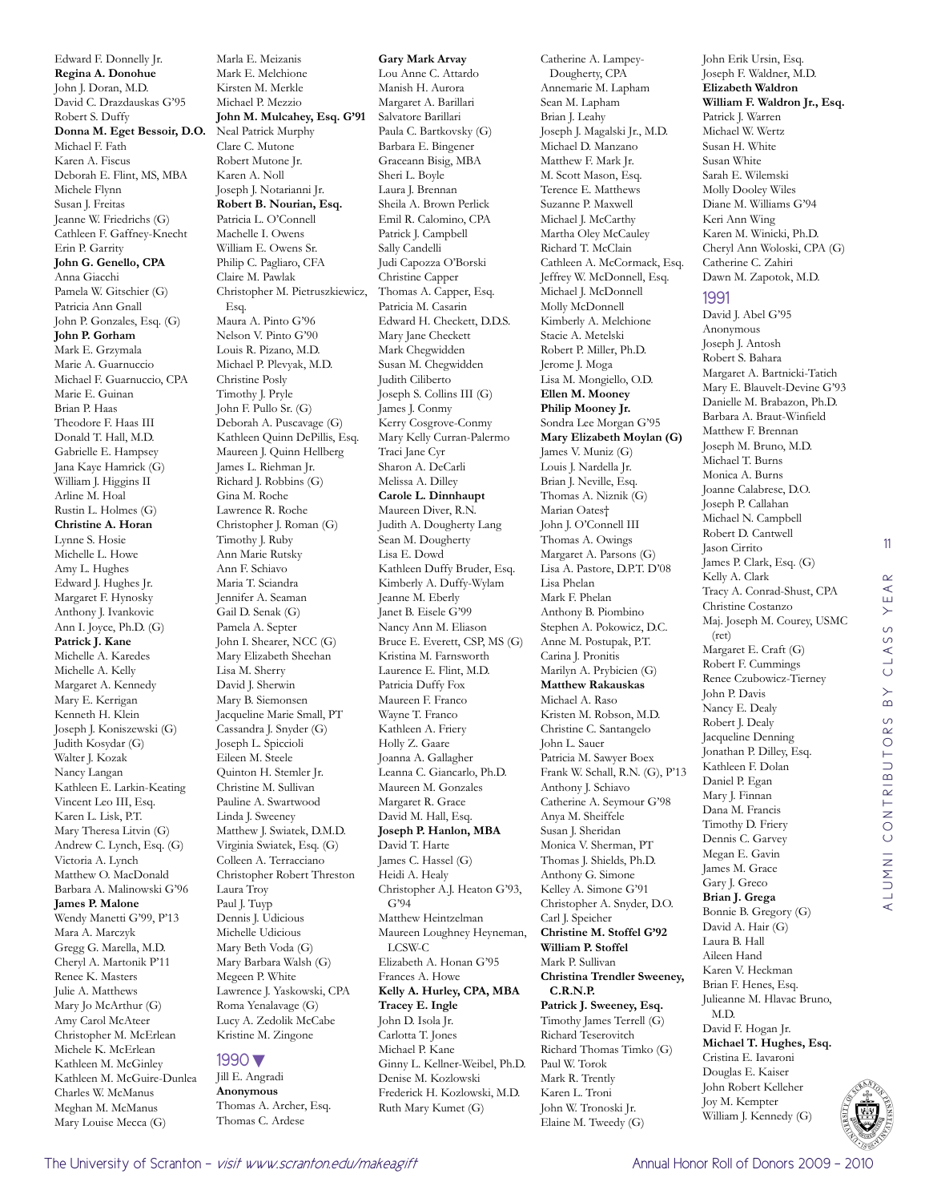Edward F. Donnelly Jr.
**Regina A. Donohue**
John J. Doran, M.D.
David C. Drazdauskas G'95
Robert S. Duffy
**Donna M. Eget Bessoir, D.O.**
Michael F. Fath
Karen A. Fiscus
Deborah E. Flint, MS, MBA
Michele Flynn
Susan J. Freitas
Jeanne W. Friedrichs (G)
Cathleen F. Gaffney-Knecht
Erin P. Garrity
**John G. Genello, CPA**
Anna Giacchi
Pamela W. Gitschier (G)
Patricia Ann Gnall
John P. Gonzales, Esq. (G)
**John P. Gorham**
Mark E. Grzymala
Marie A. Guarnuccio
Michael F. Guarnuccio, CPA
Marie E. Guinan
Brian P. Haas
Theodore F. Haas III
Donald T. Hall, M.D.
Gabrielle E. Hampsey
Jana Kaye Hamrick (G)
William J. Higgins II
Arline M. Hoal
Rustin L. Holmes (G)
**Christine A. Horan**
Lynne S. Hosie
Michelle L. Howe
Amy L. Hughes
Edward J. Hughes Jr.
Margaret F. Hynosky
Anthony J. Ivankovic
Ann I. Joyce, Ph.D. (G)
**Patrick J. Kane**
Michelle A. Karedes
Michelle A. Kelly
Margaret A. Kennedy
Mary E. Kerrigan
Kenneth H. Klein
Joseph J. Koniszewski (G)
Judith Kosydar (G)
Walter J. Kozak
Nancy Langan
Kathleen E. Larkin-Keating
Vincent Leo III, Esq.
Karen L. Lisk, P.T.
Mary Theresa Litvin (G)
Andrew C. Lynch, Esq. (G)
Victoria A. Lynch
Matthew O. MacDonald
Barbara A. Malinowski G'96
**James P. Malone**
Wendy Manetti G'99, P'13
Mara A. Marczyk
Gregg G. Marella, M.D.
Cheryl A. Martonik P'11
Renee K. Masters
Julie A. Matthews
Mary Jo McArthur (G)
Amy Carol McAteer
Christopher M. McErlean
Michele K. McErlean
Kathleen M. McGinley
Kathleen M. McGuire-Dunlea
Charles W. McManus
Meghan M. McManus
Mary Louise Mecca (G)
Marla E. Meizanis
Mark E. Melchione
Kirsten M. Merkle
Michael P. Mezzio
**John M. Mulcahey, Esq. G'91**
Neal Patrick Murphy
Clare C. Mutone
Robert Mutone Jr.
Karen A. Noll
Joseph J. Notarianni Jr.
**Robert B. Nourian, Esq.**
Patricia L. O'Connell
Machelle I. Owens
William E. Owens Sr.
Philip C. Pagliaro, CFA
Claire M. Pawlak
Christopher M. Pietruszkiewicz, Esq.
Maura A. Pinto G'96
Nelson V. Pinto G'90
Louis R. Pizano, M.D.
Michael P. Plevyak, M.D.
Christine Posly
Timothy J. Pryle
John F. Pullo Sr. (G)
Deborah A. Puscavage (G)
Kathleen Quinn DePillis, Esq.
Maureen J. Quinn Hellberg
James L. Riehman Jr.
Richard J. Robbins (G)
Gina M. Roche
Lawrence R. Roche
Christopher J. Roman (G)
Timothy J. Ruby
Ann Marie Rutsky
Ann F. Schiavo
Maria T. Sciandra
Jennifer A. Seaman
Gail D. Senak (G)
Pamela A. Septer
John I. Shearer, NCC (G)
Mary Elizabeth Sheehan
Lisa M. Sherry
David J. Sherwin
Mary B. Siemonsen
Jacqueline Marie Small, PT
Cassandra J. Snyder (G)
Joseph L. Spiccioli
Eileen M. Steele
Quinton H. Stemler Jr.
Christine M. Sullivan
Pauline A. Swartwood
Linda J. Sweeney
Matthew J. Swiatek, D.M.D.
Virginia Swiatek, Esq. (G)
Colleen A. Terracciano
Christopher Robert Threston
Laura Troy
Paul J. Tuyp
Dennis J. Udicious
Michelle Udicious
Mary Beth Voda (G)
Mary Barbara Walsh (G)
Megeen P. White
Lawrence J. Yaskowski, CPA
Roma Yenalavage (G)
Lucy A. Zedolik McCabe
Kristine M. Zingone

## 1990 ▼

Jill E. Angradi
**Anonymous**
Thomas A. Archer, Esq.
Thomas C. Ardese
**Gary Mark Arvay**
Lou Anne C. Attardo
Manish H. Aurora
Margaret A. Barillari
Salvatore Barillari
Paula C. Bartkovsky (G)
Barbara E. Bingener
Graceann Bisig, MBA
Sheri L. Boyle
Laura J. Brennan
Sheila A. Brown Perlick
Emil R. Calomino, CPA
Patrick J. Campbell
Sally Candelli
Judi Capozza O'Borski
Christine Capper
Thomas A. Capper, Esq.
Patricia M. Casarin
Edward H. Checkett, D.D.S.
Mary Jane Checkett
Mark Chegwidden
Susan M. Chegwidden
Judith Ciliberto
Joseph S. Collins III (G)
James J. Conmy
Kerry Cosgrove-Conmy
Mary Kelly Curran-Palermo
Traci Jane Cyr
Sharon A. DeCarli
Melissa A. Dilley
**Carole L. Dinnhaupt**
Maureen Diver, R.N.
Judith A. Dougherty Lang
Sean M. Dougherty
Lisa E. Dowd
Kathleen Duffy Bruder, Esq.
Kimberly A. Duffy-Wylam
Jeanne M. Eberly
Janet B. Eisele G'99
Nancy Ann M. Eliason
Bruce E. Everett, CSP, MS (G)
Kristina M. Farnsworth
Laurence E. Flint, M.D.
Patricia Duffy Fox
Maureen F. Franco
Wayne T. Franco
Kathleen A. Friery
Holly Z. Gaare
Joanna A. Gallagher
Leanna C. Giancarlo, Ph.D.
Maureen M. Gonzales
Margaret R. Grace
David M. Hall, Esq.
**Joseph P. Hanlon, MBA**
David T. Harte
James C. Hassel (G)
Heidi A. Healy
Christopher A.J. Heaton G'93, G'94
Matthew Heintzelman
Maureen Loughney Heyneman, LCSW-C
Elizabeth A. Honan G'95
Frances A. Howe
**Kelly A. Hurley, CPA, MBA**
**Tracey E. Ingle**
John D. Isola Jr.
Carlotta T. Jones
Michael P. Kane
Ginny L. Kellner-Weibel, Ph.D.
Denise M. Kozlowski
Frederick H. Kozlowski, M.D.
Ruth Mary Kumet (G)
Catherine A. Lampey-Dougherty, CPA
Annemarie M. Lapham
Sean M. Lapham
Brian J. Leahy
Joseph J. Magalski Jr., M.D.
Michael D. Manzano
Matthew F. Mark Jr.
M. Scott Mason, Esq.
Terence E. Matthews
Suzanne P. Maxwell
Michael J. McCarthy
Martha Oley McCauley
Richard T. McClain
Cathleen A. McCormack, Esq.
Jeffrey W. McDonnell, Esq.
Michael J. McDonnell
Molly McDonnell
Kimberly A. Melchione
Stacie A. Metelski
Robert P. Miller, Ph.D.
Jerome J. Moga
Lisa M. Mongiello, O.D.
**Ellen M. Mooney**
**Philip Mooney Jr.**
Sondra Lee Morgan G'95
**Mary Elizabeth Moylan (G)**
James V. Muniz (G)
Louis J. Nardella Jr.
Brian J. Neville, Esq.
Thomas A. Niznik (G)
Marian Oates†
John J. O'Connell III
Thomas A. Owings
Margaret A. Parsons (G)
Lisa A. Pastore, D.P.T. D'08
Lisa Phelan
Mark F. Phelan
Anthony B. Piombino
Stephen A. Pokowicz, D.C.
Anne M. Postupak, P.T.
Carina J. Pronitis
Marilyn A. Prybicien (G)
**Matthew Rakauskas**
Michael A. Raso
Kristen M. Robson, M.D.
Christine C. Santangelo
John L. Sauer
Patricia M. Sawyer Boex
Frank W. Schall, R.N. (G), P'13
Anthony J. Schiavo
Catherine A. Seymour G'98
Anya M. Sheiffele
Susan J. Sheridan
Monica V. Sherman, PT
Thomas J. Shields, Ph.D.
Anthony G. Simone
Kelley A. Simone G'91
Christopher A. Snyder, D.O.
Carl J. Speicher
**Christine M. Stoffel G'92**
**William P. Stoffel**
Mark P. Sullivan
**Christina Trendler Sweeney, C.R.N.P.**
**Patrick J. Sweeney, Esq.**
Timothy James Terrell (G)
Richard Teserovitch
Richard Thomas Timko (G)
Paul W. Torok
Mark R. Trently
Karen L. Troni
John W. Tronoski Jr.
Elaine M. Tweedy (G)
John Erik Ursin, Esq.
Joseph F. Waldner, M.D.
**Elizabeth Waldron**
**William F. Waldron Jr., Esq.**
Patrick J. Warren
Michael W. Wertz
Susan H. White
Susan White
Sarah E. Wilemski
Molly Dooley Wiles
Diane M. Williams G'94
Keri Ann Wing
Karen M. Winicki, Ph.D.
Cheryl Ann Woloski, CPA (G)
Catherine C. Zahiri
Dawn M. Zapotok, M.D.

## 1991

David J. Abel G'95
Anonymous
Joseph J. Antosh
Robert S. Bahara
Margaret A. Bartnicki-Tatich
Mary E. Blauvelt-Devine G'93
Danielle M. Brabazon, Ph.D.
Barbara A. Braut-Winfield
Matthew F. Brennan
Joseph M. Bruno, M.D.
Michael T. Burns
Monica A. Burns
Joanne Calabrese, D.O.
Joseph P. Callahan
Michael N. Campbell
Robert D. Cantwell
Jason Cirrito
James P. Clark, Esq. (G)
Kelly A. Clark
Tracy A. Conrad-Shust, CPA
Christine Costanzo
Maj. Joseph M. Courey, USMC (ret)
Margaret E. Craft (G)
Robert F. Cummings
Renee Czubowicz-Tierney
John P. Davis
Nancy E. Dealy
Robert J. Dealy
Jacqueline Denning
Jonathan P. Dilley, Esq.
Kathleen F. Dolan
Daniel P. Egan
Mary J. Finnan
Dana M. Francis
Timothy D. Friery
Dennis C. Garvey
Megan E. Gavin
James M. Grace
Gary J. Greco
**Brian J. Grega**
Bonnie B. Gregory (G)
David A. Hair (G)
Laura B. Hall
Aileen Hand
Karen V. Heckman
Brian F. Henes, Esq.
Julieanne M. Hlavac Bruno, M.D.
David F. Hogan Jr.
**Michael T. Hughes, Esq.**
Cristina E. Iavaroni
Douglas E. Kaiser
John Robert Kelleher
Joy M. Kempter
William J. Kennedy (G)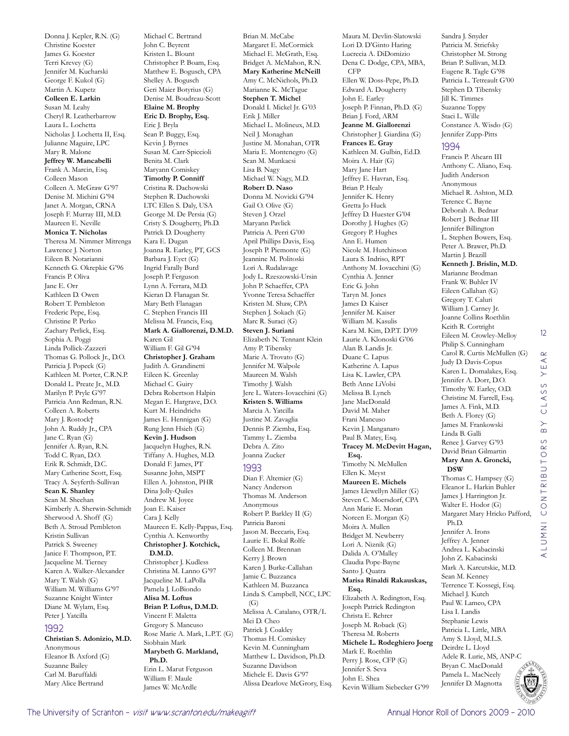Donna J. Kepler, R.N. (G)
Christine Koester
James G. Koester
Terri Krevey (G)
Jennifer M. Kucharski
George F. Kukol (G)
Martin A. Kupetz
**Colleen E. Larkin**
Susan M. Leahy
Cheryl R. Leatherbarrow
Laura L. Lochetta
Nicholas J. Lochetta II, Esq.
Julianne Maguire, LPC
Mary R. Malone
**Jeffrey W. Mancabelli**
Frank A. Marcin, Esq.
Colleen Mason
Colleen A. McGraw G'97
Denise M. Michini G'94
Janet A. Morgan, CRNA
Joseph F. Murray III, M.D.
Maureen E. Neville
**Monica T. Nicholas**
Theresa M. Nimmer Mitrenga
Lawrence J. Norton
Eileen B. Notarianni
Kenneth G. Okrepkie G'96
Francis P. Oliva
Jane E. Orr
Kathleen D. Owen
Robert T. Pembleton
Frederic Pepe, Esq.
Christine P. Perko
Zachary Perlick, Esq.
Sophia A. Poggi
Linda Pollick-Zazzeri
Thomas G. Pollock Jr., D.O.
Patricia J. Popeck (G)
Kathleen M. Porter, C.R.N.P.
Donald L. Preate Jr., M.D.
Marilyn P. Pryle G'97
Patricia Ann Redman, R.N.
Colleen A. Roberts
Mary J. Rostock†
John A. Ruddy Jr., CPA
Jane C. Ryan (G)
Jennifer A. Ryan, R.N.
Todd C. Ryan, D.O.
Erik R. Schmidt, D.C.
Mary Catherine Scott, Esq.
Tracy A. Seyferth-Sullivan
**Sean K. Shanley**
Sean M. Sheehan
Kimberly A. Sherwin-Schmidt
Sherwood A. Shoff (G)
Beth A. Stroud Pembleton
Kristin Sullivan
Patrick S. Sweeney
Janice F. Thompson, P.T.
Jacqueline M. Tierney
Karen A. Walker-Alexander
Mary T. Walsh (G)
William M. Williams G'97
Suzanne Knight Winter
Diane M. Wylam, Esq.
Peter J. Yatcilla

## 1992

**Christian S. Adonizio, M.D.**
Anonymous
Eleanor B. Axford (G)
Suzanne Bailey
Carl M. Baruffaldi
Mary Alice Bertrand
Michael C. Bertrand
John C. Beyrent
Kristen L. Blount
Christopher P. Boam, Esq.
Matthew E. Bogusch, CPA
Shelley A. Bogusch
Geri Maier Botyrius (G)
Denise M. Boudreau-Scott
**Elaine M. Brophy**
**Eric D. Brophy, Esq.**
Eric J. Bryla
Sean P. Buggy, Esq.
Kevin J. Byrnes
Susan M. Carr-Spiccioli
Benita M. Clark
Maryann Comiskey
**Timothy P. Conniff**
Cristina R. Dachowski
Stephen R. Dachowski
LTC Ellen S. Daly, USA
George M. De Persia (G)
Cristy S. Dougherty, Ph.D.
Patrick D. Dougherty
Kara E. Dugan
Joanna R. Earley, PT, GCS
Barbara J. Eyet (G)
Ingrid Farally Burd
Joseph P. Ferguson
Lynn A. Ferrara, M.D.
Kieran D. Flanagan Sr.
Mary Beth Flanagan
C. Stephen Francis III
Melissa M. Francis, Esq.
**Mark A. Giallorenzi, D.M.D.**
Karen Gil
William F. Gil G'94
**Christopher J. Graham**
Judith A. Grandinetti
Eileen K. Greenlay
Michael C. Guiry
Debra Robertson Halpin
Megan E. Hargrave, D.O.
Kurt M. Heindrichs
James E. Hennigan (G)
Rung Jenn Hsieh (G)
**Kevin J. Hudson**
Jacquelyn Hughes, R.N.
Tiffany A. Hughes, M.D.
Donald F. James, PT
Susanne John, MSPT
Ellen A. Johnston, PHR
Dina Jolly-Quiles
Andrew M. Joyce
Joan E. Kaiser
Cara J. Kelly
Maureen E. Kelly-Pappas, Esq.
Cynthia A. Kenworthy
**Christopher J. Kotchick, D.M.D.**
Christopher J. Kudless
Christina M. Lanno G'97
Jacqueline M. LaPolla
Pamela J. LoBiondo
**Alisa M. Loftus**
**Brian P. Loftus, D.M.D.**
Vincent F. Maletta
Gregory S. Mancuso
Rose Marie A. Mark, L.P.T. (G)
Siobhain Mark
**Marybeth G. Markland, Ph.D.**
Erin L. Marut Ferguson
William F. Maule
James W. McArdle
Brian M. McCabe
Margaret E. McCormick
Michael E. McGrath, Esq.
Bridget A. McMahon, R.N.
**Mary Katherine McNeill**
Amy C. McNichols, Ph.D.
Marianne K. McTague
**Stephen T. Michel**
Donald I. Mickel Jr. G'03
Erik J. Miller
Michael L. Molineux, M.D.
Neil J. Monaghan
Justine M. Monahan, OTR
Maria E. Montenegro (G)
Sean M. Munkacsi
Lisa B. Nagy
Michael W. Nagy, M.D.
**Robert D. Naso**
Donna M. Novicki G'94
Gail O. Olive (G)
Steven J. Orzel
Maryann Pavlick
Patricia A. Perri G'00
April Phillips Davis, Esq.
Joseph P. Piemonte (G)
Jeannine M. Politoski
Lori A. Rudalavage
Jody L. Rzeszowski-Ursin
John P. Schaeffer, CPA
Yvonne Teresa Schaeffer
Kristen M. Shaw, CPA
Stephen J. Sokach (G)
Marc R. Suraci (G)
**Steven J. Suriani**
Elizabeth N. Tennant Klein
Amy P. Tibensky
Marie A. Trovato (G)
Jennifer M. Walpole
Maureen M. Walsh
Timothy J. Walsh
Jere L. Waters-Iovacchini (G)
**Kristen S. Williams**
Marcia A. Yatcilla
Justine M. Zavaglia
Dennis P. Ziemba, Esq.
Tammy L. Ziemba
Debra A. Zito
Joanna Zucker

## 1993

Dian F. Altemier (G)
Nancy Anderson
Thomas M. Anderson
Anonymous
Robert P. Barkley II (G)
Patricia Baroni
Jason M. Beccaris, Esq.
Laurie E. Bokal Rolfe
Colleen M. Brennan
Kerry J. Brown
Karen J. Burke-Callahan
Jamie C. Buzzanca
Kathleen M. Buzzanca
Linda S. Campbell, NCC, LPC (G)
Melissa A. Catalano, OTR/L
Mei D. Cheo
Patrick J. Coakley
Thomas H. Comiskey
Kevin M. Cunningham
Matthew L. Davidson, Ph.D.
Suzanne Davidson
Michele E. Davis G'97
Alissa Dearlove McGrory, Esq.
Maura M. Devlin-Slatowski
Lori D. D'Ginto Haring
Lucrecia A. DiDomizio
Dena C. Dodge, CPA, MBA, CFP
Ellen W. Doss-Pepe, Ph.D.
Edward A. Dougherty
John E. Earley
Joseph P. Finnan, Ph.D. (G)
Brian J. Ford, ARM
**Jeanne M. Giallorenzi**
Christopher J. Giardina (G)
**Frances E. Gray**
Kathleen M. Gulbin, Ed.D.
Moira A. Hair (G)
Mary Jane Hart
Jeffrey E. Havran, Esq.
Brian P. Healy
Jennifer K. Henry
Gretta Jo Huck
Jeffrey D. Huester G'04
Dorothy J. Hughes (G)
Gregory P. Hughes
Ann E. Humen
Nicole M. Hutchinson
Laura S. Indriso, RPT
Anthony M. Iovacchini (G)
Cynthia A. Jenner
Eric G. John
Taryn M. Jones
James D. Kaiser
Jennifer M. Kaiser
William M. Kasulis
Kara M. Kim, D.P.T. D'09
Laurie A. Klonoski G'06
Alan B. Landis Jr.
Duane C. Lapus
Katherine A. Lapus
Lisa K. Lawler, CPA
Beth Anne LiVolsi
Melissa B. Lynch
Jane MacDonald
David M. Maher
Frani Mancuso
Kevin J. Manganaro
Paul B. Matey, Esq.
**Tracey M. McDevitt Hagan, Esq.**
Timothy N. McMullen
Ellen K. Meyst
**Maureen E. Michels**
James Llewellyn Miller (G)
Steven C. Moersdorf, CPA
Ann Marie E. Moran
Noreen E. Morgan (G)
Moira A. Mullen
Bridget M. Newberry
Lori A. Niznik (G)
Dalida A. O'Malley
Claudia Pope-Bayne
Santo J. Quatra
**Marisa Rinaldi Rakauskas, Esq.**
Elizabeth A. Redington, Esq.
Joseph Patrick Redington
Christa E. Rehrer
Joseph M. Roback (G)
Theresa M. Roberts
**Michele L. Rodeghiero Joerg**
Mark E. Roethlin
Perry J. Rose, CFP (G)
Jennifer S. Seva
John E. Shea
Kevin William Siebecker G'99
Sandra J. Snyder
Patricia M. Striefsky
Christopher M. Strong
Brian P. Sullivan, M.D.
Eugene R. Tagle G'98
Patricia L. Tetreault G'00
Stephen D. Tibensky
Jill K. Timmes
Suzanne Toppy
Staci L. Wille
Constance A. Wisdo (G)
Jennifer Zupp-Pitts

## 1994

Francis P. Ahearn III
Anthony C. Aliano, Esq.
Judith Anderson
Anonymous
Michael R. Ashton, M.D.
Terence C. Bayne
Deborah A. Bednar
Robert J. Bednar III
Jennifer Billington
L. Stephen Bowers, Esq.
Peter A. Brawer, Ph.D.
Martin J. Brazill
**Kenneth J. Brislin, M.D.**
Marianne Brodman
Frank W. Buhler IV
Eileen Callahan (G)
Gregory T. Caluri
William J. Carney Jr.
Joanne Collins Roethlin
Keith R. Cortright
Eileen M. Crowley-Melloy
Philip S. Cunningham
Carol R. Curtis McMullen (G)
Judy D. Davis-Copus
Karen L. Domalakes, Esq.
Jennifer A. Dorr, D.O.
Timothy W. Earley, O.D.
Christine M. Farrell, Esq.
James A. Fink, M.D.
Beth A. Florey (G)
James M. Frankowski
Linda B. Galli
Renee J. Garvey G'93
David Brian Gilmartin
**Mary Ann A. Groncki, DSW**
Thomas C. Hampsey (G)
Eleanor L. Harkin Buhler
James J. Harrington Jr.
Walter E. Hodor (G)
Margaret Mary Hricko Pafford, Ph.D.
Jennifer A. Irons
Jeffrey A. Jenner
Andrea L. Kabacinski
John Z. Kabacinski
Mark A. Karcutskie, M.D.
Sean M. Kenney
Terrence T. Kossegi, Esq.
Michael J. Kutch
Paul W. Lameo, CPA
Lisa I. Landis
Stephanie Lewis
Patricia L. Little, MBA
Amy S. Lloyd, M.L.S.
Deirdre L. Lloyd
Adele R. Lurie, MS, ANP-C
Bryan C. MacDonald
Pamela L. MacNeely
Jennifer D. Magnotta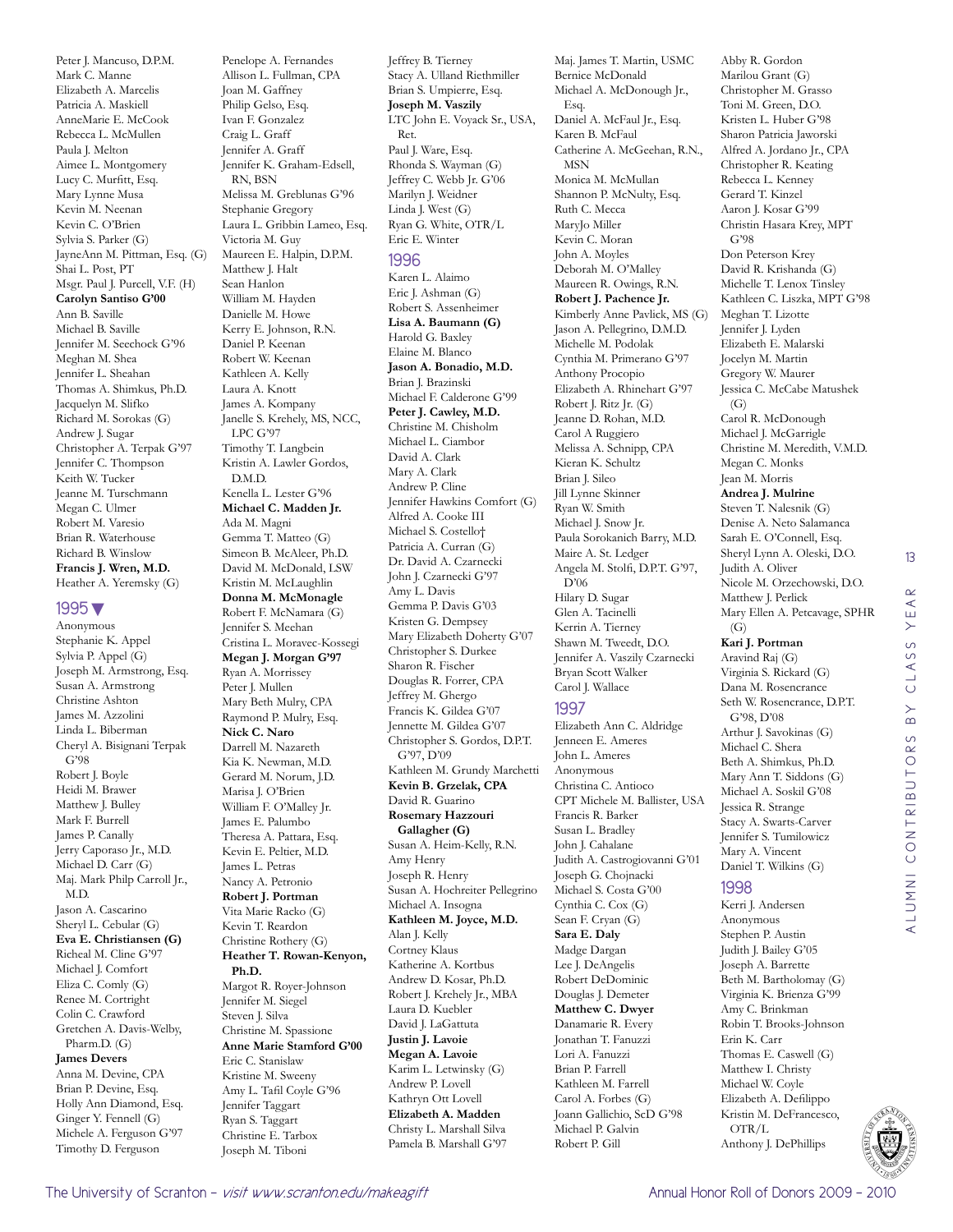Peter J. Mancuso, D.P.M.
Mark C. Manne
Elizabeth A. Marcelis
Patricia A. Maskiell
AnneMarie E. McCook
Rebecca L. McMullen
Paula J. Melton
Aimee L. Montgomery
Lucy C. Murfitt, Esq.
Mary Lynne Musa
Kevin M. Neenan
Kevin C. O'Brien
Sylvia S. Parker (G)
JayneAnn M. Pittman, Esq. (G)
Shai L. Post, PT
Msgr. Paul J. Purcell, V.F. (H)
**Carolyn Santiso G'00**
Ann B. Saville
Michael B. Saville
Jennifer M. Seechock G'96
Meghan M. Shea
Jennifer L. Sheahan
Thomas A. Shimkus, Ph.D.
Jacquelyn M. Slifko
Richard M. Sorokas (G)
Andrew J. Sugar
Christopher A. Terpak G'97
Jennifer C. Thompson
Keith W. Tucker
Jeanne M. Turschmann
Megan C. Ulmer
Robert M. Varesio
Brian R. Waterhouse
Richard B. Winslow
**Francis J. Wren, M.D.**
Heather A. Yeremsky (G)

## 1995▼

Anonymous
Stephanie K. Appel
Sylvia P. Appel (G)
Joseph M. Armstrong, Esq.
Susan A. Armstrong
Christine Ashton
James M. Azzolini
Linda L. Biberman
Cheryl A. Bisignani Terpak G'98
Robert J. Boyle
Heidi M. Brawer
Matthew J. Bulley
Mark F. Burrell
James P. Canally
Jerry Caporaso Jr., M.D.
Michael D. Carr (G)
Maj. Mark Philp Carroll Jr., M.D.
Jason A. Cascarino
Sheryl L. Cebular (G)
**Eva E. Christiansen (G)**
Richeal M. Cline G'97
Michael J. Comfort
Eliza C. Comly (G)
Renee M. Cortright
Colin C. Crawford
Gretchen A. Davis-Welby, Pharm.D. (G)
**James Devers**
Anna M. Devine, CPA
Brian P. Devine, Esq.
Holly Ann Diamond, Esq.
Ginger Y. Fennell (G)
Michele A. Ferguson G'97
Timothy D. Ferguson
Penelope A. Fernandes
Allison L. Fullman, CPA
Joan M. Gaffney
Philip Gelso, Esq.
Ivan F. Gonzalez
Craig L. Graff
Jennifer A. Graff
Jennifer K. Graham-Edsell, RN, BSN
Melissa M. Greblunas G'96
Stephanie Gregory
Laura L. Gribbin Lameo, Esq.
Victoria M. Guy
Maureen E. Halpin, D.P.M.
Matthew J. Halt
Sean Hanlon
William M. Hayden
Danielle M. Howe
Kerry E. Johnson, R.N.
Daniel P. Keenan
Robert W. Keenan
Kathleen A. Kelly
Laura A. Knott
James A. Kompany
Janelle S. Krehely, MS, NCC, LPC G'97
Timothy T. Langbein
Kristin A. Lawler Gordos, D.M.D.
Kenella L. Lester G'96
**Michael C. Madden Jr.**
Ada M. Magni
Gemma T. Matteo (G)
Simeon B. McAleer, Ph.D.
David M. McDonald, LSW
Kristin M. McLaughlin
**Donna M. McMonagle**
Robert F. McNamara (G)
Jennifer S. Meehan
Cristina L. Moravec-Kossegi
**Megan J. Morgan G'97**
Ryan A. Morrissey
Peter J. Mullen
Mary Beth Mulry, CPA
Raymond P. Mulry, Esq.
**Nick C. Naro**
Darrell M. Nazareth
Kia K. Newman, M.D.
Gerard M. Norum, J.D.
Marisa J. O'Brien
William F. O'Malley Jr.
James E. Palumbo
Theresa A. Pattara, Esq.
Kevin E. Peltier, M.D.
James L. Petras
Nancy A. Petronio
**Robert J. Portman**
Vita Marie Racko (G)
Kevin T. Reardon
Christine Rothery (G)
**Heather T. Rowan-Kenyon, Ph.D.**
Margot R. Royer-Johnson
Jennifer M. Siegel
Steven J. Silva
Christine M. Spassione
**Anne Marie Stamford G'00**
Eric C. Stanislaw
Kristine M. Sweeny
Amy L. Tafil Coyle G'96
Jennifer Taggart
Ryan S. Taggart
Christine E. Tarbox
Joseph M. Tiboni
Jeffrey B. Tierney
Stacy A. Ulland Riethmiller
Brian S. Umpierre, Esq.
**Joseph M. Vaszily**
LTC John E. Voyack Sr., USA, Ret.
Paul J. Ware, Esq.
Rhonda S. Wayman (G)
Jeffrey C. Webb Jr. G'06
Marilyn J. Weidner
Linda J. West (G)
Ryan G. White, OTR/L
Eric E. Winter

## 1996

Karen L. Alaimo
Eric J. Ashman (G)
Robert S. Assenheimer
**Lisa A. Baumann (G)**
Harold G. Baxley
Elaine M. Blanco
**Jason A. Bonadio, M.D.**
Brian J. Brazinski
Michael F. Calderone G'99
**Peter J. Cawley, M.D.**
Christine M. Chisholm
Michael L. Ciambor
David A. Clark
Mary A. Clark
Andrew P. Cline
Jennifer Hawkins Comfort (G)
Alfred A. Cooke III
Michael S. Costello†
Patricia A. Curran (G)
Dr. David A. Czarnecki
John J. Czarnecki G'97
Amy L. Davis
Gemma P. Davis G'03
Kristen G. Dempsey
Mary Elizabeth Doherty G'07
Christopher S. Durkee
Sharon R. Fischer
Douglas R. Forrer, CPA
Jeffrey M. Ghergo
Francis K. Gildea G'07
Jennette M. Gildea G'07
Christopher S. Gordos, D.P.T. G'97, D'09
Kathleen M. Grundy Marchetti
**Kevin B. Grzelak, CPA**
David R. Guarino
**Rosemary Hazzouri Gallagher (G)**
Susan A. Heim-Kelly, R.N.
Amy Henry
Joseph R. Henry
Susan A. Hochreiter Pellegrino
Michael A. Insogna
**Kathleen M. Joyce, M.D.**
Alan J. Kelly
Cortney Klaus
Katherine A. Kortbus
Andrew D. Kosar, Ph.D.
Robert J. Krehely Jr., MBA
Laura D. Kuebler
David J. LaGattuta
**Justin J. Lavoie**
**Megan A. Lavoie**
Karim L. Letwinsky (G)
Andrew P. Lovell
Kathryn Ott Lovell
**Elizabeth A. Madden**
Christy L. Marshall Silva
Pamela B. Marshall G'97
Maj. James T. Martin, USMC
Bernice McDonald
Michael A. McDonough Jr., Esq.
Daniel A. McFaul Jr., Esq.
Karen B. McFaul
Catherine A. McGeehan, R.N., MSN
Monica M. McMullan
Shannon P. McNulty, Esq.
Ruth C. Mecca
MaryJo Miller
Kevin C. Moran
John A. Moyles
Deborah M. O'Malley
Maureen R. Owings, R.N.
**Robert J. Pachence Jr.**
Kimberly Anne Pavlick, MS (G)
Jason A. Pellegrino, D.M.D.
Michelle M. Podolak
Cynthia M. Primerano G'97
Anthony Procopio
Elizabeth A. Rhinehart G'97
Robert J. Ritz Jr. (G)
Jeanne D. Rohan, M.D.
Carol A Ruggiero
Melissa A. Schnipp, CPA
Kieran K. Schultz
Brian J. Sileo
Jill Lynne Skinner
Ryan W. Smith
Michael J. Snow Jr.
Paula Sorokanich Barry, M.D.
Maire A. St. Ledger
Angela M. Stolfi, D.P.T. G'97, D'06
Hilary D. Sugar
Glen A. Tacinelli
Kerrin A. Tierney
Shawn M. Tweedt, D.O.
Jennifer A. Vaszily Czarnecki
Bryan Scott Walker
Carol J. Wallace

## 1997

Elizabeth Ann C. Aldridge
Jenneen E. Ameres
John L. Ameres
Anonymous
Christina C. Antioco
CPT Michele M. Ballister, USA
Francis R. Barker
Susan L. Bradley
John J. Cahalane
Judith A. Castrogiovanni G'01
Joseph G. Chojnacki
Michael S. Costa G'00
Cynthia C. Cox (G)
Sean F. Cryan (G)
**Sara E. Daly**
Madge Dargan
Lee J. DeAngelis
Robert DeDominic
Douglas J. Demeter
**Matthew C. Dwyer**
Danamarie R. Every
Jonathan T. Fanuzzi
Lori A. Fanuzzi
Brian P. Farrell
Kathleen M. Farrell
Carol A. Forbes (G)
Joann Gallichio, ScD G'98
Michael P. Galvin
Robert P. Gill
Abby R. Gordon
Marilou Grant (G)
Christopher M. Grasso
Toni M. Green, D.O.
Kristen L. Huber G'98
Sharon Patricia Jaworski
Alfred A. Jordano Jr., CPA
Christopher R. Keating
Rebecca L. Kenney
Gerard T. Kinzel
Aaron J. Kosar G'99
Christin Hasara Krey, MPT G'98
Don Peterson Krey
David R. Krishanda (G)
Michelle T. Lenox Tinsley
Kathleen C. Liszka, MPT G'98
Meghan T. Lizotte
Jennifer J. Lyden
Elizabeth E. Malarski
Jocelyn M. Martin
Gregory W. Maurer
Jessica C. McCabe Matushek (G)
Carol R. McDonough
Michael J. McGarrigle
Christine M. Meredith, V.M.D.
Megan C. Monks
Jean M. Morris
**Andrea J. Mulrine**
Steven T. Nalesnik (G)
Denise A. Neto Salamanca
Sarah E. O'Connell, Esq.
Sheryl Lynn A. Oleski, D.O.
Judith A. Oliver
Nicole M. Orzechowski, D.O.
Matthew J. Perlick
Mary Ellen A. Petcavage, SPHR (G)
**Kari J. Portman**
Aravind Raj (G)
Virginia S. Rickard (G)
Dana M. Rosencrance
Seth W. Rosencrance, D.P.T. G'98, D'08
Arthur J. Savokinas (G)
Michael C. Shera
Beth A. Shimkus, Ph.D.
Mary Ann T. Siddons (G)
Michael A. Soskil G'08
Jessica R. Strange
Stacy A. Swarts-Carver
Jennifer S. Tumilowicz
Mary A. Vincent
Daniel T. Wilkins (G)

## 1998

Kerri J. Andersen
Anonymous
Stephen P. Austin
Judith J. Bailey G'05
Joseph A. Barrette
Beth M. Bartholomay (G)
Virginia K. Brienza G'99
Amy C. Brinkman
Robin T. Brooks-Johnson
Erin K. Carr
Thomas E. Caswell (G)
Matthew I. Christy
Michael W. Coyle
Elizabeth A. Defilippo
Kristin M. DeFrancesco, OTR/L
Anthony J. DePhillips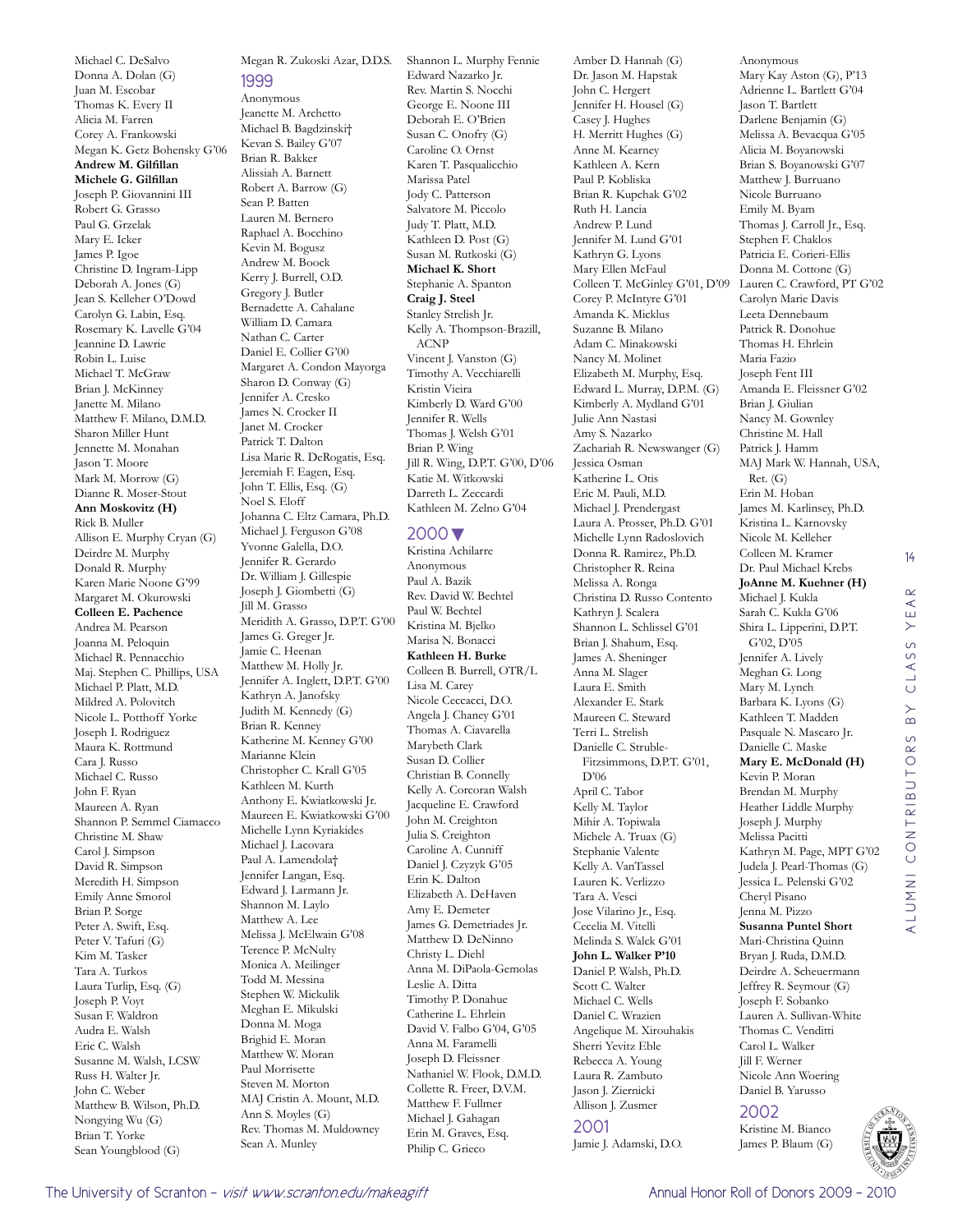Michael C. DeSalvo
Donna A. Dolan (G)
Juan M. Escobar
Thomas K. Every II
Alicia M. Farren
Corey A. Frankowski
Megan K. Getz Bohensky G'06
**Andrew M. Gilfillan**
**Michele G. Gilfillan**
Joseph P. Giovannini III
Robert G. Grasso
Paul G. Grzelak
Mary E. Icker
James P. Igoe
Christine D. Ingram-Lipp
Deborah A. Jones (G)
Jean S. Kelleher O'Dowd
Carolyn G. Labin, Esq.
Rosemary K. Lavelle G'04
Jeannine D. Lawrie
Robin L. Luise
Michael T. McGraw
Brian J. McKinney
Janette M. Milano
Matthew F. Milano, D.M.D.
Sharon Miller Hunt
Jennette M. Monahan
Jason T. Moore
Mark M. Morrow (G)
Dianne R. Moser-Stout
**Ann Moskovitz (H)**
Rick B. Muller
Allison E. Murphy Cryan (G)
Deirdre M. Murphy
Donald R. Murphy
Karen Marie Noone G'99
Margaret M. Okurowski
**Colleen E. Pachence**
Andrea M. Pearson
Joanna M. Peloquin
Michael R. Pennacchio
Maj. Stephen C. Phillips, USA
Michael P. Platt, M.D.
Mildred A. Polovitch
Nicole L. Potthoff Yorke
Joseph I. Rodriguez
Maura K. Rottmund
Cara J. Russo
Michael C. Russo
John F. Ryan
Maureen A. Ryan
Shannon P. Semmel Ciamacco
Christine M. Shaw
Carol J. Simpson
David R. Simpson
Meredith H. Simpson
Emily Anne Smorol
Brian P. Sorge
Peter A. Swift, Esq.
Peter V. Tafuri (G)
Kim M. Tasker
Tara A. Turkos
Laura Turlip, Esq. (G)
Joseph P. Voyt
Susan F. Waldron
Audra E. Walsh
Eric C. Walsh
Susanne M. Walsh, LCSW
Russ H. Walter Jr.
John C. Weber
Matthew B. Wilson, Ph.D.
Nongying Wu (G)
Brian T. Yorke
Sean Youngblood (G)
Megan R. Zukoski Azar, D.D.S.

## 1999

Anonymous
Jeanette M. Archetto
Michael B. Bagdzinski†
Kevan S. Bailey G'07
Brian R. Bakker
Alissiah A. Barnett
Robert A. Barrow (G)
Sean P. Batten
Lauren M. Bernero
Raphael A. Bocchino
Kevin M. Bogusz
Andrew M. Boock
Kerry J. Burrell, O.D.
Gregory J. Butler
Bernadette A. Cahalane
William D. Camara
Nathan C. Carter
Daniel E. Collier G'00
Margaret A. Condon Mayorga
Sharon D. Conway (G)
Jennifer A. Cresko
James N. Crocker II
Janet M. Crocker
Patrick T. Dalton
Lisa Marie R. DeRogatis, Esq.
Jeremiah F. Eagen, Esq.
John T. Ellis, Esq. (G)
Noel S. Eloff
Johanna C. Eltz Camara, Ph.D.
Michael J. Ferguson G'08
Yvonne Galella, D.O.
Jennifer R. Gerardo
Dr. William J. Gillespie
Joseph J. Giombetti (G)
Jill M. Grasso
Meridith A. Grasso, D.P.T. G'00
James G. Greger Jr.
Jamie C. Heenan
Matthew M. Holly Jr.
Jennifer A. Inglett, D.P.T. G'00
Kathryn A. Janofsky
Judith M. Kennedy (G)
Brian R. Kenney
Katherine M. Kenney G'00
Marianne Klein
Christopher C. Krall G'05
Kathleen M. Kurth
Anthony E. Kwiatkowski Jr.
Maureen E. Kwiatkowski G'00
Michelle Lynn Kyriakides
Michael J. Lacovara
Paul A. Lamendola†
Jennifer Langan, Esq.
Edward J. Larmann Jr.
Shannon M. Laylo
Matthew A. Lee
Melissa J. McElwain G'08
Terence P. McNulty
Monica A. Meilinger
Todd M. Messina
Stephen W. Mickulik
Meghan E. Mikulski
Donna M. Moga
Brighid E. Moran
Matthew W. Moran
Paul Morrisette
Steven M. Morton
MAJ Cristin A. Mount, M.D.
Ann S. Moyles (G)
Rev. Thomas M. Muldowney
Sean A. Munley
Shannon L. Murphy Fennie
Edward Nazarko Jr.
Rev. Martin S. Nocchi
George E. Noone III
Deborah E. O'Brien
Susan C. Onofry (G)
Caroline O. Ornst
Karen T. Pasqualicchio
Marissa Patel
Jody C. Patterson
Salvatore M. Piccolo
Judy T. Platt, M.D.
Kathleen D. Post (G)
Susan M. Rutkoski (G)
**Michael K. Short**
Stephanie A. Spanton
**Craig J. Steel**
Stanley Strelish Jr.
Kelly A. Thompson-Brazill, ACNP
Vincent J. Vanston (G)
Timothy A. Vecchiarelli
Kristin Vieira
Kimberly D. Ward G'00
Jennifer R. Wells
Thomas J. Welsh G'01
Brian P. Wing
Jill R. Wing, D.P.T. G'00, D'06
Katie M. Witkowski
Darreth L. Zeccardi
Kathleen M. Zelno G'04

## 2000 ▼

Kristina Achilarre
Anonymous
Paul A. Bazik
Rev. David W. Bechtel
Paul W. Bechtel
Kristina M. Bjelko
Marisa N. Bonacci
**Kathleen H. Burke**
Colleen B. Burrell, OTR/L
Lisa M. Carey
Nicole Ceccacci, D.O.
Angela J. Chaney G'01
Thomas A. Ciavarella
Marybeth Clark
Susan D. Collier
Christian B. Connelly
Kelly A. Corcoran Walsh
Jacqueline E. Crawford
John M. Creighton
Julia S. Creighton
Caroline A. Cunniff
Daniel J. Czyzyk G'05
Erin K. Dalton
Elizabeth A. DeHaven
Amy E. Demeter
James G. Demetriades Jr.
Matthew D. DeNinno
Christy L. Diehl
Anna M. DiPaola-Gemolas
Leslie A. Ditta
Timothy P. Donahue
Catherine L. Ehrlein
David V. Falbo G'04, G'05
Anna M. Faramelli
Joseph D. Fleissner
Nathaniel W. Flook, D.M.D.
Collette R. Freer, D.V.M.
Matthew F. Fullmer
Michael J. Gahagan
Erin M. Graves, Esq.
Philip C. Grieco
Amber D. Hannah (G)
Dr. Jason M. Hapstak
John C. Hergert
Jennifer H. Housel (G)
Casey J. Hughes
H. Merritt Hughes (G)
Anne M. Kearney
Kathleen A. Kern
Paul P. Kobliska
Brian R. Kupchak G'02
Ruth H. Lancia
Andrew P. Lund
Jennifer M. Lund G'01
Kathryn G. Lyons
Mary Ellen McFaul
Colleen T. McGinley G'01, D'09
Corey P. McIntyre G'01
Amanda K. Micklus
Suzanne B. Milano
Adam C. Minakowski
Nancy M. Molinet
Elizabeth M. Murphy, Esq.
Edward L. Murray, D.P.M. (G)
Kimberly A. Mydland G'01
Julie Ann Nastasi
Amy S. Nazarko
Zachariah R. Newswanger (G)
Jessica Osman
Katherine L. Otis
Eric M. Pauli, M.D.
Michael J. Prendergast
Laura A. Prosser, Ph.D. G'01
Michelle Lynn Radoslovich
Donna R. Ramirez, Ph.D.
Christopher R. Reina
Melissa A. Ronga
Christina D. Russo Contento
Kathryn J. Scalera
Shannon L. Schlissel G'01
Brian J. Shahum, Esq.
James A. Sheninger
Anna M. Slager
Laura E. Smith
Alexander E. Stark
Maureen C. Steward
Terri L. Strelish
Danielle C. Struble-Fitzsimmons, D.P.T. G'01, D'06
April C. Tabor
Kelly M. Taylor
Mihir A. Topiwala
Michele A. Truax (G)
Stephanie Valente
Kelly A. VanTassel
Lauren K. Verlizzo
Tara A. Vesci
Jose Vilarino Jr., Esq.
Cecelia M. Vitelli
Melinda S. Walck G'01
**John L. Walker P'10**
Daniel P. Walsh, Ph.D.
Scott C. Walter
Michael C. Wells
Daniel C. Wrazien
Angelique M. Xirouhakis
Sherri Yevitz Eble
Rebecca A. Young
Laura R. Zambuto
Jason J. Ziernicki
Allison J. Zusmer

## 2001

Jamie J. Adamski, D.O.
Anonymous
Mary Kay Aston (G), P'13
Adrienne L. Bartlett G'04
Jason T. Bartlett
Darlene Benjamin (G)
Melissa A. Bevacqua G'05
Alicia M. Boyanowski
Brian S. Boyanowski G'07
Matthew J. Burruano
Nicole Burruano
Emily M. Byam
Thomas J. Carroll Jr., Esq.
Stephen F. Chaklos
Patricia E. Corieri-Ellis
Donna M. Cottone (G)
Lauren C. Crawford, PT G'02
Carolyn Marie Davis
Leeta Dennebaum
Patrick R. Donohue
Thomas H. Ehrlein
Maria Fazio
Joseph Fent III
Amanda E. Fleissner G'02
Brian J. Giulian
Nancy M. Gownley
Christine M. Hall
Patrick J. Hamm
MAJ Mark W. Hannah, USA, Ret. (G)
Erin M. Hoban
James M. Karlinsey, Ph.D.
Kristina L. Karnovsky
Nicole M. Kelleher
Colleen M. Kramer
Dr. Paul Michael Krebs
**JoAnne M. Kuehner (H)**
Michael J. Kukla
Sarah C. Kukla G'06
Shira L. Lipperini, D.P.T. G'02, D'05
Jennifer A. Lively
Meghan G. Long
Mary M. Lynch
Barbara K. Lyons (G)
Kathleen T. Madden
Pasquale N. Mascaro Jr.
Danielle C. Maske
**Mary E. McDonald (H)**
Kevin P. Moran
Brendan M. Murphy
Heather Liddle Murphy
Joseph J. Murphy
Melissa Pacitti
Kathryn M. Page, MPT G'02
Judela J. Pearl-Thomas (G)
Jessica L. Pelenski G'02
Cheryl Pisano
Jenna M. Pizzo
**Susanna Puntel Short**
Mari-Christina Quinn
Bryan J. Ruda, D.M.D.
Deirdre A. Scheuermann
Jeffrey R. Seymour (G)
Joseph F. Sobanko
Lauren A. Sullivan-White
Thomas C. Venditti
Carol L. Walker
Jill F. Werner
Nicole Ann Woering
Daniel B. Yarusso

## 2002

Kristine M. Bianco
James P. Blaum (G)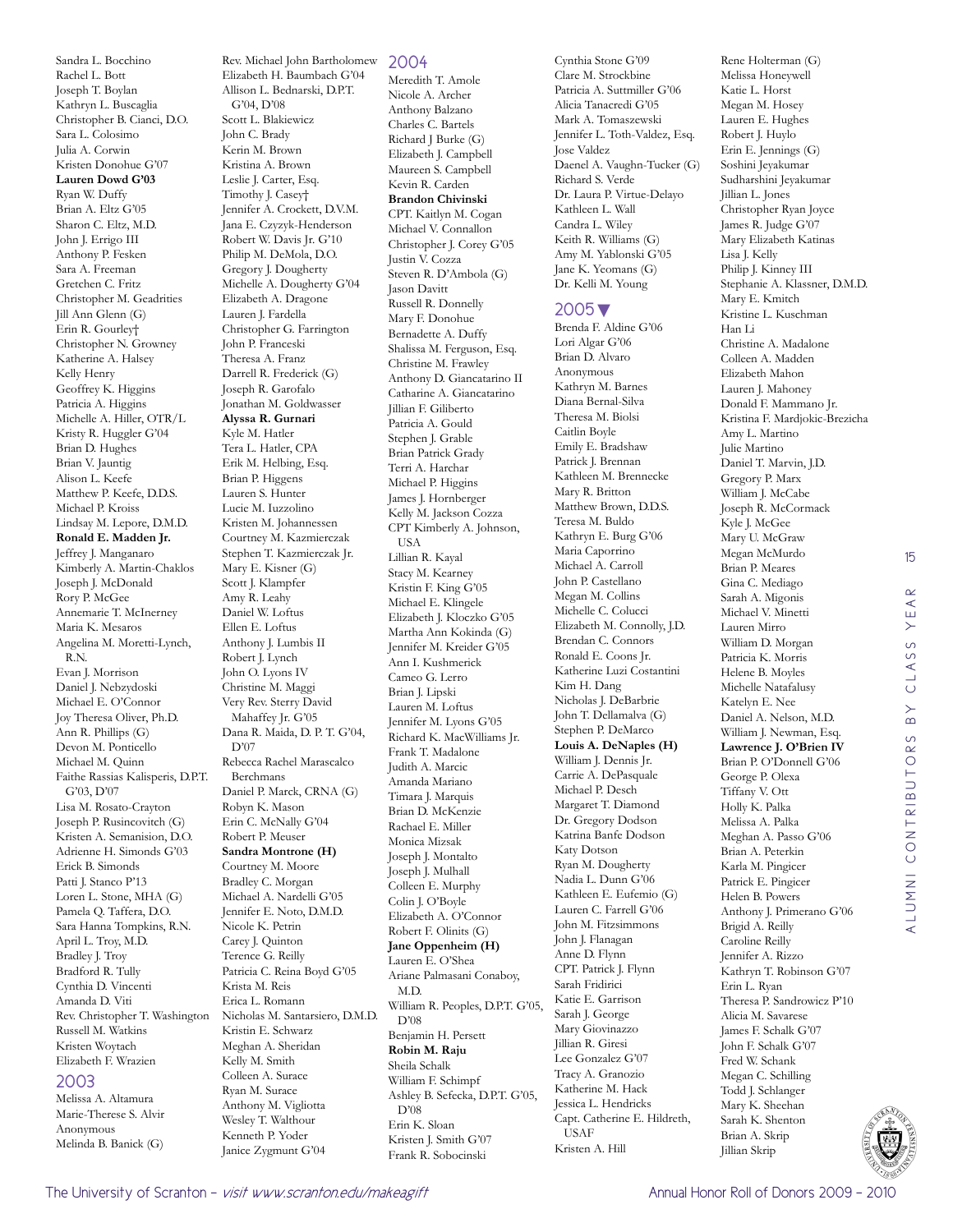Sandra L. Bocchino
Rachel L. Bott
Joseph T. Boylan
Kathryn L. Buscaglia
Christopher B. Cianci, D.O.
Sara L. Colosimo
Julia A. Corwin
Kristen Donohue G'07
**Lauren Dowd G'03**
Ryan W. Duffy
Brian A. Eltz G'05
Sharon C. Eltz, M.D.
John J. Errigo III
Anthony P. Fesken
Sara A. Freeman
Gretchen C. Fritz
Christopher M. Geadrities
Jill Ann Glenn (G)
Erin R. Gourley†
Christopher N. Growney
Katherine A. Halsey
Kelly Henry
Geoffrey K. Higgins
Patricia A. Higgins
Michelle A. Hiller, OTR/L
Kristy R. Huggler G'04
Brian D. Hughes
Brian V. Jauntig
Alison L. Keefe
Matthew P. Keefe, D.D.S.
Michael P. Kroiss
Lindsay M. Lepore, D.M.D.
**Ronald E. Madden Jr.**
Jeffrey J. Manganaro
Kimberly A. Martin-Chaklos
Joseph J. McDonald
Rory P. McGee
Annemarie T. McInerney
Maria K. Mesaros
Angelina M. Moretti-Lynch, R.N.
Evan J. Morrison
Daniel J. Nebzydoski
Michael E. O'Connor
Joy Theresa Oliver, Ph.D.
Ann R. Phillips (G)
Devon M. Ponticello
Michael M. Quinn
Faithe Rassias Kalisperis, D.P.T. G'03, D'07
Lisa M. Rosato-Crayton
Joseph P. Rusincovitch (G)
Kristen A. Semanision, D.O.
Adrienne H. Simonds G'03
Erick B. Simonds
Patti J. Stanco P'13
Loren L. Stone, MHA (G)
Pamela Q. Taffera, D.O.
Sara Hanna Tompkins, R.N.
April L. Troy, M.D.
Bradley J. Troy
Bradford R. Tully
Cynthia D. Vincenti
Amanda D. Viti
Rev. Christopher T. Washington
Russell M. Watkins
Kristen Woytach
Elizabeth F. Wrazien

## 2003

Melissa A. Altamura
Marie-Therese S. Alvir
Anonymous
Melinda B. Banick (G)
Rev. Michael John Bartholomew
Elizabeth H. Baumbach G'04
Allison L. Bednarski, D.P.T. G'04, D'08
Scott L. Blakiewicz
John C. Brady
Kerin M. Brown
Kristina A. Brown
Leslie J. Carter, Esq.
Timothy J. Casey†
Jennifer A. Crockett, D.V.M.
Jana E. Czyzyk-Henderson
Robert W. Davis Jr. G'10
Philip M. DeMola, D.O.
Gregory J. Dougherty
Michelle A. Dougherty G'04
Elizabeth A. Dragone
Lauren J. Fardella
Christopher G. Farrington
John P. Franceski
Theresa A. Franz
Darrell R. Frederick (G)
Joseph R. Garofalo
Jonathan M. Goldwasser
**Alyssa R. Gurnari**
Kyle M. Hatler
Tera L. Hatler, CPA
Erik M. Helbing, Esq.
Brian P. Higgens
Lauren S. Hunter
Lucie M. Iuzzolino
Kristen M. Johannessen
Courtney M. Kazmierczak
Stephen T. Kazmierczak Jr.
Mary E. Kisner (G)
Scott J. Klampfer
Amy R. Leahy
Daniel W. Loftus
Ellen E. Loftus
Anthony J. Lumbis II
Robert J. Lynch
John O. Lyons IV
Christine M. Maggi
Very Rev. Sterry David Mahaffey Jr. G'05
Dana R. Maida, D. P. T. G'04, D'07
Rebecca Rachel Marascalco Berchmans
Daniel P. Marck, CRNA (G)
Robyn K. Mason
Erin C. McNally G'04
Robert P. Meuser
**Sandra Montrone (H)**
Courtney M. Moore
Bradley C. Morgan
Michael A. Nardelli G'05
Jennifer E. Noto, D.M.D.
Nicole K. Petrin
Carey J. Quinton
Terence G. Reilly
Patricia C. Reina Boyd G'05
Krista M. Reis
Erica L. Romann
Nicholas M. Santarsiero, D.M.D.
Kristin E. Schwarz
Meghan A. Sheridan
Kelly M. Smith
Colleen A. Surace
Ryan M. Surace
Anthony M. Vigliotta
Wesley T. Walthour
Kenneth P. Yoder
Janice Zygmunt G'04

## 2004

Meredith T. Amole
Nicole A. Archer
Anthony Balzano
Charles C. Bartels
Richard J Burke (G)
Elizabeth J. Campbell
Maureen S. Campbell
Kevin R. Carden
**Brandon Chivinski**
CPT. Kaitlyn M. Cogan
Michael V. Connallon
Christopher J. Corey G'05
Justin V. Cozza
Steven R. D'Ambola (G)
Jason Davitt
Russell R. Donnelly
Mary F. Donohue
Bernadette A. Duffy
Shalissa M. Ferguson, Esq.
Christine M. Frawley
Anthony D. Giancatarino II
Catharine A. Giancatarino
Jillian F. Giliberto
Patricia A. Gould
Stephen J. Grable
Brian Patrick Grady
Terri A. Harchar
Michael P. Higgins
James J. Hornberger
Kelly M. Jackson Cozza
CPT Kimberly A. Johnson, USA
Lillian R. Kayal
Stacy M. Kearney
Kristin F. King G'05
Michael E. Klingele
Elizabeth J. Kloczko G'05
Martha Ann Kokinda (G)
Jennifer M. Kreider G'05
Ann I. Kushmerick
Cameo G. Lerro
Brian J. Lipski
Lauren M. Loftus
Jennifer M. Lyons G'05
Richard K. MacWilliams Jr.
Frank T. Madalone
Judith A. Marcic
Amanda Mariano
Timara J. Marquis
Brian D. McKenzie
Rachael E. Miller
Monica Mizsak
Joseph J. Montalto
Joseph J. Mulhall
Colleen E. Murphy
Colin J. O'Boyle
Elizabeth A. O'Connor
Robert F. Olinits (G)
**Jane Oppenheim (H)**
Lauren E. O'Shea
Ariane Palmasani Conaboy, M.D.
William R. Peoples, D.P.T. G'05, D'08
Benjamin H. Persett
**Robin M. Raju**
Sheila Schalk
William F. Schimpf
Ashley B. Sefecka, D.P.T. G'05, D'08
Erin K. Sloan
Kristen J. Smith G'07
Frank R. Sobocinski
Cynthia Stone G'09
Clare M. Stroeckbine
Patricia A. Suttmiller G'06
Alicia Tanacredi G'05
Mark A. Tomaszewski
Jennifer L. Toth-Valdez, Esq.
Jose Valdez
Daenel A. Vaughn-Tucker (G)
Richard S. Verde
Dr. Laura P. Virtue-Delayo
Kathleen L. Wall
Candra L. Wiley
Keith R. Williams (G)
Amy M. Yablonski G'05
Jane K. Yeomans (G)
Dr. Kelli M. Young

## 2005 ▼

Brenda F. Aldine G'06
Lori Algar G'06
Brian D. Alvaro
Anonymous
Kathryn M. Barnes
Diana Bernal-Silva
Theresa M. Biolsi
Caitlin Boyle
Emily E. Bradshaw
Patrick J. Brennan
Kathleen M. Brennecke
Mary R. Britton
Matthew Brown, D.D.S.
Teresa M. Buldo
Kathryn E. Burg G'06
Maria Caporrino
Michael A. Carroll
John P. Castellano
Megan M. Collins
Michelle C. Colucci
Elizabeth M. Connolly, J.D.
Brendan C. Connors
Ronald E. Coons Jr.
Katherine Luzi Costantini
Kim H. Dang
Nicholas J. DeBarbrie
John T. Dellamalva (G)
Stephen P. DeMarco
**Louis A. DeNaples (H)**
William J. Dennis Jr.
Carrie A. DePasquale
Michael P. Desch
Margaret T. Diamond
Dr. Gregory Dodson
Katrina Banfe Dodson
Katy Dotson
Ryan M. Dougherty
Nadia L. Dunn G'06
Kathleen E. Eufemio (G)
Lauren C. Farrell G'06
John M. Fitzsimmons
John J. Flanagan
Anne D. Flynn
CPT. Patrick J. Flynn
Sarah Fridirici
Katie E. Garrison
Sarah J. George
Mary Giovinazzo
Jillian R. Giresi
Lee Gonzalez G'07
Tracy A. Granozio
Katherine M. Hack
Jessica L. Hendricks
Capt. Catherine E. Hildreth, USAF
Kristen A. Hill
Rene Holterman (G)
Melissa Honeywell
Katie L. Horst
Megan M. Hosey
Lauren E. Hughes
Robert J. Huylo
Erin E. Jennings (G)
Soshini Jeyakumar
Sudharshini Jeyakumar
Jillian L. Jones
Christopher Ryan Joyce
James R. Judge G'07
Mary Elizabeth Katinas
Lisa J. Kelly
Philip J. Kinney III
Stephanie A. Klassner, D.M.D.
Mary E. Kmitch
Kristine L. Kuschman
Han Li
Christine A. Madalone
Colleen A. Madden
Elizabeth Mahon
Lauren J. Mahoney
Donald F. Mammano Jr.
Kristina F. Mardjokic-Brezicha
Amy L. Martino
Julie Martino
Daniel T. Marvin, J.D.
Gregory P. Marx
William J. McCabe
Joseph R. McCormack
Kyle J. McGee
Mary U. McGraw
Megan McMurdo
Brian P. Meares
Gina C. Mediago
Sarah A. Migonis
Michael V. Minetti
Lauren Mirro
William D. Morgan
Patricia K. Morris
Helene B. Moyles
Michelle Natafalusy
Katelyn E. Nee
Daniel A. Nelson, M.D.
William J. Newman, Esq.
**Lawrence J. O'Brien IV**
Brian P. O'Donnell G'06
George P. Olexa
Tiffany V. Ott
Holly K. Palka
Melissa A. Palka
Meghan A. Passo G'06
Brian A. Peterkin
Karla M. Pingicer
Patrick E. Pingicer
Helen B. Powers
Anthony J. Primerano G'06
Brigid A. Reilly
Caroline Reilly
Jennifer A. Rizzo
Kathryn T. Robinson G'07
Erin L. Ryan
Theresa P. Sandrowicz P'10
Alicia M. Savarese
James F. Schalk G'07
John F. Schalk G'07
Fred W. Schank
Megan C. Schilling
Todd J. Schlanger
Mary K. Sheehan
Sarah K. Shenton
Brian A. Skrip
Jillian Skrip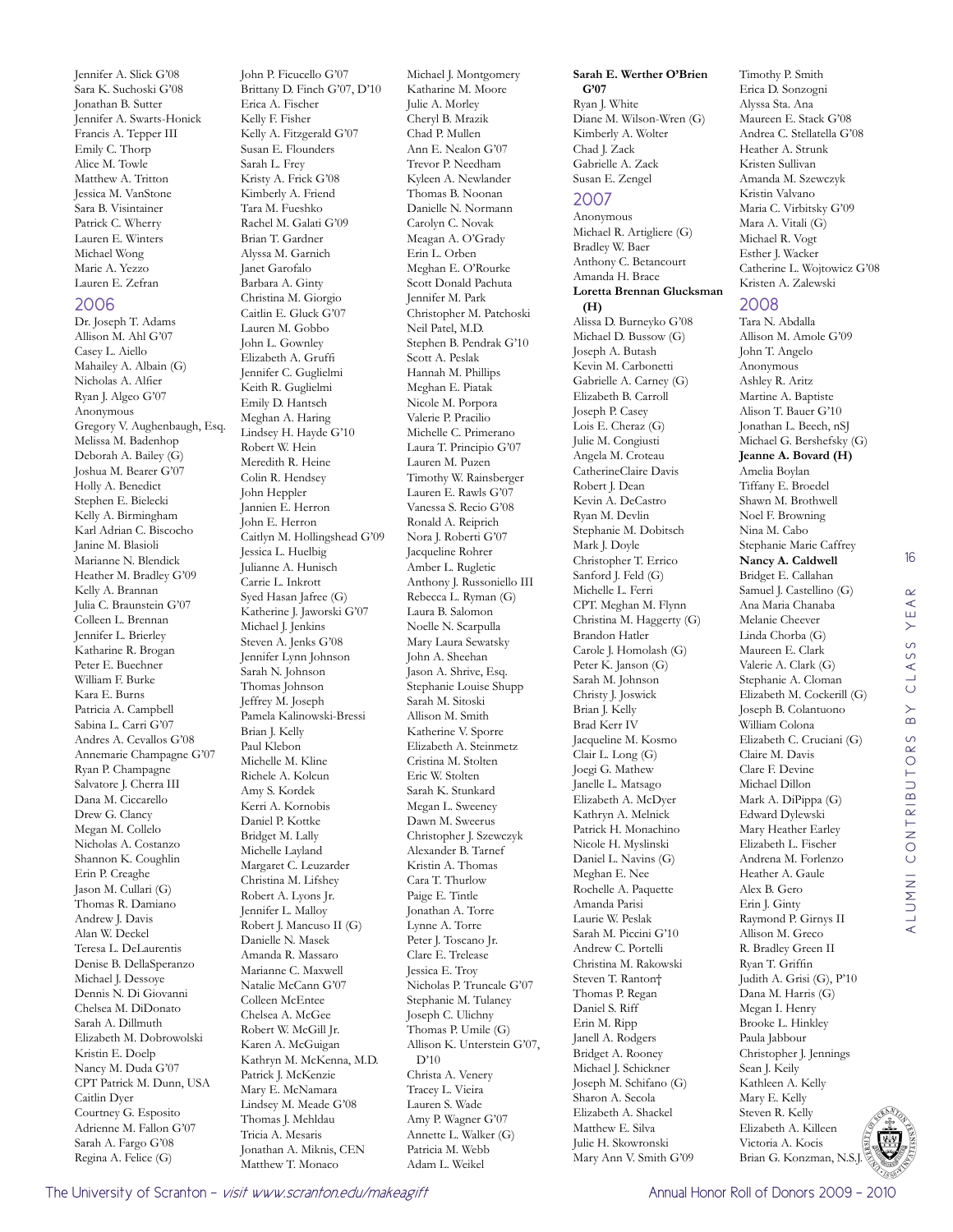Jennifer A. Slick G'08
Sara K. Suchoski G'08
Jonathan B. Sutter
Jennifer A. Swarts-Honick
Francis A. Tepper III
Emily C. Thorp
Alice M. Towle
Matthew A. Tritton
Jessica M. VanStone
Sara B. Visintainer
Patrick C. Wherry
Lauren E. Winters
Michael Wong
Marie A. Yezzo
Lauren E. Zefran

## 2006

Dr. Joseph T. Adams
Allison M. Ahl G'07
Casey L. Aiello
Mahailey A. Albain (G)
Nicholas A. Alfier
Ryan J. Algeo G'07
Anonymous
Gregory V. Aughenbaugh, Esq.
Melissa M. Badenhop
Deborah A. Bailey (G)
Joshua M. Bearer G'07
Holly A. Benedict
Stephen E. Bielecki
Kelly A. Birmingham
Karl Adrian C. Biscocho
Janine M. Blasioli
Marianne N. Blendick
Heather M. Bradley G'09
Kelly A. Brannan
Julia C. Braunstein G'07
Colleen L. Brennan
Jennifer L. Brierley
Katharine R. Brogan
Peter E. Buechner
William F. Burke
Kara E. Burns
Patricia A. Campbell
Sabina L. Carri G'07
Andres A. Cevallos G'08
Annemarie Champagne G'07
Ryan P. Champagne
Salvatore J. Cherra III
Dana M. Ciccarello
Drew G. Clancy
Megan M. Collelo
Nicholas A. Costanzo
Shannon K. Coughlin
Erin P. Creaghe
Jason M. Cullari (G)
Thomas R. Damiano
Andrew J. Davis
Alan W. Deckel
Teresa L. DeLaurentis
Denise B. DellaSperanzo
Michael J. Dessoye
Dennis N. Di Giovanni
Chelsea M. DiDonato
Sarah A. Dillmuth
Elizabeth M. Dobrowolski
Kristin E. Doelp
Nancy M. Duda G'07
CPT Patrick M. Dunn, USA
Caitlin Dyer
Courtney G. Esposito
Adrienne M. Fallon G'07
Sarah A. Fargo G'08
Regina A. Felice (G)
John P. Ficucello G'07
Brittany D. Finch G'07, D'10
Erica A. Fischer
Kelly F. Fisher
Kelly A. Fitzgerald G'07
Susan E. Flounders
Sarah L. Frey
Kristy A. Frick G'08
Kimberly A. Friend
Tara M. Fueshko
Rachel M. Galati G'09
Brian T. Gardner
Alyssa M. Garnich
Janet Garofalo
Barbara A. Ginty
Christina M. Giorgio
Caitlin E. Gluck G'07
Lauren M. Gobbo
John L. Gownley
Elizabeth A. Gruffi
Jennifer C. Guglielmi
Keith R. Guglielmi
Emily D. Hantsch
Meghan A. Haring
Lindsey H. Hayde G'10
Robert W. Hein
Meredith R. Heine
Colin R. Hendsey
John Heppler
Jannien E. Herron
John E. Herron
Caitlyn M. Hollingshead G'09
Jessica L. Huelbig
Julianne A. Hunisch
Carrie L. Inkrott
Syed Hasan Jafree (G)
Katherine J. Jaworski G'07
Michael J. Jenkins
Steven A. Jenks G'08
Jennifer Lynn Johnson
Sarah N. Johnson
Thomas Johnson
Jeffrey M. Joseph
Pamela Kalinowski-Bressi
Brian J. Kelly
Paul Klebon
Michelle M. Kline
Richele A. Kolcun
Amy S. Kordek
Kerri A. Kornobis
Daniel P. Kottke
Bridget M. Lally
Michelle Layland
Margaret C. Leuzarder
Christina M. Lifshey
Robert A. Lyons Jr.
Jennifer L. Malloy
Robert J. Mancuso II (G)
Danielle N. Masek
Amanda R. Massaro
Marianne C. Maxwell
Natalie McCann G'07
Colleen McEntee
Chelsea A. McGee
Robert W. McGill Jr.
Karen A. McGuigan
Kathryn M. McKenna, M.D.
Patrick J. McKenzie
Mary E. McNamara
Lindsey M. Meade G'08
Thomas J. Mehldau
Tricia A. Mesaris
Jonathan A. Miknis, CEN
Matthew T. Monaco
Michael J. Montgomery
Katharine M. Moore
Julie A. Morley
Cheryl B. Mrazik
Chad P. Mullen
Ann E. Nealon G'07
Trevor P. Needham
Kyleen A. Newlander
Thomas B. Noonan
Danielle N. Normann
Carolyn C. Novak
Meagan A. O'Grady
Erin L. Orben
Meghan E. O'Rourke
Scott Donald Pachuta
Jennifer M. Park
Christopher M. Patchoski
Neil Patel, M.D.
Stephen B. Pendrak G'10
Scott A. Peslak
Hannah M. Phillips
Meghan E. Piatak
Nicole M. Porpora
Valerie P. Pracilio
Michelle C. Primerano
Laura T. Principio G'07
Lauren M. Puzen
Timothy W. Rainsberger
Lauren E. Rawls G'07
Vanessa S. Recio G'08
Ronald A. Reiprich
Nora J. Roberti G'07
Jacqueline Rohrer
Amber L. Rugletic
Anthony J. Russoniello III
Rebecca L. Ryman (G)
Laura B. Salomon
Noelle N. Scarpulla
Mary Laura Sewatsky
John A. Sheehan
Jason A. Shrive, Esq.
Stephanie Louise Shupp
Sarah M. Sitoski
Allison M. Smith
Katherine V. Sporre
Elizabeth A. Steinmetz
Cristina M. Stolten
Eric W. Stolten
Sarah K. Stunkard
Megan L. Sweeney
Dawn M. Sweerus
Christopher J. Szewczyk
Alexander B. Tarnef
Kristin A. Thomas
Cara T. Thurlow
Paige E. Tintle
Jonathan A. Torre
Lynne A. Torre
Peter J. Toscano Jr.
Clare E. Trelease
Jessica E. Troy
Nicholas P. Truncale G'07
Stephanie M. Tulaney
Joseph C. Ulichny
Thomas P. Umile (G)
Allison K. Unterstein G'07, D'10
Christa A. Venery
Tracey L. Vieira
Lauren S. Wade
Amy P. Wagner G'07
Annette L. Walker (G)
Patricia M. Webb
Adam L. Weikel
**Sarah E. Werther O'Brien G'07**
Ryan J. White
Diane M. Wilson-Wren (G)
Kimberly A. Wolter
Chad J. Zack
Gabrielle A. Zack
Susan E. Zengel

## 2007

Anonymous
Michael R. Artigliere (G)
Bradley W. Baer
Anthony C. Betancourt
Amanda H. Brace
**Loretta Brennan Glucksman (H)**
Alissa D. Burneyko G'08
Michael D. Bussow (G)
Joseph A. Butash
Kevin M. Carbonetti
Gabrielle A. Carney (G)
Elizabeth B. Carroll
Joseph P. Casey
Lois E. Cheraz (G)
Julie M. Congiusti
Angela M. Croteau
CatherineClaire Davis
Robert J. Dean
Kevin A. DeCastro
Ryan M. Devlin
Stephanie M. Dobitsch
Mark J. Doyle
Christopher T. Errico
Sanford J. Feld (G)
Michelle L. Ferri
CPT. Meghan M. Flynn
Christina M. Haggerty (G)
Brandon Hatler
Carole J. Homolash (G)
Peter K. Janson (G)
Sarah M. Johnson
Christy J. Joswick
Brian J. Kelly
Brad Kerr IV
Jacqueline M. Kosmo
Clair L. Long (G)
Joegi G. Mathew
Janelle L. Matsago
Elizabeth A. McDyer
Kathryn A. Melnick
Patrick H. Monachino
Nicole H. Myslinski
Daniel L. Navins (G)
Meghan E. Nee
Rochelle A. Paquette
Amanda Parisi
Laurie W. Peslak
Sarah M. Piccini G'10
Andrew C. Portelli
Christina M. Rakowski
Steven T. Ranton†
Thomas P. Regan
Daniel S. Riff
Erin M. Ripp
Janell A. Rodgers
Bridget A. Rooney
Michael J. Schickner
Joseph M. Schifano (G)
Sharon A. Secola
Elizabeth A. Shackel
Matthew E. Silva
Julie H. Skowronski
Mary Ann V. Smith G'09
Timothy P. Smith
Erica D. Sonzogni
Alyssa Sta. Ana
Maureen E. Stack G'08
Andrea C. Stellatella G'08
Heather A. Strunk
Kristen Sullivan
Amanda M. Szewczyk
Kristin Valvano
Maria C. Virbitsky G'09
Mara A. Vitali (G)
Michael R. Vogt
Esther J. Wacker
Catherine L. Wojtowicz G'08
Kristen A. Zalewski

## 2008

Tara N. Abdalla
Allison M. Amole G'09
John T. Angelo
Anonymous
Ashley R. Aritz
Martine A. Baptiste
Alison T. Bauer G'10
Jonathan L. Beech, nSJ
Michael G. Bershefsky (G)
**Jeanne A. Bovard (H)**
Amelia Boylan
Tiffany E. Broedel
Shawn M. Brothwell
Noel F. Browning
Nina M. Cabo
Stephanie Marie Caffrey
**Nancy A. Caldwell**
Bridget E. Callahan
Samuel J. Castellino (G)
Ana Maria Chanaba
Melanie Cheever
Linda Chorba (G)
Maureen E. Clark
Valerie A. Clark (G)
Stephanie A. Cloman
Elizabeth M. Cockerill (G)
Joseph B. Colantuono
William Colona
Elizabeth C. Cruciani (G)
Claire M. Davis
Clare F. Devine
Michael Dillon
Mark A. DiPippa (G)
Edward Dylewski
Mary Heather Earley
Elizabeth L. Fischer
Andrena M. Forlenzo
Heather A. Gaule
Alex B. Gero
Erin J. Ginty
Raymond P. Girnys II
Allison M. Greco
R. Bradley Green II
Ryan T. Griffin
Judith A. Grisi (G), P'10
Dana M. Harris (G)
Megan I. Henry
Brooke L. Hinkley
Paula Jabbour
Christopher J. Jennings
Sean J. Keily
Kathleen A. Kelly
Mary E. Kelly
Steven R. Kelly
Elizabeth A. Killeen
Victoria A. Kocis
Brian G. Konzman, N.S.J.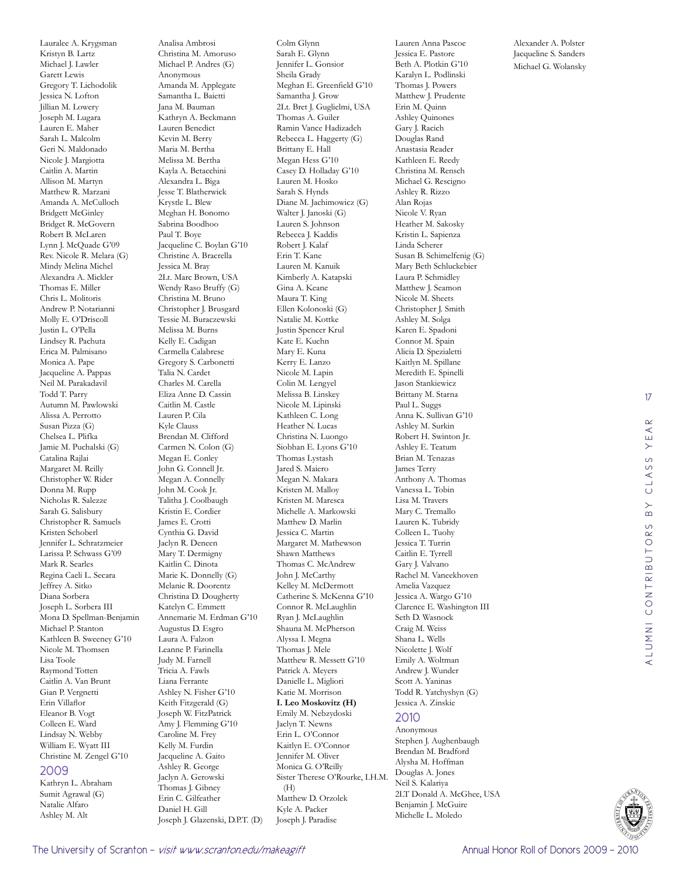Lauralee A. Krygsman
Kristyn B. Lartz
Michael J. Lawler
Garett Lewis
Gregory T. Lichodolik
Jessica N. Lofton
Jillian M. Lowery
Joseph M. Lugara
Lauren E. Maher
Sarah L. Malcolm
Geri N. Maldonado
Nicole J. Margiotta
Caitlin A. Martin
Allison M. Martyn
Matthew R. Marzani
Amanda A. McCulloch
Bridgett McGinley
Bridget R. McGovern
Robert B. McLaren
Lynn J. McQuade G'09
Rev. Nicole R. Melara (G)
Mindy Melina Michel
Alexandra A. Mickler
Thomas E. Miller
Chris L. Molitoris
Andrew P. Notarianni
Molly E. O'Driscoll
Justin L. O'Pella
Lindsey R. Pachuta
Erica M. Palmisano
Monica A. Pape
Jacqueline A. Pappas
Neil M. Parakadavil
Todd T. Parry
Autumn M. Pawlowski
Alissa A. Perrotto
Susan Pizza (G)
Chelsea L. Plifka
Jamie M. Puchalski (G)
Catalina Rajlai
Margaret M. Reilly
Christopher W. Rider
Donna M. Rupp
Nicholas R. Salezze
Sarah G. Salisbury
Christopher R. Samuels
Kristen Schoberl
Jennifer L. Schratzmeier
Larissa P. Schwass G'09
Mark R. Searles
Regina Caeli L. Secara
Jeffrey A. Sitko
Diana Sorbera
Joseph L. Sorbera III
Mona D. Spellman-Benjamin
Michael P. Stanton
Kathleen B. Sweeney G'10
Nicole M. Thomsen
Lisa Toole
Raymond Totten
Caitlin A. Van Brunt
Gian P. Vergnetti
Erin Villaflor
Eleanor B. Vogt
Colleen E. Ward
Lindsay N. Webby
William E. Wyatt III
Christine M. Zengel G'10

## 2009

Kathryn L. Abraham
Sumit Agrawal (G)
Natalie Alfaro
Ashley M. Alt
Analisa Ambrosi
Christina M. Amoruso
Michael P. Andres (G)
Anonymous
Amanda M. Applegate
Samantha L. Baietti
Jana M. Bauman
Kathryn A. Beckmann
Lauren Benedict
Kevin M. Berry
Maria M. Bertha
Melissa M. Bertha
Kayla A. Betacchini
Alexandra L. Biga
Jesse T. Blatherwick
Krystle L. Blew
Meghan H. Bonomo
Sabrina Boodhoo
Paul T. Boye
Jacqueline C. Boylan G'10
Christine A. Bracrella
Jessica M. Bray
2Lt. Marc Brown, USA
Wendy Raso Bruffy (G)
Christina M. Bruno
Christopher J. Brusgard
Tessie M. Buraczewski
Melissa M. Burns
Kelly E. Cadigan
Carmella Calabrese
Gregory S. Carbonetti
Talia N. Cardet
Charles M. Carella
Eliza Anne D. Cassin
Caitlin M. Castle
Lauren P. Cila
Kyle Clauss
Brendan M. Clifford
Carmen N. Colon (G)
Megan E. Conley
John G. Connell Jr.
Megan A. Connelly
John M. Cook Jr.
Talitha J. Coolbaugh
Kristin E. Cordier
James E. Crotti
Cynthia G. David
Jaclyn R. Deneen
Mary T. Dermigny
Kaitlin C. Dinota
Marie K. Donnelly (G)
Melanie R. Doorentz
Christina D. Dougherty
Katelyn C. Emmett
Annemarie M. Erdman G'10
Augustus D. Esgro
Laura A. Falzon
Leanne P. Farinella
Judy M. Farnell
Tricia A. Fawls
Liana Ferrante
Ashley N. Fisher G'10
Keith Fitzgerald (G)
Joseph W. FitzPatrick
Amy J. Flemming G'10
Caroline M. Frey
Kelly M. Furdin
Jacqueline A. Gaito
Ashley R. George
Jaclyn A. Gerowski
Thomas J. Gibney
Erin C. Gilfeather
Daniel H. Gill
Joseph J. Glazenski, D.P.T. (D)
Colm Glynn
Sarah E. Glynn
Jennifer L. Gonsior
Sheila Grady
Meghan E. Greenfield G'10
Samantha J. Grow
2Lt. Bret J. Guglielmi, USA
Thomas A. Guiler
Ramin Vance Hadizadeh
Rebecca L. Haggerty (G)
Brittany E. Hall
Megan Hess G'10
Casey D. Holladay G'10
Lauren M. Hosko
Sarah S. Hynds
Diane M. Jachimowicz (G)
Walter J. Janoski (G)
Lauren S. Johnson
Rebecca J. Kaddis
Robert J. Kalaf
Erin T. Kane
Lauren M. Kanuik
Kimberly A. Katapski
Gina A. Keane
Maura T. King
Ellen Kolonoski (G)
Natalie M. Kottke
Justin Spencer Krul
Kate E. Kuehn
Mary E. Kuna
Kerry E. Lanzo
Nicole M. Lapin
Colin M. Lengyel
Melissa B. Linskey
Nicole M. Lipinski
Kathleen C. Long
Heather N. Lucas
Christina N. Luongo
Siobhan E. Lyons G'10
Thomas Lystash
Jared S. Maiero
Megan N. Makara
Kristen M. Malloy
Kristen M. Maresca
Michelle A. Markowski
Matthew D. Marlin
Jessica C. Martin
Margaret M. Mathewson
Shawn Matthews
Thomas C. McAndrew
John J. McCarthy
Kelley M. McDermott
Catherine S. McKenna G'10
Connor R. McLaughlin
Ryan J. McLaughlin
Shauna M. McPherson
Alyssa I. Megna
Thomas J. Mele
Matthew R. Messett G'10
Patrick A. Meyers
Danielle L. Migliori
Katie M. Morrison
**I. Leo Moskovitz (H)**
Emily M. Nebzydoski
Jaclyn T. Newns
Erin L. O'Connor
Kaitlyn E. O'Connor
Jennifer M. Oliver
Monica G. O'Reilly
Sister Therese O'Rourke, I.H.M. (H)
Matthew D. Orzolek
Kyle A. Packer
Joseph J. Paradise
Lauren Anna Pascoe
Jessica E. Pastore
Beth A. Plotkin G'10
Karalyn L. Podlinski
Thomas J. Powers
Matthew J. Prudente
Erin M. Quinn
Ashley Quinones
Gary J. Racich
Douglas Rand
Anastasia Reader
Kathleen E. Reedy
Christina M. Rensch
Michael G. Rescigno
Ashley R. Rizzo
Alan Rojas
Nicole V. Ryan
Heather M. Sakosky
Kristin L. Sapienza
Linda Scherer
Susan B. Schimelfenig (G)
Mary Beth Schluckebier
Laura P. Schmidley
Matthew J. Seamon
Nicole M. Sheets
Christopher J. Smith
Ashley M. Solga
Karen E. Spadoni
Connor M. Spain
Alicia D. Spezialetti
Kaitlyn M. Spillane
Meredith E. Spinelli
Jason Stankiewicz
Brittany M. Starna
Paul L. Suggs
Anna K. Sullivan G'10
Ashley M. Surkin
Robert H. Swinton Jr.
Ashley E. Teatum
Brian M. Tenazas
James Terry
Anthony A. Thomas
Vanessa L. Tobin
Lisa M. Travers
Mary C. Tremallo
Lauren K. Tubridy
Colleen L. Tuohy
Jessica T. Turrin
Caitlin E. Tyrrell
Gary J. Valvano
Rachel M. Vaneekhoven
Amelia Vazquez
Jessica A. Wargo G'10
Clarence E. Washington III
Seth D. Wasnock
Craig M. Weiss
Shana L. Wells
Nicolette J. Wolf
Emily A. Woltman
Andrew J. Wunder
Scott A. Yaninas
Todd R. Yatchyshyn (G)
Jessica A. Zinskie

## 2010

Anonymous
Stephen J. Aughenbaugh
Brendan M. Bradford
Alysha M. Hoffman
Douglas A. Jones
Neil S. Kalariya
2LT Donald A. McGhee, USA
Benjamin J. McGuire
Michelle L. Moledo
Alexander A. Polster
Jacqueline S. Sanders
Michael G. Wolansky